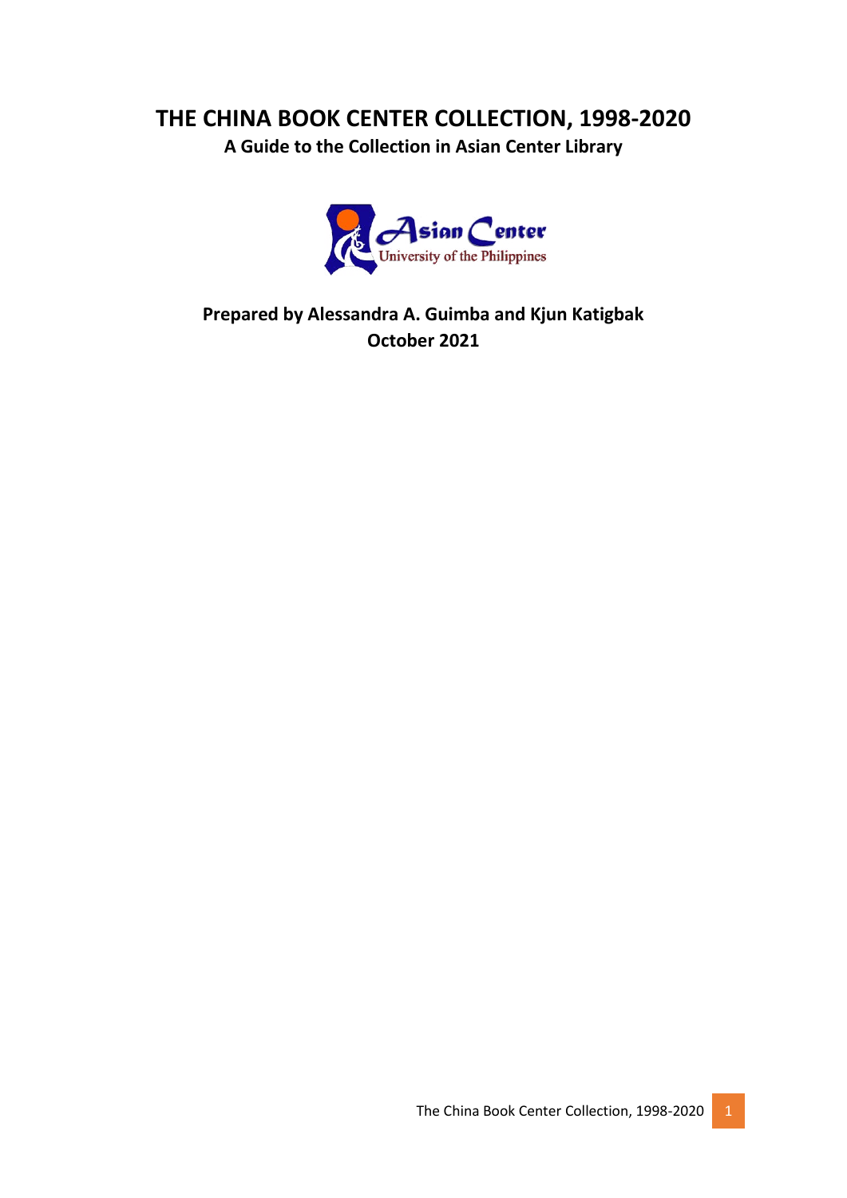# THE CHINA BOOK CENTER COLLECTION, 1998-2020

**A Guide to the Collection in Asian Center Library**

Asian Center
University of the Philippines

**Prepared by Alessandra A. Guimba and Kjun Katigbak**
**October 2021**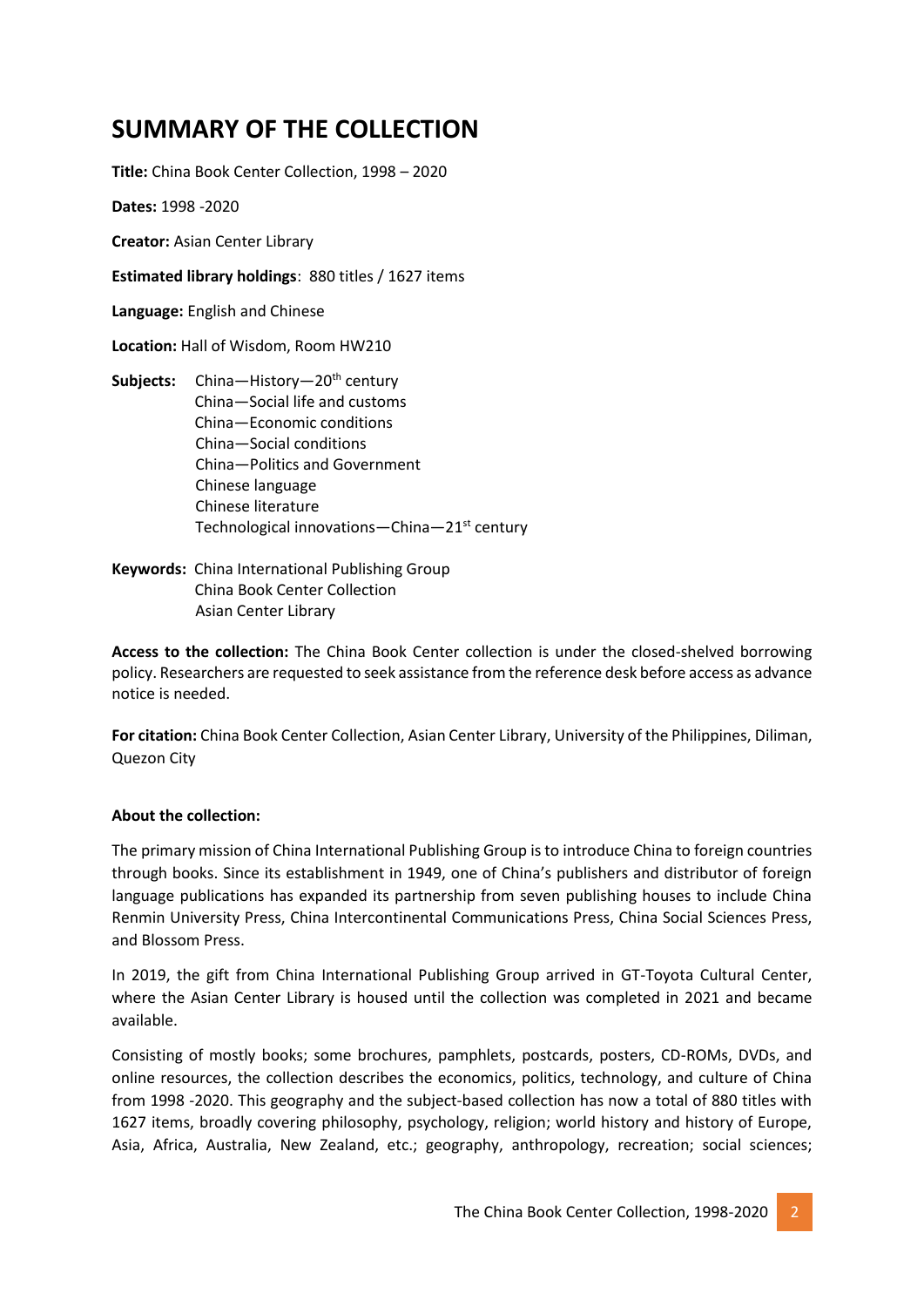# SUMMARY OF THE COLLECTION

**Title:** China Book Center Collection, 1998 – 2020

**Dates:** 1998 -2020

**Creator:** Asian Center Library

**Estimated library holdings**: 880 titles / 1627 items

**Language:** English and Chinese

**Location:** Hall of Wisdom, Room HW210

**Subjects:**
China—History—20th century
China—Social life and customs
China—Economic conditions
China—Social conditions
China—Politics and Government
Chinese language
Chinese literature
Technological innovations—China—21st century

**Keywords:**
China International Publishing Group
China Book Center Collection
Asian Center Library

**Access to the collection:** The China Book Center collection is under the closed-shelved borrowing policy. Researchers are requested to seek assistance from the reference desk before access as advance notice is needed.

**For citation:** China Book Center Collection, Asian Center Library, University of the Philippines, Diliman, Quezon City

**About the collection:**

The primary mission of China International Publishing Group is to introduce China to foreign countries through books. Since its establishment in 1949, one of China's publishers and distributor of foreign language publications has expanded its partnership from seven publishing houses to include China Renmin University Press, China Intercontinental Communications Press, China Social Sciences Press, and Blossom Press.

In 2019, the gift from China International Publishing Group arrived in GT-Toyota Cultural Center, where the Asian Center Library is housed until the collection was completed in 2021 and became available.

Consisting of mostly books; some brochures, pamphlets, postcards, posters, CD-ROMs, DVDs, and online resources, the collection describes the economics, politics, technology, and culture of China from 1998 -2020. This geography and the subject-based collection has now a total of 880 titles with 1627 items, broadly covering philosophy, psychology, religion; world history and history of Europe, Asia, Africa, Australia, New Zealand, etc.; geography, anthropology, recreation; social sciences;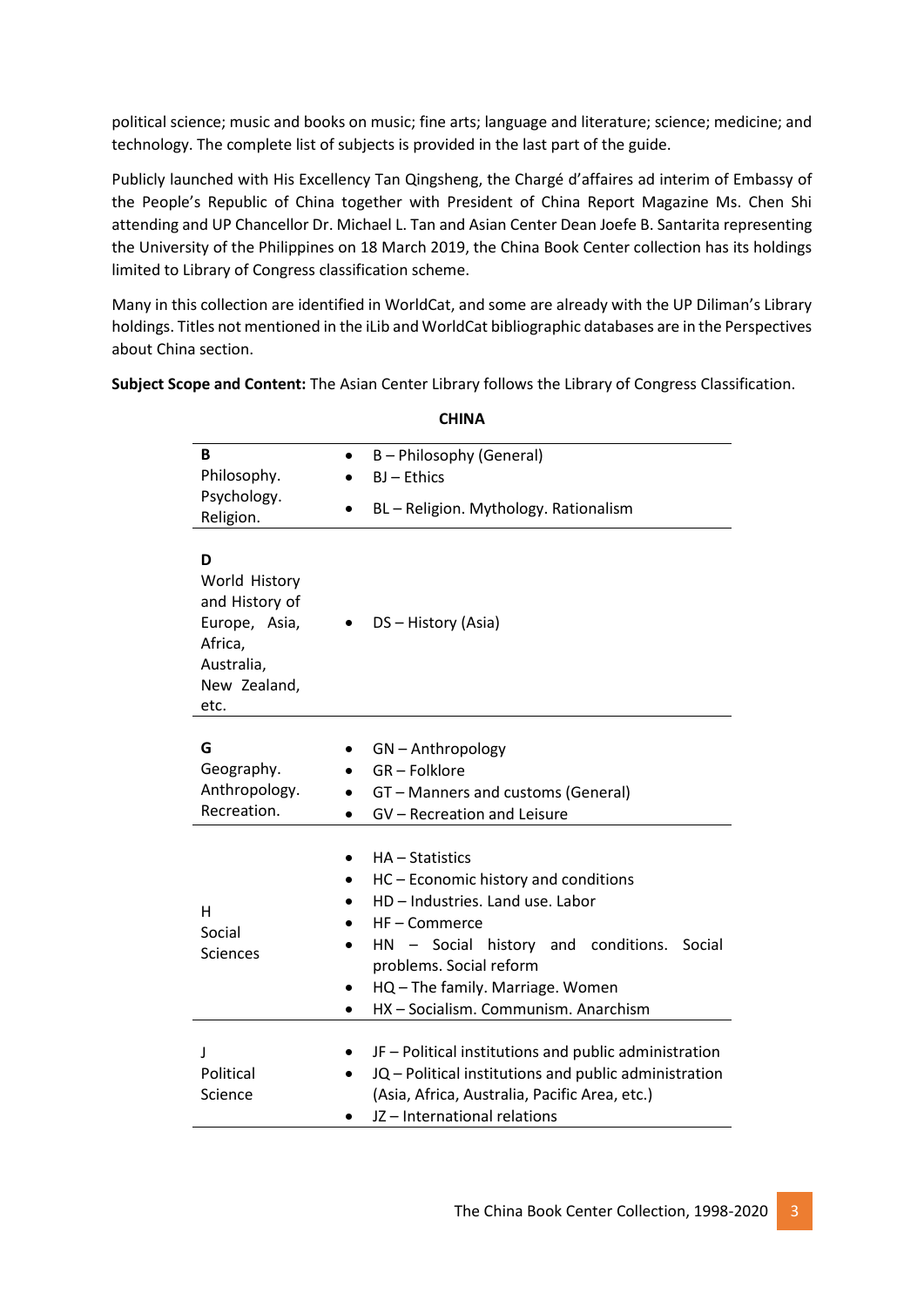political science; music and books on music; fine arts; language and literature; science; medicine; and technology. The complete list of subjects is provided in the last part of the guide.

Publicly launched with His Excellency Tan Qingsheng, the Chargé d'affaires ad interim of Embassy of the People's Republic of China together with President of China Report Magazine Ms. Chen Shi attending and UP Chancellor Dr. Michael L. Tan and Asian Center Dean Joefe B. Santarita representing the University of the Philippines on 18 March 2019, the China Book Center collection has its holdings limited to Library of Congress classification scheme.

Many in this collection are identified in WorldCat, and some are already with the UP Diliman's Library holdings. Titles not mentioned in the iLib and WorldCat bibliographic databases are in the Perspectives about China section.

**Subject Scope and Content:** The Asian Center Library follows the Library of Congress Classification.

**CHINA**

| | |
|---|---|
| **B** Philosophy. Psychology. Religion. | • B – Philosophy (General)<br>• BJ – Ethics<br>• BL – Religion. Mythology. Rationalism |
| **D** World History and History of Europe, Asia, Africa, Australia, New Zealand, etc. | • DS – History (Asia) |
| **G** Geography. Anthropology. Recreation. | • GN – Anthropology<br>• GR – Folklore<br>• GT – Manners and customs (General)<br>• GV – Recreation and Leisure |
| H Social Sciences | • HA – Statistics<br>• HC – Economic history and conditions<br>• HD – Industries. Land use. Labor<br>• HF – Commerce<br>• HN – Social history and conditions. Social problems. Social reform<br>• HQ – The family. Marriage. Women<br>• HX – Socialism. Communism. Anarchism |
| J Political Science | • JF – Political institutions and public administration<br>• JQ – Political institutions and public administration (Asia, Africa, Australia, Pacific Area, etc.)<br>• JZ – International relations |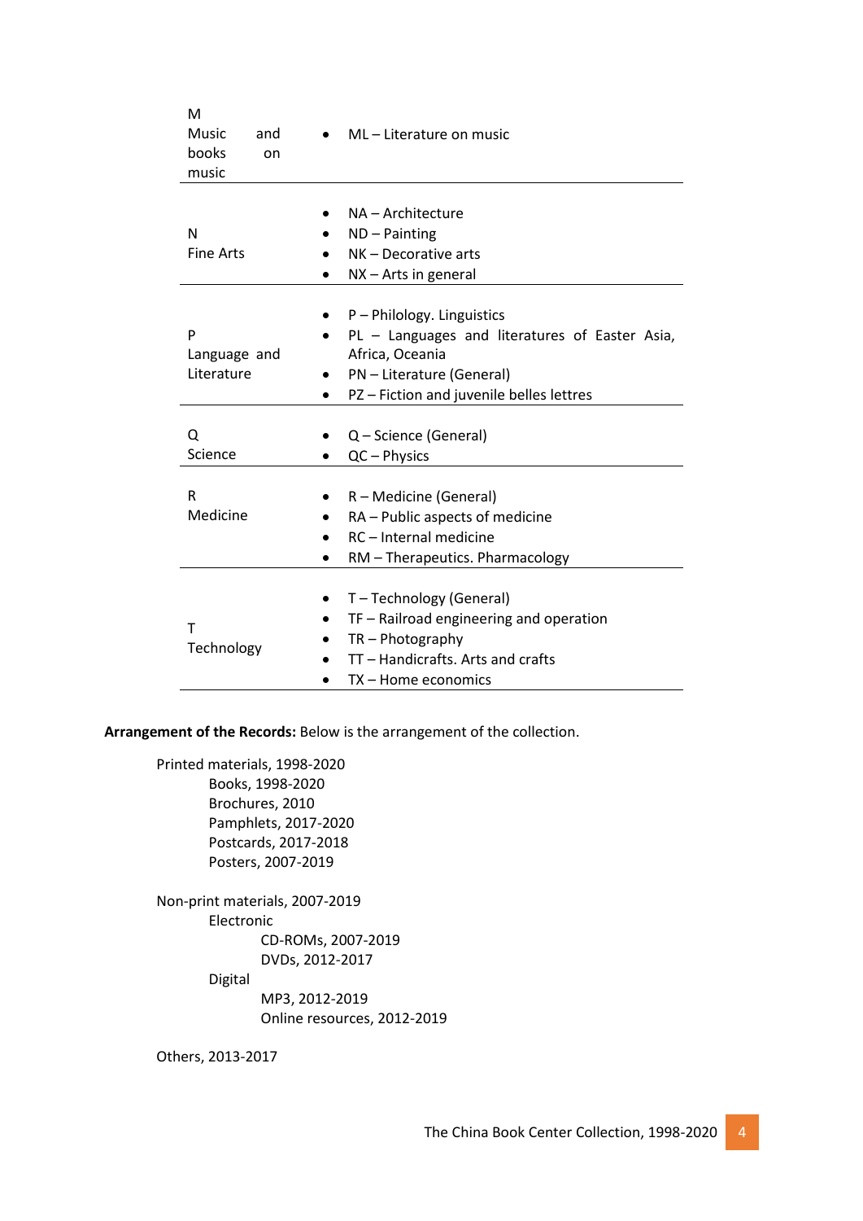| | |
|---|---|
| M<br>Music and books on music | • ML – Literature on music |
| N<br>Fine Arts | • NA – Architecture<br>• ND – Painting<br>• NK – Decorative arts<br>• NX – Arts in general |
| P<br>Language and Literature | • P – Philology. Linguistics<br>• PL – Languages and literatures of Easter Asia, Africa, Oceania<br>• PN – Literature (General)<br>• PZ – Fiction and juvenile belles lettres |
| Q<br>Science | • Q – Science (General)<br>• QC – Physics |
| R<br>Medicine | • R – Medicine (General)<br>• RA – Public aspects of medicine<br>• RC – Internal medicine<br>• RM – Therapeutics. Pharmacology |
| T<br>Technology | • T – Technology (General)<br>• TF – Railroad engineering and operation<br>• TR – Photography<br>• TT – Handicrafts. Arts and crafts<br>• TX – Home economics |

**Arrangement of the Records:** Below is the arrangement of the collection.

- Printed materials, 1998-2020
  - Books, 1998-2020
  - Brochures, 2010
  - Pamphlets, 2017-2020
  - Postcards, 2017-2018
  - Posters, 2007-2019

- Non-print materials, 2007-2019
  - Electronic
    - CD-ROMs, 2007-2019
    - DVDs, 2012-2017
  - Digital
    - MP3, 2012-2019
    - Online resources, 2012-2019

- Others, 2013-2017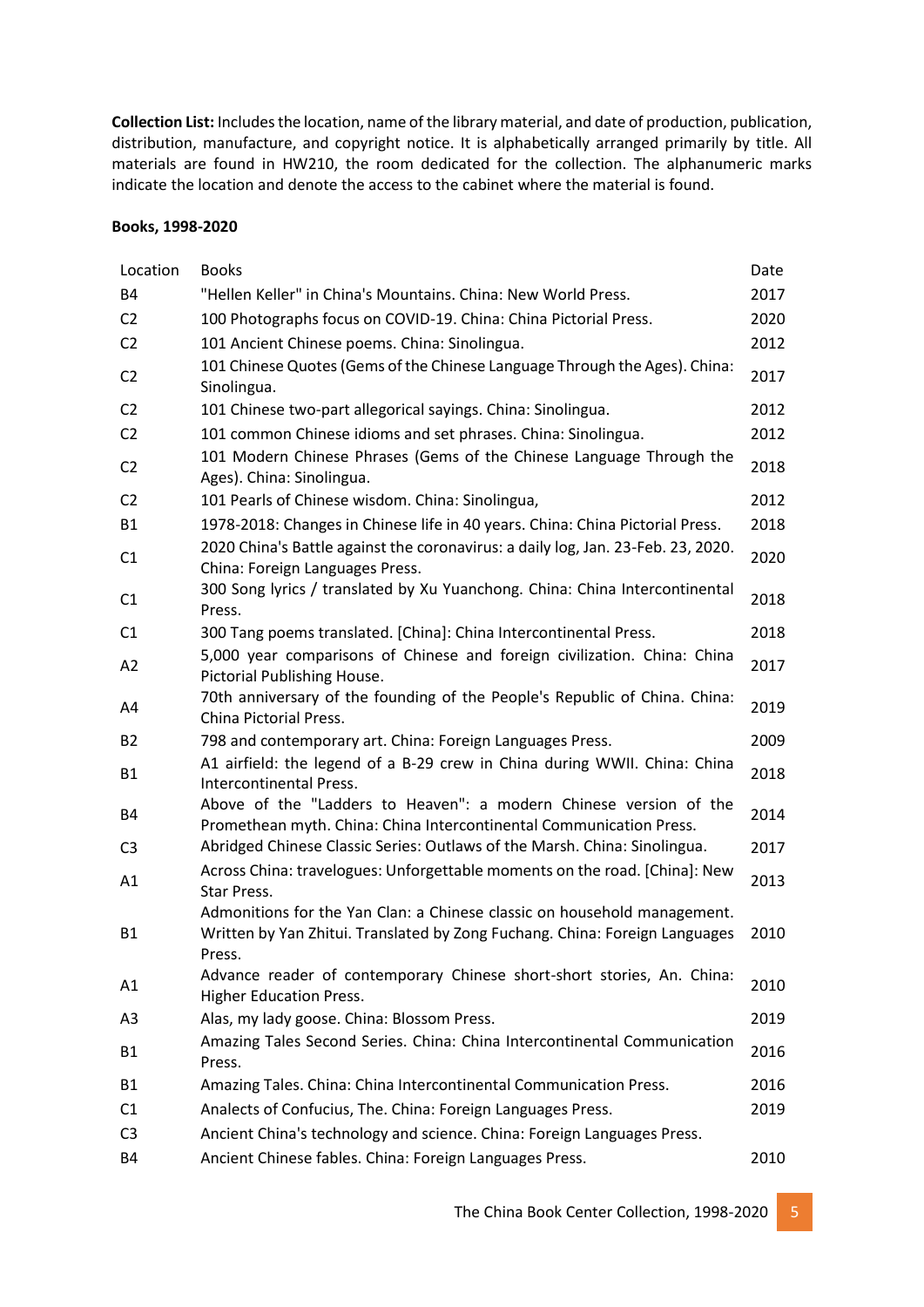**Collection List:** Includes the location, name of the library material, and date of production, publication, distribution, manufacture, and copyright notice. It is alphabetically arranged primarily by title. All materials are found in HW210, the room dedicated for the collection. The alphanumeric marks indicate the location and denote the access to the cabinet where the material is found.

**Books, 1998-2020**

| Location | Books | Date |
|---|---|---|
| B4 | "Hellen Keller" in China's Mountains. China: New World Press. | 2017 |
| C2 | 100 Photographs focus on COVID-19. China: China Pictorial Press. | 2020 |
| C2 | 101 Ancient Chinese poems. China: Sinolingua. | 2012 |
| C2 | 101 Chinese Quotes (Gems of the Chinese Language Through the Ages). China: Sinolingua. | 2017 |
| C2 | 101 Chinese two-part allegorical sayings. China: Sinolingua. | 2012 |
| C2 | 101 common Chinese idioms and set phrases. China: Sinolingua. | 2012 |
| C2 | 101 Modern Chinese Phrases (Gems of the Chinese Language Through the Ages). China: Sinolingua. | 2018 |
| C2 | 101 Pearls of Chinese wisdom. China: Sinolingua, | 2012 |
| B1 | 1978-2018: Changes in Chinese life in 40 years. China: China Pictorial Press. | 2018 |
| C1 | 2020 China's Battle against the coronavirus: a daily log, Jan. 23-Feb. 23, 2020. China: Foreign Languages Press. | 2020 |
| C1 | 300 Song lyrics / translated by Xu Yuanchong. China: China Intercontinental Press. | 2018 |
| C1 | 300 Tang poems translated. [China]: China Intercontinental Press. | 2018 |
| A2 | 5,000 year comparisons of Chinese and foreign civilization. China: China Pictorial Publishing House. | 2017 |
| A4 | 70th anniversary of the founding of the People's Republic of China. China: China Pictorial Press. | 2019 |
| B2 | 798 and contemporary art. China: Foreign Languages Press. | 2009 |
| B1 | A1 airfield: the legend of a B-29 crew in China during WWII. China: China Intercontinental Press. | 2018 |
| B4 | Above of the "Ladders to Heaven": a modern Chinese version of the Promethean myth. China: China Intercontinental Communication Press. | 2014 |
| C3 | Abridged Chinese Classic Series: Outlaws of the Marsh. China: Sinolingua. | 2017 |
| A1 | Across China: travelogues: Unforgettable moments on the road. [China]: New Star Press. | 2013 |
| B1 | Admonitions for the Yan Clan: a Chinese classic on household management. Written by Yan Zhitui. Translated by Zong Fuchang. China: Foreign Languages Press. | 2010 |
| A1 | Advance reader of contemporary Chinese short-short stories, An. China: Higher Education Press. | 2010 |
| A3 | Alas, my lady goose. China: Blossom Press. | 2019 |
| B1 | Amazing Tales Second Series. China: China Intercontinental Communication Press. | 2016 |
| B1 | Amazing Tales. China: China Intercontinental Communication Press. | 2016 |
| C1 | Analects of Confucius, The. China: Foreign Languages Press. | 2019 |
| C3 | Ancient China's technology and science. China: Foreign Languages Press. | |
| B4 | Ancient Chinese fables. China: Foreign Languages Press. | 2010 |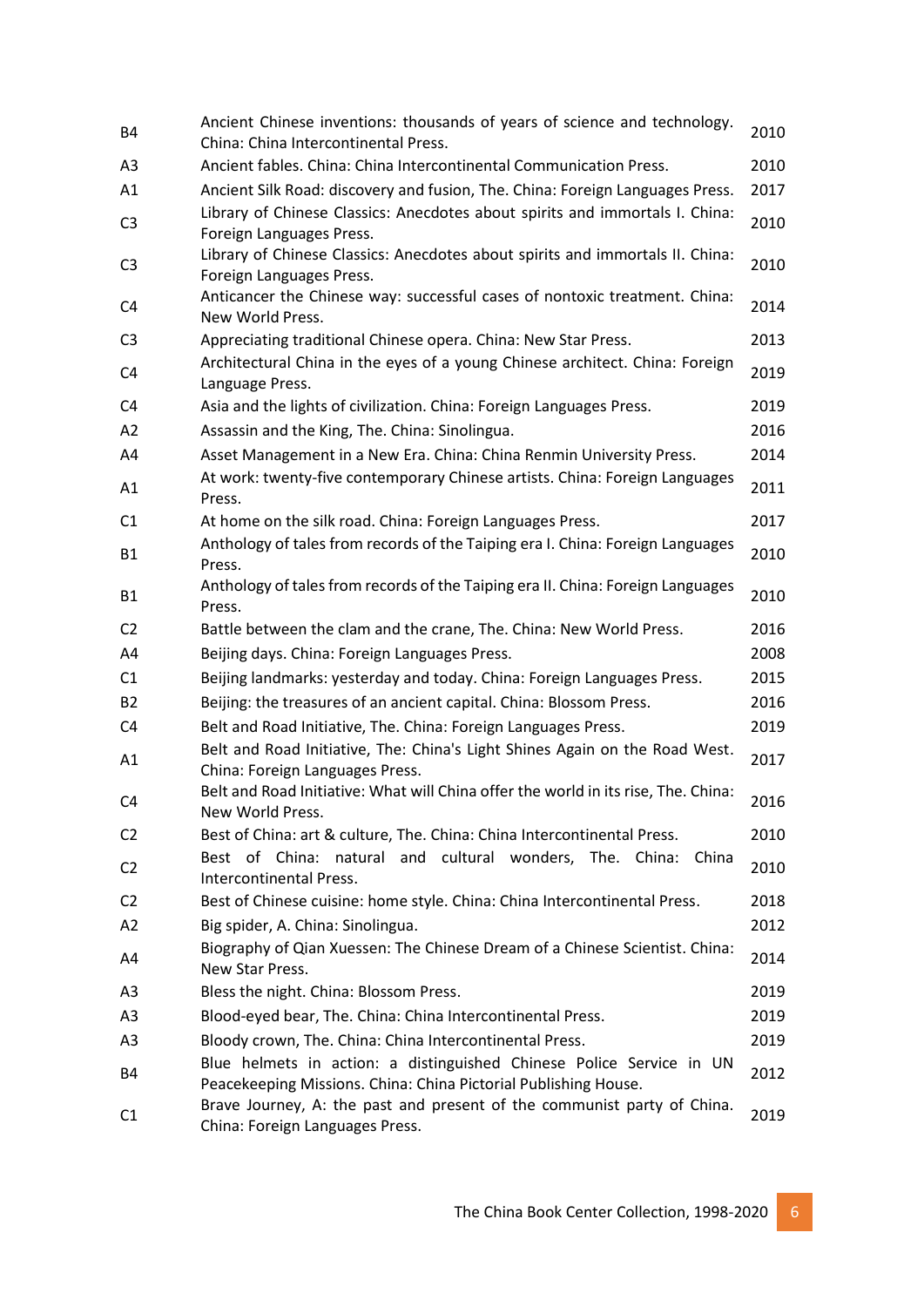| | | |
|---|---|---|
| B4 | Ancient Chinese inventions: thousands of years of science and technology. China: China Intercontinental Press. | 2010 |
| A3 | Ancient fables. China: China Intercontinental Communication Press. | 2010 |
| A1 | Ancient Silk Road: discovery and fusion, The. China: Foreign Languages Press. | 2017 |
| C3 | Library of Chinese Classics: Anecdotes about spirits and immortals I. China: Foreign Languages Press. | 2010 |
| C3 | Library of Chinese Classics: Anecdotes about spirits and immortals II. China: Foreign Languages Press. | 2010 |
| C4 | Anticancer the Chinese way: successful cases of nontoxic treatment. China: New World Press. | 2014 |
| C3 | Appreciating traditional Chinese opera. China: New Star Press. | 2013 |
| C4 | Architectural China in the eyes of a young Chinese architect. China: Foreign Language Press. | 2019 |
| C4 | Asia and the lights of civilization. China: Foreign Languages Press. | 2019 |
| A2 | Assassin and the King, The. China: Sinolingua. | 2016 |
| A4 | Asset Management in a New Era. China: China Renmin University Press. | 2014 |
| A1 | At work: twenty-five contemporary Chinese artists. China: Foreign Languages Press. | 2011 |
| C1 | At home on the silk road. China: Foreign Languages Press. | 2017 |
| B1 | Anthology of tales from records of the Taiping era I. China: Foreign Languages Press. | 2010 |
| B1 | Anthology of tales from records of the Taiping era II. China: Foreign Languages Press. | 2010 |
| C2 | Battle between the clam and the crane, The. China: New World Press. | 2016 |
| A4 | Beijing days. China: Foreign Languages Press. | 2008 |
| C1 | Beijing landmarks: yesterday and today. China: Foreign Languages Press. | 2015 |
| B2 | Beijing: the treasures of an ancient capital. China: Blossom Press. | 2016 |
| C4 | Belt and Road Initiative, The. China: Foreign Languages Press. | 2019 |
| A1 | Belt and Road Initiative, The: China's Light Shines Again on the Road West. China: Foreign Languages Press. | 2017 |
| C4 | Belt and Road Initiative: What will China offer the world in its rise, The. China: New World Press. | 2016 |
| C2 | Best of China: art & culture, The. China: China Intercontinental Press. | 2010 |
| C2 | Best of China: natural and cultural wonders, The. China: China Intercontinental Press. | 2010 |
| C2 | Best of Chinese cuisine: home style. China: China Intercontinental Press. | 2018 |
| A2 | Big spider, A. China: Sinolingua. | 2012 |
| A4 | Biography of Qian Xuessen: The Chinese Dream of a Chinese Scientist. China: New Star Press. | 2014 |
| A3 | Bless the night. China: Blossom Press. | 2019 |
| A3 | Blood-eyed bear, The. China: China Intercontinental Press. | 2019 |
| A3 | Bloody crown, The. China: China Intercontinental Press. | 2019 |
| B4 | Blue helmets in action: a distinguished Chinese Police Service in UN Peacekeeping Missions. China: China Pictorial Publishing House. | 2012 |
| C1 | Brave Journey, A: the past and present of the communist party of China. China: Foreign Languages Press. | 2019 |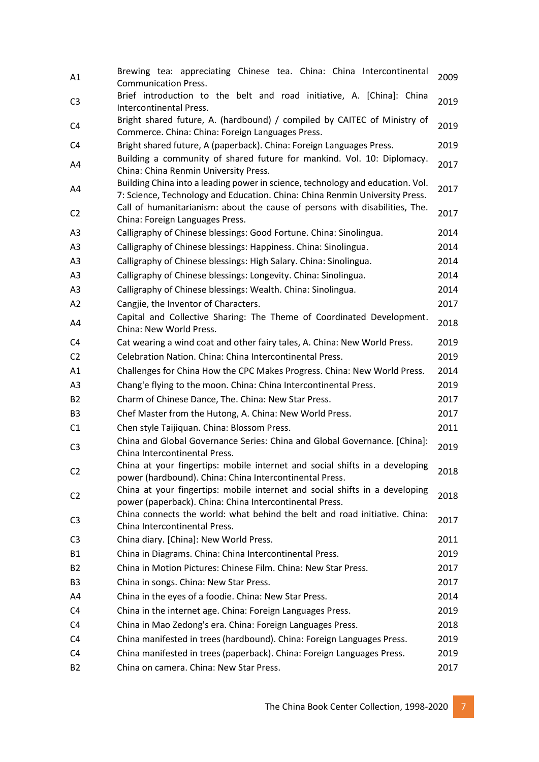| | | |
|---|---|---|
| A1 | Brewing tea: appreciating Chinese tea. China: China Intercontinental Communication Press. | 2009 |
| C3 | Brief introduction to the belt and road initiative, A. [China]: China Intercontinental Press. | 2019 |
| C4 | Bright shared future, A. (hardbound) / compiled by CAITEC of Ministry of Commerce. China: China: Foreign Languages Press. | 2019 |
| C4 | Bright shared future, A (paperback). China: Foreign Languages Press. | 2019 |
| A4 | Building a community of shared future for mankind. Vol. 10: Diplomacy. China: China Renmin University Press. | 2017 |
| A4 | Building China into a leading power in science, technology and education. Vol. 7: Science, Technology and Education. China: China Renmin University Press. | 2017 |
| C2 | Call of humanitarianism: about the cause of persons with disabilities, The. China: Foreign Languages Press. | 2017 |
| A3 | Calligraphy of Chinese blessings: Good Fortune. China: Sinolingua. | 2014 |
| A3 | Calligraphy of Chinese blessings: Happiness. China: Sinolingua. | 2014 |
| A3 | Calligraphy of Chinese blessings: High Salary. China: Sinolingua. | 2014 |
| A3 | Calligraphy of Chinese blessings: Longevity. China: Sinolingua. | 2014 |
| A3 | Calligraphy of Chinese blessings: Wealth. China: Sinolingua. | 2014 |
| A2 | Cangjie, the Inventor of Characters. | 2017 |
| A4 | Capital and Collective Sharing: The Theme of Coordinated Development. China: New World Press. | 2018 |
| C4 | Cat wearing a wind coat and other fairy tales, A. China: New World Press. | 2019 |
| C2 | Celebration Nation. China: China Intercontinental Press. | 2019 |
| A1 | Challenges for China How the CPC Makes Progress. China: New World Press. | 2014 |
| A3 | Chang'e flying to the moon. China: China Intercontinental Press. | 2019 |
| B2 | Charm of Chinese Dance, The. China: New Star Press. | 2017 |
| B3 | Chef Master from the Hutong, A. China: New World Press. | 2017 |
| C1 | Chen style Taijiquan. China: Blossom Press. | 2011 |
| C3 | China and Global Governance Series: China and Global Governance. [China]: China Intercontinental Press. | 2019 |
| C2 | China at your fingertips: mobile internet and social shifts in a developing power (hardbound). China: China Intercontinental Press. | 2018 |
| C2 | China at your fingertips: mobile internet and social shifts in a developing power (paperback). China: China Intercontinental Press. | 2018 |
| C3 | China connects the world: what behind the belt and road initiative. China: China Intercontinental Press. | 2017 |
| C3 | China diary. [China]: New World Press. | 2011 |
| B1 | China in Diagrams. China: China Intercontinental Press. | 2019 |
| B2 | China in Motion Pictures: Chinese Film. China: New Star Press. | 2017 |
| B3 | China in songs. China: New Star Press. | 2017 |
| A4 | China in the eyes of a foodie. China: New Star Press. | 2014 |
| C4 | China in the internet age. China: Foreign Languages Press. | 2019 |
| C4 | China in Mao Zedong's era. China: Foreign Languages Press. | 2018 |
| C4 | China manifested in trees (hardbound). China: Foreign Languages Press. | 2019 |
| C4 | China manifested in trees (paperback). China: Foreign Languages Press. | 2019 |
| B2 | China on camera. China: New Star Press. | 2017 |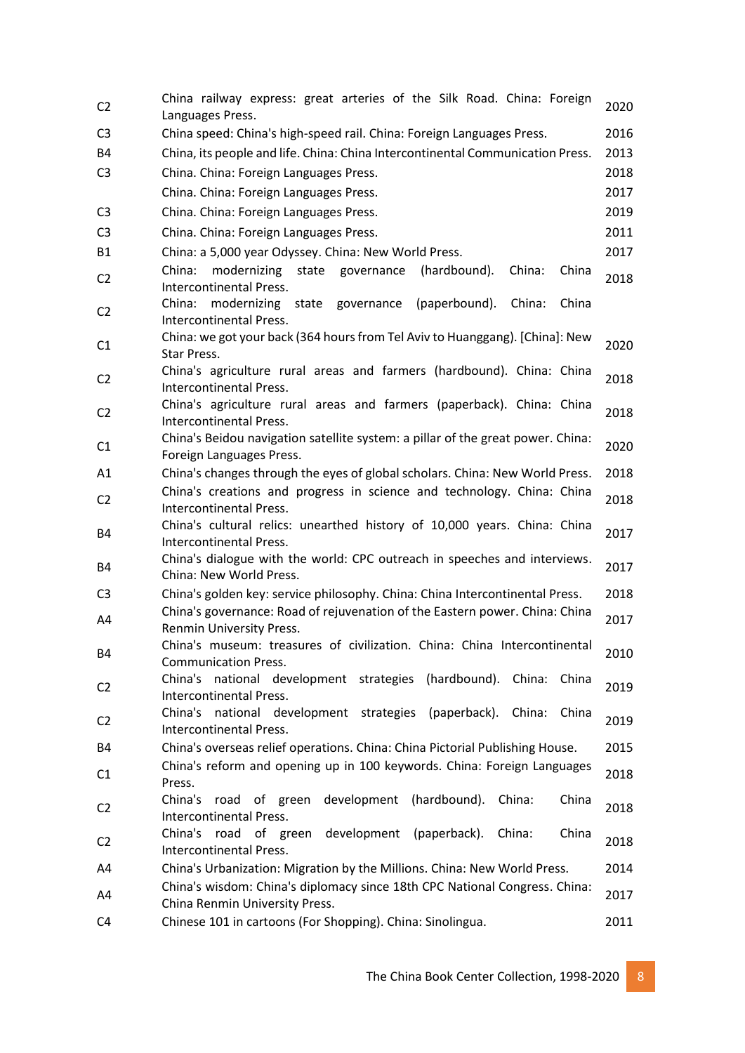| | | |
|---|---|---|
| C2 | China railway express: great arteries of the Silk Road. China: Foreign Languages Press. | 2020 |
| C3 | China speed: China's high-speed rail. China: Foreign Languages Press. | 2016 |
| B4 | China, its people and life. China: China Intercontinental Communication Press. | 2013 |
| C3 | China. China: Foreign Languages Press. | 2018 |
| | China. China: Foreign Languages Press. | 2017 |
| C3 | China. China: Foreign Languages Press. | 2019 |
| C3 | China. China: Foreign Languages Press. | 2011 |
| B1 | China: a 5,000 year Odyssey. China: New World Press. | 2017 |
| C2 | China: modernizing state governance (hardbound). China: China Intercontinental Press. | 2018 |
| C2 | China: modernizing state governance (paperbound). China: China Intercontinental Press. | |
| C1 | China: we got your back (364 hours from Tel Aviv to Huanggang). [China]: New Star Press. | 2020 |
| C2 | China's agriculture rural areas and farmers (hardbound). China: China Intercontinental Press. | 2018 |
| C2 | China's agriculture rural areas and farmers (paperback). China: China Intercontinental Press. | 2018 |
| C1 | China's Beidou navigation satellite system: a pillar of the great power. China: Foreign Languages Press. | 2020 |
| A1 | China's changes through the eyes of global scholars. China: New World Press. | 2018 |
| C2 | China's creations and progress in science and technology. China: China Intercontinental Press. | 2018 |
| B4 | China's cultural relics: unearthed history of 10,000 years. China: China Intercontinental Press. | 2017 |
| B4 | China's dialogue with the world: CPC outreach in speeches and interviews. China: New World Press. | 2017 |
| C3 | China's golden key: service philosophy. China: China Intercontinental Press. | 2018 |
| A4 | China's governance: Road of rejuvenation of the Eastern power. China: China Renmin University Press. | 2017 |
| B4 | China's museum: treasures of civilization. China: China Intercontinental Communication Press. | 2010 |
| C2 | China's national development strategies (hardbound). China: China Intercontinental Press. | 2019 |
| C2 | China's national development strategies (paperback). China: China Intercontinental Press. | 2019 |
| B4 | China's overseas relief operations. China: China Pictorial Publishing House. | 2015 |
| C1 | China's reform and opening up in 100 keywords. China: Foreign Languages Press. | 2018 |
| C2 | China's road of green development (hardbound). China: China Intercontinental Press. | 2018 |
| C2 | China's road of green development (paperback). China: China Intercontinental Press. | 2018 |
| A4 | China's Urbanization: Migration by the Millions. China: New World Press. | 2014 |
| A4 | China's wisdom: China's diplomacy since 18th CPC National Congress. China: China Renmin University Press. | 2017 |
| C4 | Chinese 101 in cartoons (For Shopping). China: Sinolingua. | 2011 |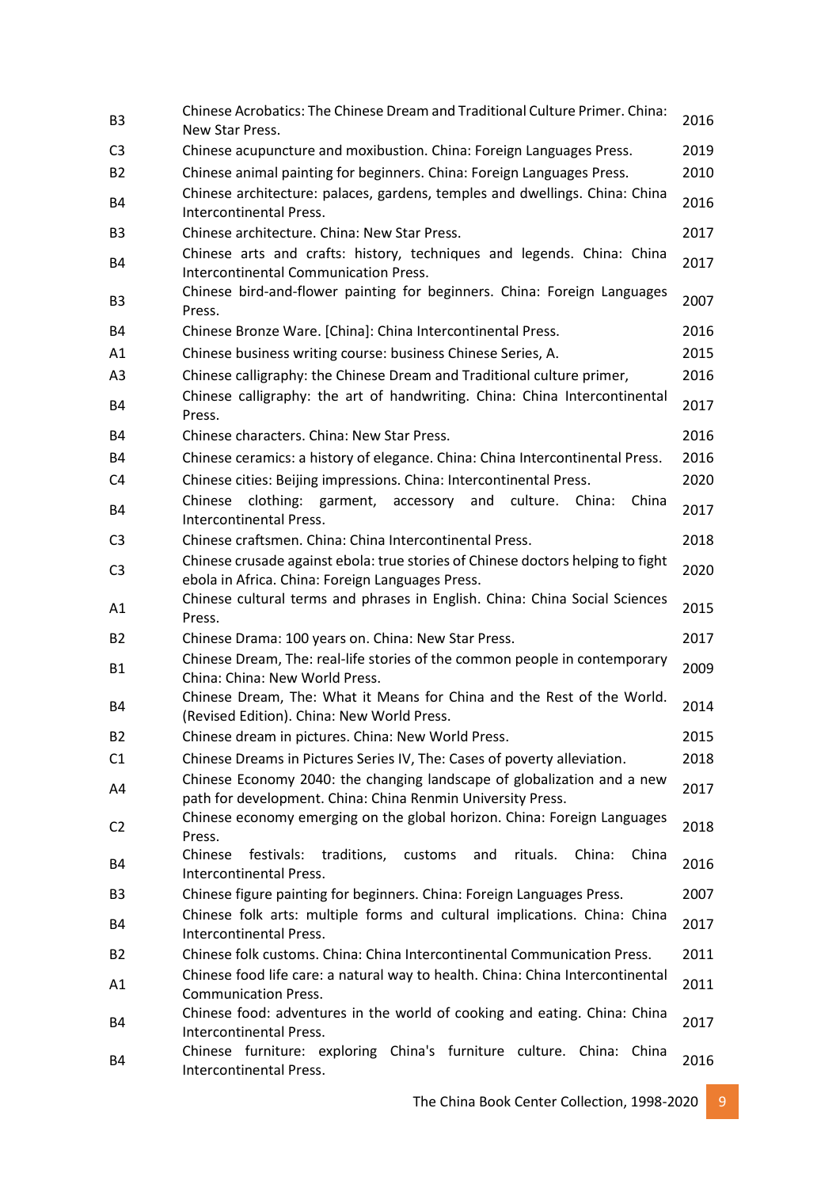| | | |
|---|---|---|
| B3 | Chinese Acrobatics: The Chinese Dream and Traditional Culture Primer. China: New Star Press. | 2016 |
| C3 | Chinese acupuncture and moxibustion. China: Foreign Languages Press. | 2019 |
| B2 | Chinese animal painting for beginners. China: Foreign Languages Press. | 2010 |
| B4 | Chinese architecture: palaces, gardens, temples and dwellings. China: China Intercontinental Press. | 2016 |
| B3 | Chinese architecture. China: New Star Press. | 2017 |
| B4 | Chinese arts and crafts: history, techniques and legends. China: China Intercontinental Communication Press. | 2017 |
| B3 | Chinese bird-and-flower painting for beginners. China: Foreign Languages Press. | 2007 |
| B4 | Chinese Bronze Ware. [China]: China Intercontinental Press. | 2016 |
| A1 | Chinese business writing course: business Chinese Series, A. | 2015 |
| A3 | Chinese calligraphy: the Chinese Dream and Traditional culture primer, | 2016 |
| B4 | Chinese calligraphy: the art of handwriting. China: China Intercontinental Press. | 2017 |
| B4 | Chinese characters. China: New Star Press. | 2016 |
| B4 | Chinese ceramics: a history of elegance. China: China Intercontinental Press. | 2016 |
| C4 | Chinese cities: Beijing impressions. China: Intercontinental Press. | 2020 |
| B4 | Chinese clothing: garment, accessory and culture. China: China Intercontinental Press. | 2017 |
| C3 | Chinese craftsmen. China: China Intercontinental Press. | 2018 |
| C3 | Chinese crusade against ebola: true stories of Chinese doctors helping to fight ebola in Africa. China: Foreign Languages Press. | 2020 |
| A1 | Chinese cultural terms and phrases in English. China: China Social Sciences Press. | 2015 |
| B2 | Chinese Drama: 100 years on. China: New Star Press. | 2017 |
| B1 | Chinese Dream, The: real-life stories of the common people in contemporary China: China: New World Press. | 2009 |
| B4 | Chinese Dream, The: What it Means for China and the Rest of the World. (Revised Edition). China: New World Press. | 2014 |
| B2 | Chinese dream in pictures. China: New World Press. | 2015 |
| C1 | Chinese Dreams in Pictures Series IV, The: Cases of poverty alleviation. | 2018 |
| A4 | Chinese Economy 2040: the changing landscape of globalization and a new path for development. China: China Renmin University Press. | 2017 |
| C2 | Chinese economy emerging on the global horizon. China: Foreign Languages Press. | 2018 |
| B4 | Chinese festivals: traditions, customs and rituals. China: China Intercontinental Press. | 2016 |
| B3 | Chinese figure painting for beginners. China: Foreign Languages Press. | 2007 |
| B4 | Chinese folk arts: multiple forms and cultural implications. China: China Intercontinental Press. | 2017 |
| B2 | Chinese folk customs. China: China Intercontinental Communication Press. | 2011 |
| A1 | Chinese food life care: a natural way to health. China: China Intercontinental Communication Press. | 2011 |
| B4 | Chinese food: adventures in the world of cooking and eating. China: China Intercontinental Press. | 2017 |
| B4 | Chinese furniture: exploring China's furniture culture. China: China Intercontinental Press. | 2016 |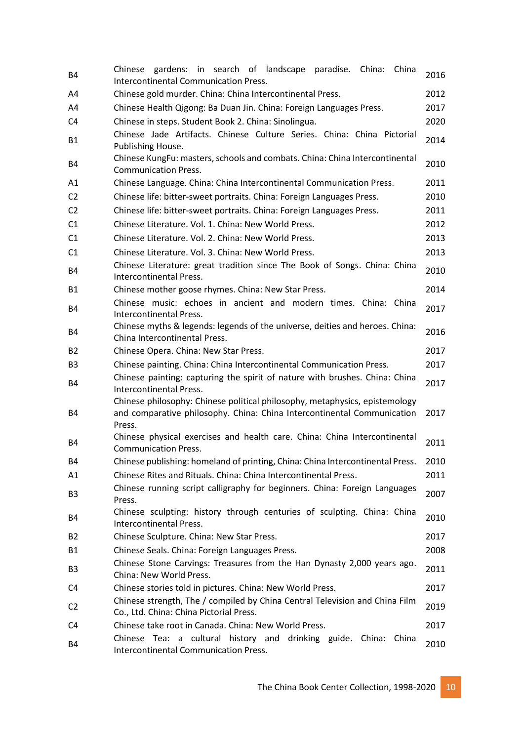| | | |
|---|---|---|
| B4 | Chinese gardens: in search of landscape paradise. China: China Intercontinental Communication Press. | 2016 |
| A4 | Chinese gold murder. China: China Intercontinental Press. | 2012 |
| A4 | Chinese Health Qigong: Ba Duan Jin. China: Foreign Languages Press. | 2017 |
| C4 | Chinese in steps. Student Book 2. China: Sinolingua. | 2020 |
| B1 | Chinese Jade Artifacts. Chinese Culture Series. China: China Pictorial Publishing House. | 2014 |
| B4 | Chinese KungFu: masters, schools and combats. China: China Intercontinental Communication Press. | 2010 |
| A1 | Chinese Language. China: China Intercontinental Communication Press. | 2011 |
| C2 | Chinese life: bitter-sweet portraits. China: Foreign Languages Press. | 2010 |
| C2 | Chinese life: bitter-sweet portraits. China: Foreign Languages Press. | 2011 |
| C1 | Chinese Literature. Vol. 1. China: New World Press. | 2012 |
| C1 | Chinese Literature. Vol. 2. China: New World Press. | 2013 |
| C1 | Chinese Literature. Vol. 3. China: New World Press. | 2013 |
| B4 | Chinese Literature: great tradition since The Book of Songs. China: China Intercontinental Press. | 2010 |
| B1 | Chinese mother goose rhymes. China: New Star Press. | 2014 |
| B4 | Chinese music: echoes in ancient and modern times. China: China Intercontinental Press. | 2017 |
| B4 | Chinese myths & legends: legends of the universe, deities and heroes. China: China Intercontinental Press. | 2016 |
| B2 | Chinese Opera. China: New Star Press. | 2017 |
| B3 | Chinese painting. China: China Intercontinental Communication Press. | 2017 |
| B4 | Chinese painting: capturing the spirit of nature with brushes. China: China Intercontinental Press. | 2017 |
| B4 | Chinese philosophy: Chinese political philosophy, metaphysics, epistemology and comparative philosophy. China: China Intercontinental Communication Press. | 2017 |
| B4 | Chinese physical exercises and health care. China: China Intercontinental Communication Press. | 2011 |
| B4 | Chinese publishing: homeland of printing, China: China Intercontinental Press. | 2010 |
| A1 | Chinese Rites and Rituals. China: China Intercontinental Press. | 2011 |
| B3 | Chinese running script calligraphy for beginners. China: Foreign Languages Press. | 2007 |
| B4 | Chinese sculpting: history through centuries of sculpting. China: China Intercontinental Press. | 2010 |
| B2 | Chinese Sculpture. China: New Star Press. | 2017 |
| B1 | Chinese Seals. China: Foreign Languages Press. | 2008 |
| B3 | Chinese Stone Carvings: Treasures from the Han Dynasty 2,000 years ago. China: New World Press. | 2011 |
| C4 | Chinese stories told in pictures. China: New World Press. | 2017 |
| C2 | Chinese strength, The / compiled by China Central Television and China Film Co., Ltd. China: China Pictorial Press. | 2019 |
| C4 | Chinese take root in Canada. China: New World Press. | 2017 |
| B4 | Chinese Tea: a cultural history and drinking guide. China: China Intercontinental Communication Press. | 2010 |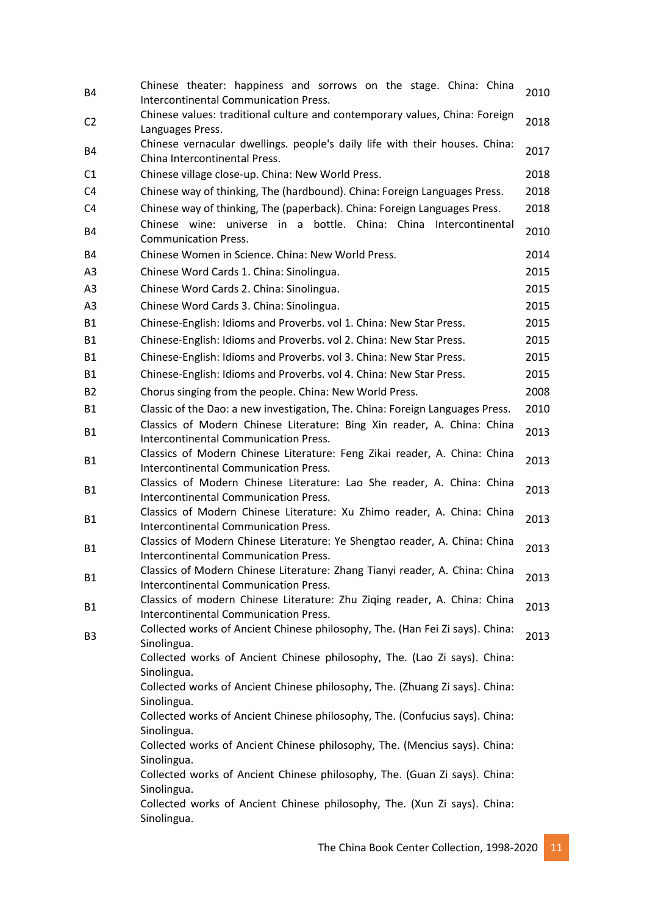| | | |
|---|---|---|
| B4 | Chinese theater: happiness and sorrows on the stage. China: China Intercontinental Communication Press. | 2010 |
| C2 | Chinese values: traditional culture and contemporary values, China: Foreign Languages Press. | 2018 |
| B4 | Chinese vernacular dwellings. people's daily life with their houses. China: China Intercontinental Press. | 2017 |
| C1 | Chinese village close-up. China: New World Press. | 2018 |
| C4 | Chinese way of thinking, The (hardbound). China: Foreign Languages Press. | 2018 |
| C4 | Chinese way of thinking, The (paperback). China: Foreign Languages Press. | 2018 |
| B4 | Chinese wine: universe in a bottle. China: China Intercontinental Communication Press. | 2010 |
| B4 | Chinese Women in Science. China: New World Press. | 2014 |
| A3 | Chinese Word Cards 1. China: Sinolingua. | 2015 |
| A3 | Chinese Word Cards 2. China: Sinolingua. | 2015 |
| A3 | Chinese Word Cards 3. China: Sinolingua. | 2015 |
| B1 | Chinese-English: Idioms and Proverbs. vol 1. China: New Star Press. | 2015 |
| B1 | Chinese-English: Idioms and Proverbs. vol 2. China: New Star Press. | 2015 |
| B1 | Chinese-English: Idioms and Proverbs. vol 3. China: New Star Press. | 2015 |
| B1 | Chinese-English: Idioms and Proverbs. vol 4. China: New Star Press. | 2015 |
| B2 | Chorus singing from the people. China: New World Press. | 2008 |
| B1 | Classic of the Dao: a new investigation, The. China: Foreign Languages Press. | 2010 |
| B1 | Classics of Modern Chinese Literature: Bing Xin reader, A. China: China Intercontinental Communication Press. | 2013 |
| B1 | Classics of Modern Chinese Literature: Feng Zikai reader, A. China: China Intercontinental Communication Press. | 2013 |
| B1 | Classics of Modern Chinese Literature: Lao She reader, A. China: China Intercontinental Communication Press. | 2013 |
| B1 | Classics of Modern Chinese Literature: Xu Zhimo reader, A. China: China Intercontinental Communication Press. | 2013 |
| B1 | Classics of Modern Chinese Literature: Ye Shengtao reader, A. China: China Intercontinental Communication Press. | 2013 |
| B1 | Classics of Modern Chinese Literature: Zhang Tianyi reader, A. China: China Intercontinental Communication Press. | 2013 |
| B1 | Classics of modern Chinese Literature: Zhu Ziqing reader, A. China: China Intercontinental Communication Press. | 2013 |
| B3 | Collected works of Ancient Chinese philosophy, The. (Han Fei Zi says). China: Sinolingua.<br>Collected works of Ancient Chinese philosophy, The. (Lao Zi says). China: Sinolingua.<br>Collected works of Ancient Chinese philosophy, The. (Zhuang Zi says). China: Sinolingua.<br>Collected works of Ancient Chinese philosophy, The. (Confucius says). China: Sinolingua.<br>Collected works of Ancient Chinese philosophy, The. (Mencius says). China: Sinolingua.<br>Collected works of Ancient Chinese philosophy, The. (Guan Zi says). China: Sinolingua.<br>Collected works of Ancient Chinese philosophy, The. (Xun Zi says). China: Sinolingua. | 2013 |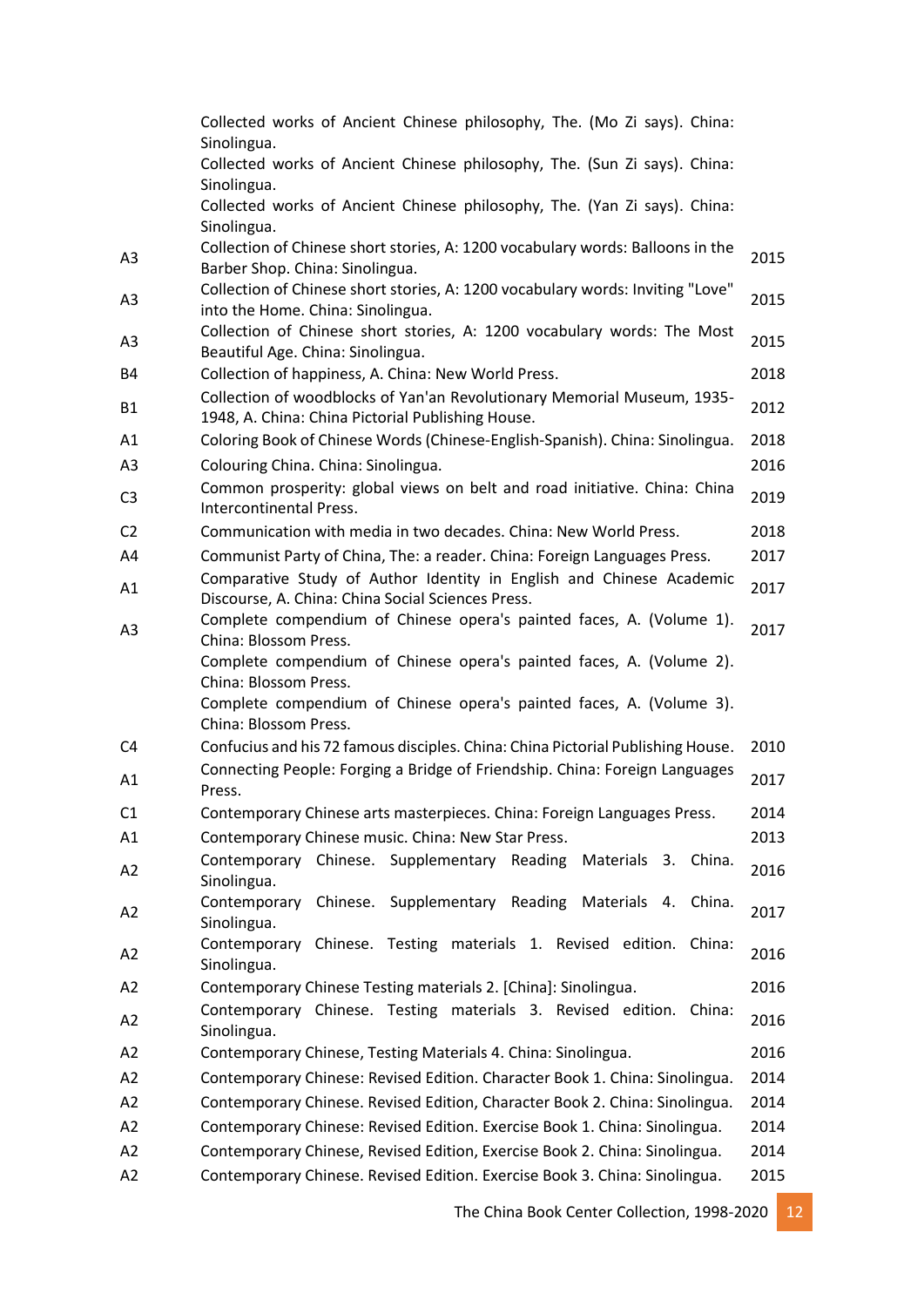| | | |
|---|---|---|
| | Collected works of Ancient Chinese philosophy, The. (Mo Zi says). China: Sinolingua. | |
| | Collected works of Ancient Chinese philosophy, The. (Sun Zi says). China: Sinolingua. | |
| | Collected works of Ancient Chinese philosophy, The. (Yan Zi says). China: Sinolingua. | |
| A3 | Collection of Chinese short stories, A: 1200 vocabulary words: Balloons in the Barber Shop. China: Sinolingua. | 2015 |
| A3 | Collection of Chinese short stories, A: 1200 vocabulary words: Inviting "Love" into the Home. China: Sinolingua. | 2015 |
| A3 | Collection of Chinese short stories, A: 1200 vocabulary words: The Most Beautiful Age. China: Sinolingua. | 2015 |
| B4 | Collection of happiness, A. China: New World Press. | 2018 |
| B1 | Collection of woodblocks of Yan'an Revolutionary Memorial Museum, 1935-1948, A. China: China Pictorial Publishing House. | 2012 |
| A1 | Coloring Book of Chinese Words (Chinese-English-Spanish). China: Sinolingua. | 2018 |
| A3 | Colouring China. China: Sinolingua. | 2016 |
| C3 | Common prosperity: global views on belt and road initiative. China: China Intercontinental Press. | 2019 |
| C2 | Communication with media in two decades. China: New World Press. | 2018 |
| A4 | Communist Party of China, The: a reader. China: Foreign Languages Press. | 2017 |
| A1 | Comparative Study of Author Identity in English and Chinese Academic Discourse, A. China: China Social Sciences Press. | 2017 |
| A3 | Complete compendium of Chinese opera's painted faces, A. (Volume 1). China: Blossom Press. | 2017 |
| | Complete compendium of Chinese opera's painted faces, A. (Volume 2). China: Blossom Press. | |
| | Complete compendium of Chinese opera's painted faces, A. (Volume 3). China: Blossom Press. | |
| C4 | Confucius and his 72 famous disciples. China: China Pictorial Publishing House. | 2010 |
| A1 | Connecting People: Forging a Bridge of Friendship. China: Foreign Languages Press. | 2017 |
| C1 | Contemporary Chinese arts masterpieces. China: Foreign Languages Press. | 2014 |
| A1 | Contemporary Chinese music. China: New Star Press. | 2013 |
| A2 | Contemporary Chinese. Supplementary Reading Materials 3. China. Sinolingua. | 2016 |
| A2 | Contemporary Chinese. Supplementary Reading Materials 4. China. Sinolingua. | 2017 |
| A2 | Contemporary Chinese. Testing materials 1. Revised edition. China: Sinolingua. | 2016 |
| A2 | Contemporary Chinese Testing materials 2. [China]: Sinolingua. | 2016 |
| A2 | Contemporary Chinese. Testing materials 3. Revised edition. China: Sinolingua. | 2016 |
| A2 | Contemporary Chinese, Testing Materials 4. China: Sinolingua. | 2016 |
| A2 | Contemporary Chinese: Revised Edition. Character Book 1. China: Sinolingua. | 2014 |
| A2 | Contemporary Chinese. Revised Edition, Character Book 2. China: Sinolingua. | 2014 |
| A2 | Contemporary Chinese: Revised Edition. Exercise Book 1. China: Sinolingua. | 2014 |
| A2 | Contemporary Chinese, Revised Edition, Exercise Book 2. China: Sinolingua. | 2014 |
| A2 | Contemporary Chinese. Revised Edition. Exercise Book 3. China: Sinolingua. | 2015 |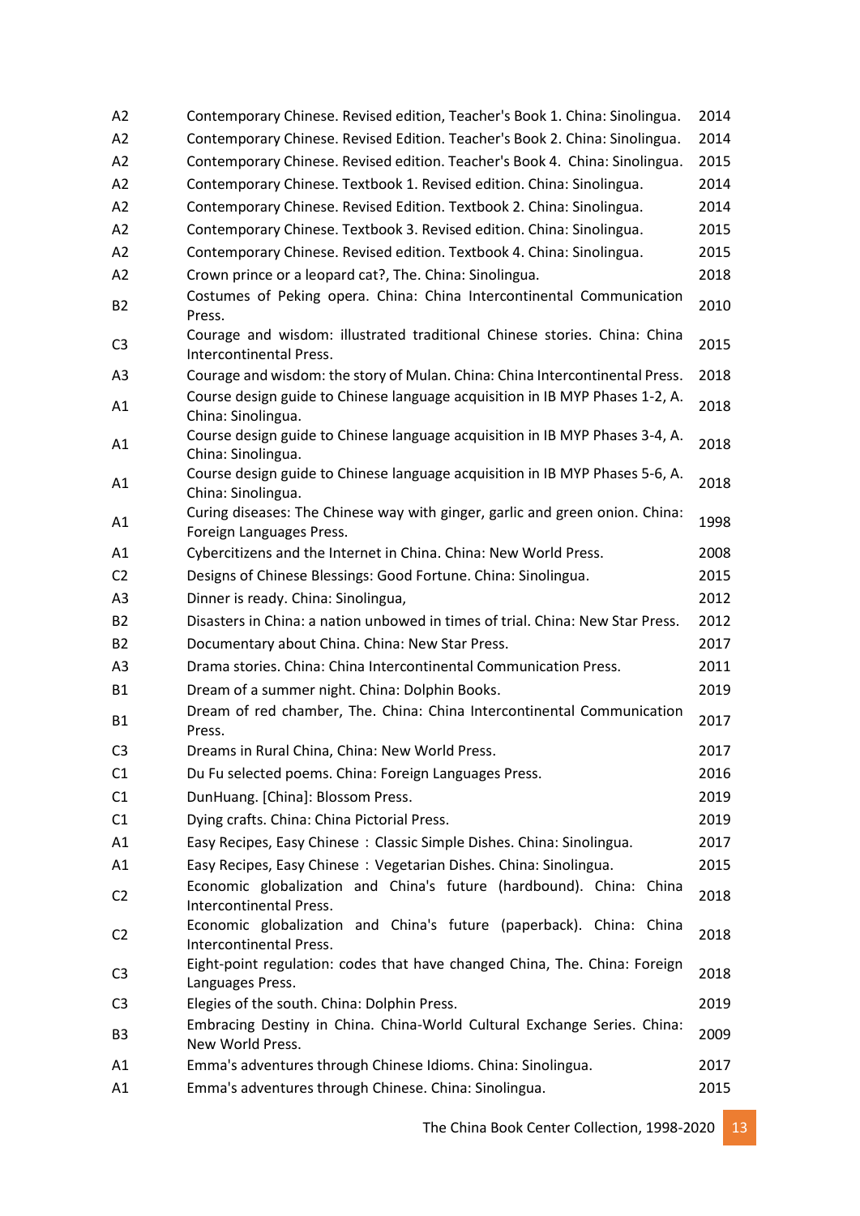| | | |
|---|---|---|
| A2 | Contemporary Chinese. Revised edition, Teacher's Book 1. China: Sinolingua. | 2014 |
| A2 | Contemporary Chinese. Revised Edition. Teacher's Book 2. China: Sinolingua. | 2014 |
| A2 | Contemporary Chinese. Revised edition. Teacher's Book 4. China: Sinolingua. | 2015 |
| A2 | Contemporary Chinese. Textbook 1. Revised edition. China: Sinolingua. | 2014 |
| A2 | Contemporary Chinese. Revised Edition. Textbook 2. China: Sinolingua. | 2014 |
| A2 | Contemporary Chinese. Textbook 3. Revised edition. China: Sinolingua. | 2015 |
| A2 | Contemporary Chinese. Revised edition. Textbook 4. China: Sinolingua. | 2015 |
| A2 | Crown prince or a leopard cat?, The. China: Sinolingua. | 2018 |
| B2 | Costumes of Peking opera. China: China Intercontinental Communication Press. | 2010 |
| C3 | Courage and wisdom: illustrated traditional Chinese stories. China: China Intercontinental Press. | 2015 |
| A3 | Courage and wisdom: the story of Mulan. China: China Intercontinental Press. | 2018 |
| A1 | Course design guide to Chinese language acquisition in IB MYP Phases 1-2, A. China: Sinolingua. | 2018 |
| A1 | Course design guide to Chinese language acquisition in IB MYP Phases 3-4, A. China: Sinolingua. | 2018 |
| A1 | Course design guide to Chinese language acquisition in IB MYP Phases 5-6, A. China: Sinolingua. | 2018 |
| A1 | Curing diseases: The Chinese way with ginger, garlic and green onion. China: Foreign Languages Press. | 1998 |
| A1 | Cybercitizens and the Internet in China. China: New World Press. | 2008 |
| C2 | Designs of Chinese Blessings: Good Fortune. China: Sinolingua. | 2015 |
| A3 | Dinner is ready. China: Sinolingua, | 2012 |
| B2 | Disasters in China: a nation unbowed in times of trial. China: New Star Press. | 2012 |
| B2 | Documentary about China. China: New Star Press. | 2017 |
| A3 | Drama stories. China: China Intercontinental Communication Press. | 2011 |
| B1 | Dream of a summer night. China: Dolphin Books. | 2019 |
| B1 | Dream of red chamber, The. China: China Intercontinental Communication Press. | 2017 |
| C3 | Dreams in Rural China, China: New World Press. | 2017 |
| C1 | Du Fu selected poems. China: Foreign Languages Press. | 2016 |
| C1 | DunHuang. [China]: Blossom Press. | 2019 |
| C1 | Dying crafts. China: China Pictorial Press. | 2019 |
| A1 | Easy Recipes, Easy Chinese：Classic Simple Dishes. China: Sinolingua. | 2017 |
| A1 | Easy Recipes, Easy Chinese：Vegetarian Dishes. China: Sinolingua. | 2015 |
| C2 | Economic globalization and China's future (hardbound). China: China Intercontinental Press. | 2018 |
| C2 | Economic globalization and China's future (paperback). China: China Intercontinental Press. | 2018 |
| C3 | Eight-point regulation: codes that have changed China, The. China: Foreign Languages Press. | 2018 |
| C3 | Elegies of the south. China: Dolphin Press. | 2019 |
| B3 | Embracing Destiny in China. China-World Cultural Exchange Series. China: New World Press. | 2009 |
| A1 | Emma's adventures through Chinese Idioms. China: Sinolingua. | 2017 |
| A1 | Emma's adventures through Chinese. China: Sinolingua. | 2015 |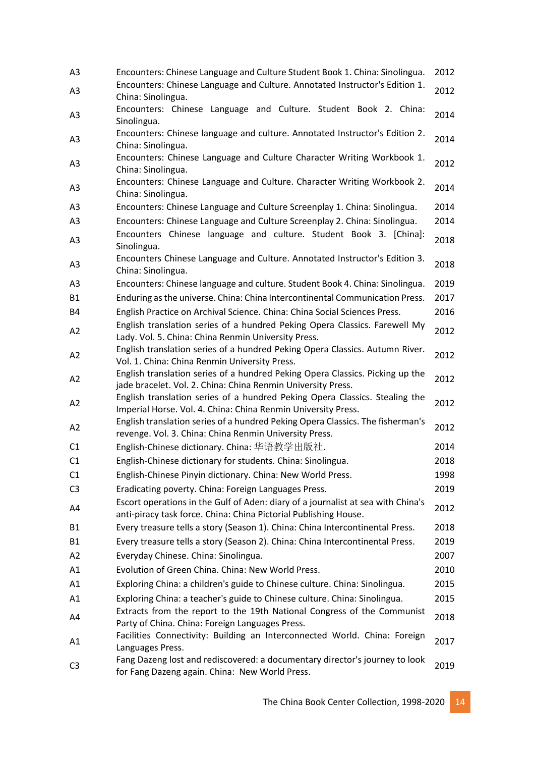| | | |
|---|---|---|
| A3 | Encounters: Chinese Language and Culture Student Book 1. China: Sinolingua. | 2012 |
| A3 | Encounters: Chinese Language and Culture. Annotated Instructor's Edition 1. China: Sinolingua. | 2012 |
| A3 | Encounters: Chinese Language and Culture. Student Book 2. China: Sinolingua. | 2014 |
| A3 | Encounters: Chinese language and culture. Annotated Instructor's Edition 2. China: Sinolingua. | 2014 |
| A3 | Encounters: Chinese Language and Culture Character Writing Workbook 1. China: Sinolingua. | 2012 |
| A3 | Encounters: Chinese Language and Culture. Character Writing Workbook 2. China: Sinolingua. | 2014 |
| A3 | Encounters: Chinese Language and Culture Screenplay 1. China: Sinolingua. | 2014 |
| A3 | Encounters: Chinese Language and Culture Screenplay 2. China: Sinolingua. | 2014 |
| A3 | Encounters Chinese language and culture. Student Book 3. [China]: Sinolingua. | 2018 |
| A3 | Encounters Chinese Language and Culture. Annotated Instructor's Edition 3. China: Sinolingua. | 2018 |
| A3 | Encounters: Chinese language and culture. Student Book 4. China: Sinolingua. | 2019 |
| B1 | Enduring as the universe. China: China Intercontinental Communication Press. | 2017 |
| B4 | English Practice on Archival Science. China: China Social Sciences Press. | 2016 |
| A2 | English translation series of a hundred Peking Opera Classics. Farewell My Lady. Vol. 5. China: China Renmin University Press. | 2012 |
| A2 | English translation series of a hundred Peking Opera Classics. Autumn River. Vol. 1. China: China Renmin University Press. | 2012 |
| A2 | English translation series of a hundred Peking Opera Classics. Picking up the jade bracelet. Vol. 2. China: China Renmin University Press. | 2012 |
| A2 | English translation series of a hundred Peking Opera Classics. Stealing the Imperial Horse. Vol. 4. China: China Renmin University Press. | 2012 |
| A2 | English translation series of a hundred Peking Opera Classics. The fisherman's revenge. Vol. 3. China: China Renmin University Press. | 2012 |
| C1 | English-Chinese dictionary. China: 华语教学出版社. | 2014 |
| C1 | English-Chinese dictionary for students. China: Sinolingua. | 2018 |
| C1 | English-Chinese Pinyin dictionary. China: New World Press. | 1998 |
| C3 | Eradicating poverty. China: Foreign Languages Press. | 2019 |
| A4 | Escort operations in the Gulf of Aden: diary of a journalist at sea with China's anti-piracy task force. China: China Pictorial Publishing House. | 2012 |
| B1 | Every treasure tells a story (Season 1). China: China Intercontinental Press. | 2018 |
| B1 | Every treasure tells a story (Season 2). China: China Intercontinental Press. | 2019 |
| A2 | Everyday Chinese. China: Sinolingua. | 2007 |
| A1 | Evolution of Green China. China: New World Press. | 2010 |
| A1 | Exploring China: a children's guide to Chinese culture. China: Sinolingua. | 2015 |
| A1 | Exploring China: a teacher's guide to Chinese culture. China: Sinolingua. | 2015 |
| A4 | Extracts from the report to the 19th National Congress of the Communist Party of China. China: Foreign Languages Press. | 2018 |
| A1 | Facilities Connectivity: Building an Interconnected World. China: Foreign Languages Press. | 2017 |
| C3 | Fang Dazeng lost and rediscovered: a documentary director's journey to look for Fang Dazeng again. China: New World Press. | 2019 |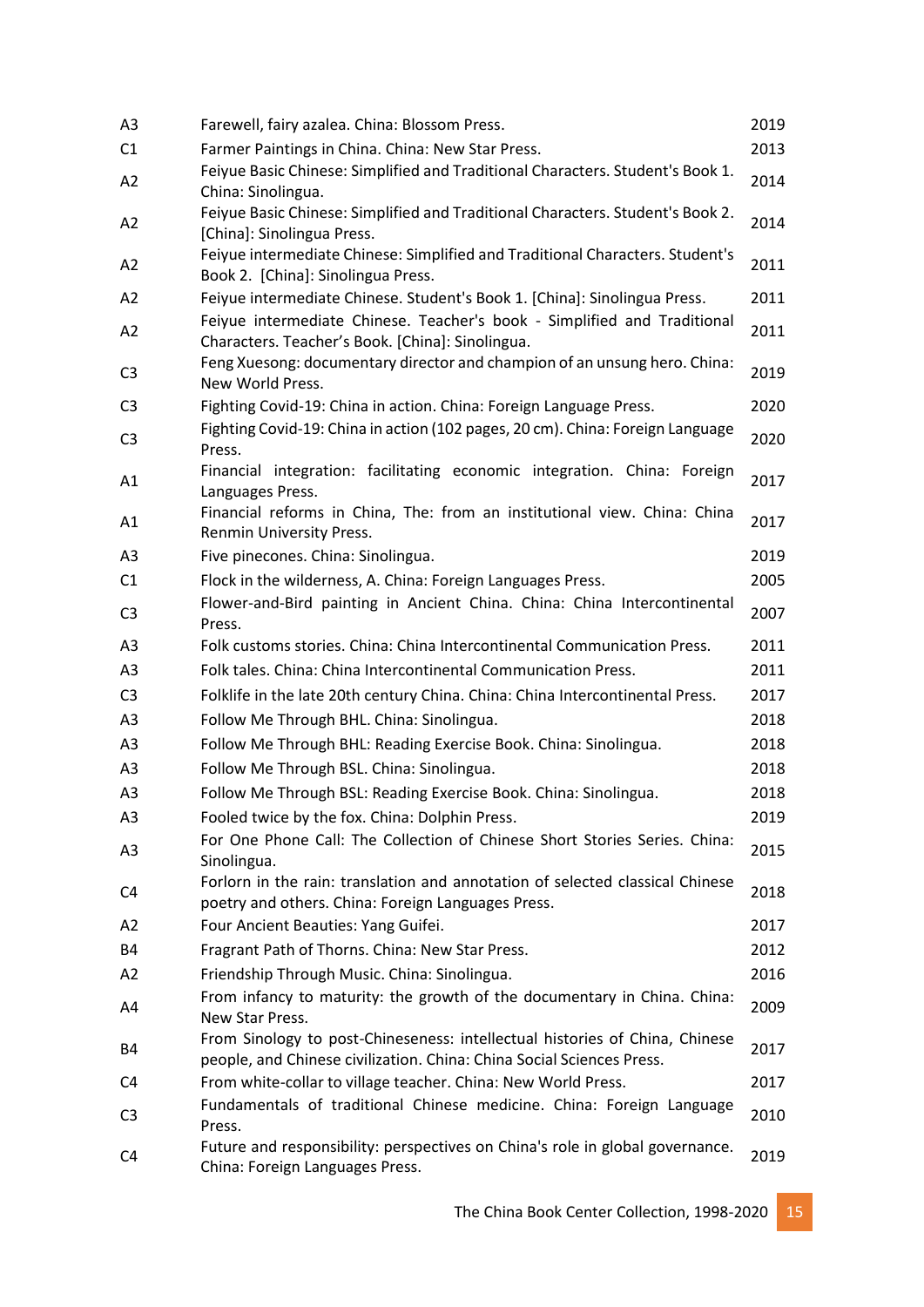| | | |
|---|---|---|
| A3 | Farewell, fairy azalea. China: Blossom Press. | 2019 |
| C1 | Farmer Paintings in China. China: New Star Press. | 2013 |
| A2 | Feiyue Basic Chinese: Simplified and Traditional Characters. Student's Book 1. China: Sinolingua. | 2014 |
| A2 | Feiyue Basic Chinese: Simplified and Traditional Characters. Student's Book 2. [China]: Sinolingua Press. | 2014 |
| A2 | Feiyue intermediate Chinese: Simplified and Traditional Characters. Student's Book 2. [China]: Sinolingua Press. | 2011 |
| A2 | Feiyue intermediate Chinese. Student's Book 1. [China]: Sinolingua Press. | 2011 |
| A2 | Feiyue intermediate Chinese. Teacher's book - Simplified and Traditional Characters. Teacher's Book. [China]: Sinolingua. | 2011 |
| C3 | Feng Xuesong: documentary director and champion of an unsung hero. China: New World Press. | 2019 |
| C3 | Fighting Covid-19: China in action. China: Foreign Language Press. | 2020 |
| C3 | Fighting Covid-19: China in action (102 pages, 20 cm). China: Foreign Language Press. | 2020 |
| A1 | Financial integration: facilitating economic integration. China: Foreign Languages Press. | 2017 |
| A1 | Financial reforms in China, The: from an institutional view. China: China Renmin University Press. | 2017 |
| A3 | Five pinecones. China: Sinolingua. | 2019 |
| C1 | Flock in the wilderness, A. China: Foreign Languages Press. | 2005 |
| C3 | Flower-and-Bird painting in Ancient China. China: China Intercontinental Press. | 2007 |
| A3 | Folk customs stories. China: China Intercontinental Communication Press. | 2011 |
| A3 | Folk tales. China: China Intercontinental Communication Press. | 2011 |
| C3 | Folklife in the late 20th century China. China: China Intercontinental Press. | 2017 |
| A3 | Follow Me Through BHL. China: Sinolingua. | 2018 |
| A3 | Follow Me Through BHL: Reading Exercise Book. China: Sinolingua. | 2018 |
| A3 | Follow Me Through BSL. China: Sinolingua. | 2018 |
| A3 | Follow Me Through BSL: Reading Exercise Book. China: Sinolingua. | 2018 |
| A3 | Fooled twice by the fox. China: Dolphin Press. | 2019 |
| A3 | For One Phone Call: The Collection of Chinese Short Stories Series. China: Sinolingua. | 2015 |
| C4 | Forlorn in the rain: translation and annotation of selected classical Chinese poetry and others. China: Foreign Languages Press. | 2018 |
| A2 | Four Ancient Beauties: Yang Guifei. | 2017 |
| B4 | Fragrant Path of Thorns. China: New Star Press. | 2012 |
| A2 | Friendship Through Music. China: Sinolingua. | 2016 |
| A4 | From infancy to maturity: the growth of the documentary in China. China: New Star Press. | 2009 |
| B4 | From Sinology to post-Chineseness: intellectual histories of China, Chinese people, and Chinese civilization. China: China Social Sciences Press. | 2017 |
| C4 | From white-collar to village teacher. China: New World Press. | 2017 |
| C3 | Fundamentals of traditional Chinese medicine. China: Foreign Language Press. | 2010 |
| C4 | Future and responsibility: perspectives on China's role in global governance. China: Foreign Languages Press. | 2019 |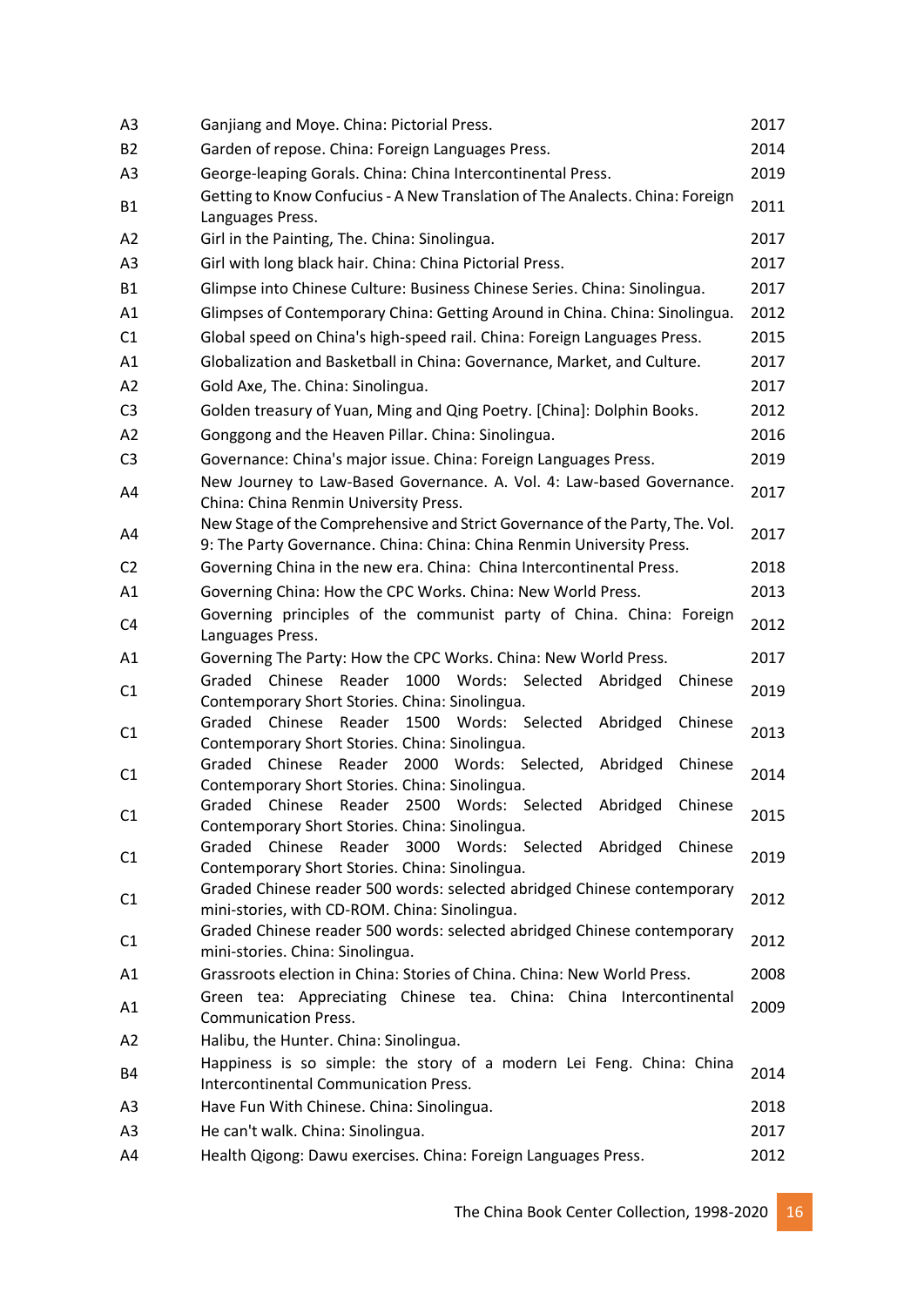| | | |
|---|---|---|
| A3 | Ganjiang and Moye. China: Pictorial Press. | 2017 |
| B2 | Garden of repose. China: Foreign Languages Press. | 2014 |
| A3 | George-leaping Gorals. China: China Intercontinental Press. | 2019 |
| B1 | Getting to Know Confucius - A New Translation of The Analects. China: Foreign Languages Press. | 2011 |
| A2 | Girl in the Painting, The. China: Sinolingua. | 2017 |
| A3 | Girl with long black hair. China: China Pictorial Press. | 2017 |
| B1 | Glimpse into Chinese Culture: Business Chinese Series. China: Sinolingua. | 2017 |
| A1 | Glimpses of Contemporary China: Getting Around in China. China: Sinolingua. | 2012 |
| C1 | Global speed on China's high-speed rail. China: Foreign Languages Press. | 2015 |
| A1 | Globalization and Basketball in China: Governance, Market, and Culture. | 2017 |
| A2 | Gold Axe, The. China: Sinolingua. | 2017 |
| C3 | Golden treasury of Yuan, Ming and Qing Poetry. [China]: Dolphin Books. | 2012 |
| A2 | Gonggong and the Heaven Pillar. China: Sinolingua. | 2016 |
| C3 | Governance: China's major issue. China: Foreign Languages Press. | 2019 |
| A4 | New Journey to Law-Based Governance. A. Vol. 4: Law-based Governance. China: China Renmin University Press. | 2017 |
| A4 | New Stage of the Comprehensive and Strict Governance of the Party, The. Vol. 9: The Party Governance. China: China: China Renmin University Press. | 2017 |
| C2 | Governing China in the new era. China: China Intercontinental Press. | 2018 |
| A1 | Governing China: How the CPC Works. China: New World Press. | 2013 |
| C4 | Governing principles of the communist party of China. China: Foreign Languages Press. | 2012 |
| A1 | Governing The Party: How the CPC Works. China: New World Press. | 2017 |
| C1 | Graded Chinese Reader 1000 Words: Selected Abridged Chinese Contemporary Short Stories. China: Sinolingua. | 2019 |
| C1 | Graded Chinese Reader 1500 Words: Selected Abridged Chinese Contemporary Short Stories. China: Sinolingua. | 2013 |
| C1 | Graded Chinese Reader 2000 Words: Selected, Abridged Chinese Contemporary Short Stories. China: Sinolingua. | 2014 |
| C1 | Graded Chinese Reader 2500 Words: Selected Abridged Chinese Contemporary Short Stories. China: Sinolingua. | 2015 |
| C1 | Graded Chinese Reader 3000 Words: Selected Abridged Chinese Contemporary Short Stories. China: Sinolingua. | 2019 |
| C1 | Graded Chinese reader 500 words: selected abridged Chinese contemporary mini-stories, with CD-ROM. China: Sinolingua. | 2012 |
| C1 | Graded Chinese reader 500 words: selected abridged Chinese contemporary mini-stories. China: Sinolingua. | 2012 |
| A1 | Grassroots election in China: Stories of China. China: New World Press. | 2008 |
| A1 | Green tea: Appreciating Chinese tea. China: China Intercontinental Communication Press. | 2009 |
| A2 | Halibu, the Hunter. China: Sinolingua. | |
| B4 | Happiness is so simple: the story of a modern Lei Feng. China: China Intercontinental Communication Press. | 2014 |
| A3 | Have Fun With Chinese. China: Sinolingua. | 2018 |
| A3 | He can't walk. China: Sinolingua. | 2017 |
| A4 | Health Qigong: Dawu exercises. China: Foreign Languages Press. | 2012 |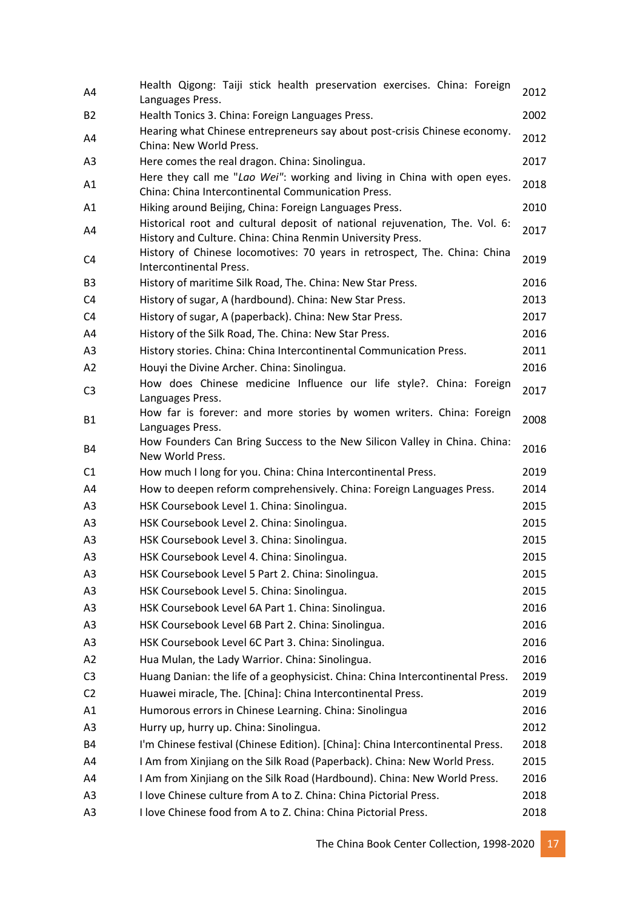| | | |
|---|---|---|
| A4 | Health Qigong: Taiji stick health preservation exercises. China: Foreign Languages Press. | 2012 |
| B2 | Health Tonics 3. China: Foreign Languages Press. | 2002 |
| A4 | Hearing what Chinese entrepreneurs say about post-crisis Chinese economy. China: New World Press. | 2012 |
| A3 | Here comes the real dragon. China: Sinolingua. | 2017 |
| A1 | Here they call me "*Lao Wei*": working and living in China with open eyes. China: China Intercontinental Communication Press. | 2018 |
| A1 | Hiking around Beijing, China: Foreign Languages Press. | 2010 |
| A4 | Historical root and cultural deposit of national rejuvenation, The. Vol. 6: History and Culture. China: China Renmin University Press. | 2017 |
| C4 | History of Chinese locomotives: 70 years in retrospect, The. China: China Intercontinental Press. | 2019 |
| B3 | History of maritime Silk Road, The. China: New Star Press. | 2016 |
| C4 | History of sugar, A (hardbound). China: New Star Press. | 2013 |
| C4 | History of sugar, A (paperback). China: New Star Press. | 2017 |
| A4 | History of the Silk Road, The. China: New Star Press. | 2016 |
| A3 | History stories. China: China Intercontinental Communication Press. | 2011 |
| A2 | Houyi the Divine Archer. China: Sinolingua. | 2016 |
| C3 | How does Chinese medicine Influence our life style?. China: Foreign Languages Press. | 2017 |
| B1 | How far is forever: and more stories by women writers. China: Foreign Languages Press. | 2008 |
| B4 | How Founders Can Bring Success to the New Silicon Valley in China. China: New World Press. | 2016 |
| C1 | How much I long for you. China: China Intercontinental Press. | 2019 |
| A4 | How to deepen reform comprehensively. China: Foreign Languages Press. | 2014 |
| A3 | HSK Coursebook Level 1. China: Sinolingua. | 2015 |
| A3 | HSK Coursebook Level 2. China: Sinolingua. | 2015 |
| A3 | HSK Coursebook Level 3. China: Sinolingua. | 2015 |
| A3 | HSK Coursebook Level 4. China: Sinolingua. | 2015 |
| A3 | HSK Coursebook Level 5 Part 2. China: Sinolingua. | 2015 |
| A3 | HSK Coursebook Level 5. China: Sinolingua. | 2015 |
| A3 | HSK Coursebook Level 6A Part 1. China: Sinolingua. | 2016 |
| A3 | HSK Coursebook Level 6B Part 2. China: Sinolingua. | 2016 |
| A3 | HSK Coursebook Level 6C Part 3. China: Sinolingua. | 2016 |
| A2 | Hua Mulan, the Lady Warrior. China: Sinolingua. | 2016 |
| C3 | Huang Danian: the life of a geophysicist. China: China Intercontinental Press. | 2019 |
| C2 | Huawei miracle, The. [China]: China Intercontinental Press. | 2019 |
| A1 | Humorous errors in Chinese Learning. China: Sinolingua | 2016 |
| A3 | Hurry up, hurry up. China: Sinolingua. | 2012 |
| B4 | I'm Chinese festival (Chinese Edition). [China]: China Intercontinental Press. | 2018 |
| A4 | I Am from Xinjiang on the Silk Road (Paperback). China: New World Press. | 2015 |
| A4 | I Am from Xinjiang on the Silk Road (Hardbound). China: New World Press. | 2016 |
| A3 | I love Chinese culture from A to Z. China: China Pictorial Press. | 2018 |
| A3 | I love Chinese food from A to Z. China: China Pictorial Press. | 2018 |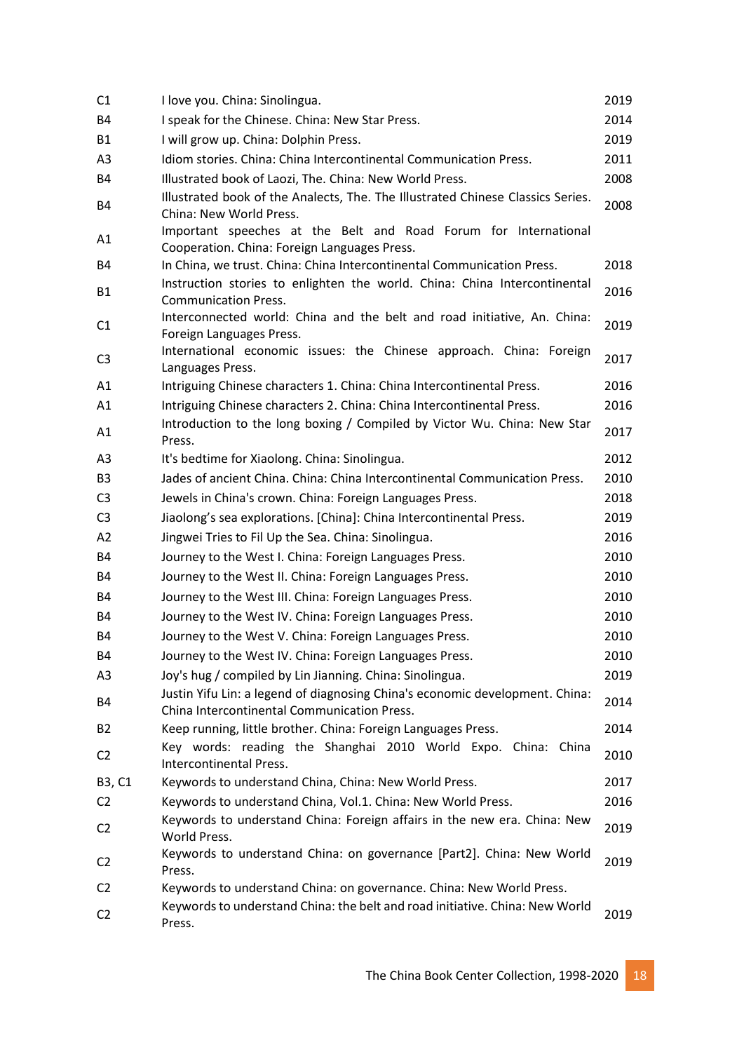| | | |
|---|---|---|
| C1 | I love you. China: Sinolingua. | 2019 |
| B4 | I speak for the Chinese. China: New Star Press. | 2014 |
| B1 | I will grow up. China: Dolphin Press. | 2019 |
| A3 | Idiom stories. China: China Intercontinental Communication Press. | 2011 |
| B4 | Illustrated book of Laozi, The. China: New World Press. | 2008 |
| B4 | Illustrated book of the Analects, The. The Illustrated Chinese Classics Series. China: New World Press. | 2008 |
| A1 | Important speeches at the Belt and Road Forum for International Cooperation. China: Foreign Languages Press. | |
| B4 | In China, we trust. China: China Intercontinental Communication Press. | 2018 |
| B1 | Instruction stories to enlighten the world. China: China Intercontinental Communication Press. | 2016 |
| C1 | Interconnected world: China and the belt and road initiative, An. China: Foreign Languages Press. | 2019 |
| C3 | International economic issues: the Chinese approach. China: Foreign Languages Press. | 2017 |
| A1 | Intriguing Chinese characters 1. China: China Intercontinental Press. | 2016 |
| A1 | Intriguing Chinese characters 2. China: China Intercontinental Press. | 2016 |
| A1 | Introduction to the long boxing / Compiled by Victor Wu. China: New Star Press. | 2017 |
| A3 | It's bedtime for Xiaolong. China: Sinolingua. | 2012 |
| B3 | Jades of ancient China. China: China Intercontinental Communication Press. | 2010 |
| C3 | Jewels in China's crown. China: Foreign Languages Press. | 2018 |
| C3 | Jiaolong's sea explorations. [China]: China Intercontinental Press. | 2019 |
| A2 | Jingwei Tries to Fil Up the Sea. China: Sinolingua. | 2016 |
| B4 | Journey to the West I. China: Foreign Languages Press. | 2010 |
| B4 | Journey to the West II. China: Foreign Languages Press. | 2010 |
| B4 | Journey to the West III. China: Foreign Languages Press. | 2010 |
| B4 | Journey to the West IV. China: Foreign Languages Press. | 2010 |
| B4 | Journey to the West V. China: Foreign Languages Press. | 2010 |
| B4 | Journey to the West IV. China: Foreign Languages Press. | 2010 |
| A3 | Joy's hug / compiled by Lin Jianning. China: Sinolingua. | 2019 |
| B4 | Justin Yifu Lin: a legend of diagnosing China's economic development. China: China Intercontinental Communication Press. | 2014 |
| B2 | Keep running, little brother. China: Foreign Languages Press. | 2014 |
| C2 | Key words: reading the Shanghai 2010 World Expo. China: China Intercontinental Press. | 2010 |
| B3, C1 | Keywords to understand China, China: New World Press. | 2017 |
| C2 | Keywords to understand China, Vol.1. China: New World Press. | 2016 |
| C2 | Keywords to understand China: Foreign affairs in the new era. China: New World Press. | 2019 |
| C2 | Keywords to understand China: on governance [Part2]. China: New World Press. | 2019 |
| C2 | Keywords to understand China: on governance. China: New World Press. | |
| C2 | Keywords to understand China: the belt and road initiative. China: New World Press. | 2019 |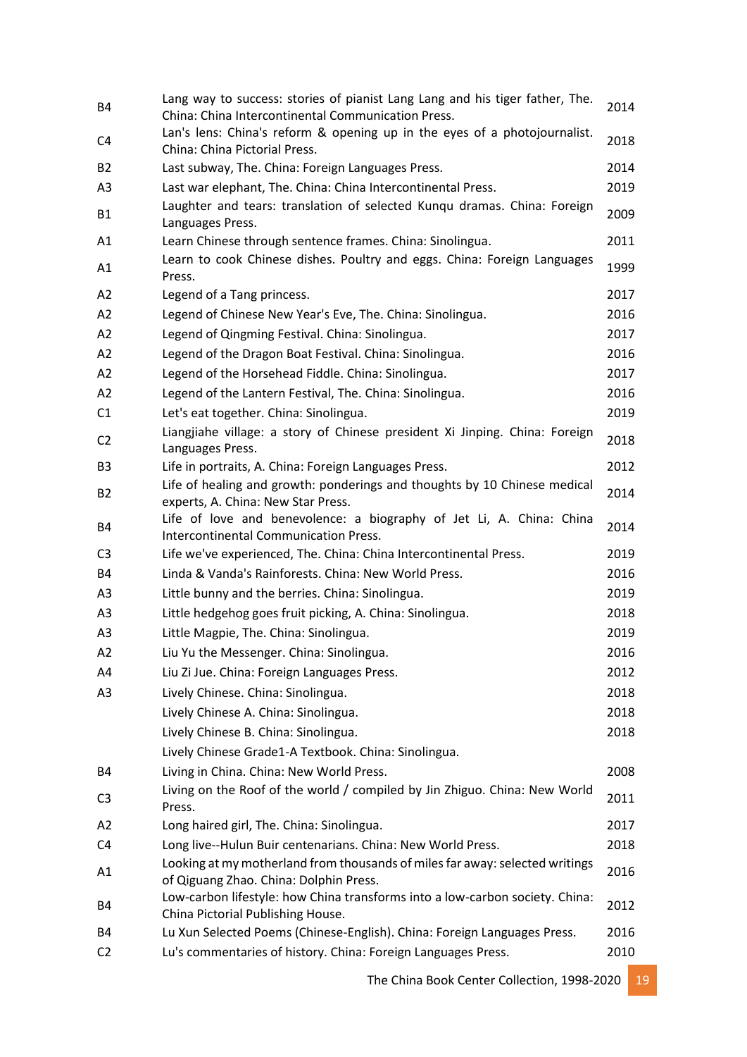| | | |
|---|---|---|
| B4 | Lang way to success: stories of pianist Lang Lang and his tiger father, The. China: China Intercontinental Communication Press. | 2014 |
| C4 | Lan's lens: China's reform & opening up in the eyes of a photojournalist. China: China Pictorial Press. | 2018 |
| B2 | Last subway, The. China: Foreign Languages Press. | 2014 |
| A3 | Last war elephant, The. China: China Intercontinental Press. | 2019 |
| B1 | Laughter and tears: translation of selected Kunqu dramas. China: Foreign Languages Press. | 2009 |
| A1 | Learn Chinese through sentence frames. China: Sinolingua. | 2011 |
| A1 | Learn to cook Chinese dishes. Poultry and eggs. China: Foreign Languages Press. | 1999 |
| A2 | Legend of a Tang princess. | 2017 |
| A2 | Legend of Chinese New Year's Eve, The. China: Sinolingua. | 2016 |
| A2 | Legend of Qingming Festival. China: Sinolingua. | 2017 |
| A2 | Legend of the Dragon Boat Festival. China: Sinolingua. | 2016 |
| A2 | Legend of the Horsehead Fiddle. China: Sinolingua. | 2017 |
| A2 | Legend of the Lantern Festival, The. China: Sinolingua. | 2016 |
| C1 | Let's eat together. China: Sinolingua. | 2019 |
| C2 | Liangjiahe village: a story of Chinese president Xi Jinping. China: Foreign Languages Press. | 2018 |
| B3 | Life in portraits, A. China: Foreign Languages Press. | 2012 |
| B2 | Life of healing and growth: ponderings and thoughts by 10 Chinese medical experts, A. China: New Star Press. | 2014 |
| B4 | Life of love and benevolence: a biography of Jet Li, A. China: China Intercontinental Communication Press. | 2014 |
| C3 | Life we've experienced, The. China: China Intercontinental Press. | 2019 |
| B4 | Linda & Vanda's Rainforests. China: New World Press. | 2016 |
| A3 | Little bunny and the berries. China: Sinolingua. | 2019 |
| A3 | Little hedgehog goes fruit picking, A. China: Sinolingua. | 2018 |
| A3 | Little Magpie, The. China: Sinolingua. | 2019 |
| A2 | Liu Yu the Messenger. China: Sinolingua. | 2016 |
| A4 | Liu Zi Jue. China: Foreign Languages Press. | 2012 |
| A3 | Lively Chinese. China: Sinolingua. | 2018 |
| | Lively Chinese A. China: Sinolingua. | 2018 |
| | Lively Chinese B. China: Sinolingua. | 2018 |
| | Lively Chinese Grade1-A Textbook. China: Sinolingua. | |
| B4 | Living in China. China: New World Press. | 2008 |
| C3 | Living on the Roof of the world / compiled by Jin Zhiguo. China: New World Press. | 2011 |
| A2 | Long haired girl, The. China: Sinolingua. | 2017 |
| C4 | Long live--Hulun Buir centenarians. China: New World Press. | 2018 |
| A1 | Looking at my motherland from thousands of miles far away: selected writings of Qiguang Zhao. China: Dolphin Press. | 2016 |
| B4 | Low-carbon lifestyle: how China transforms into a low-carbon society. China: China Pictorial Publishing House. | 2012 |
| B4 | Lu Xun Selected Poems (Chinese-English). China: Foreign Languages Press. | 2016 |
| C2 | Lu's commentaries of history. China: Foreign Languages Press. | 2010 |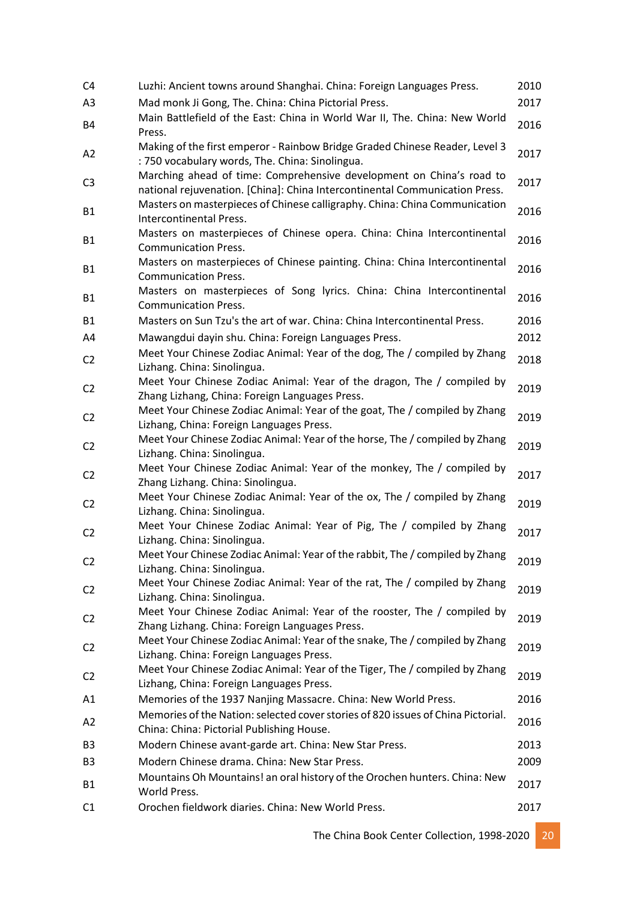| | | |
|---|---|---|
| C4 | Luzhi: Ancient towns around Shanghai. China: Foreign Languages Press. | 2010 |
| A3 | Mad monk Ji Gong, The. China: China Pictorial Press. | 2017 |
| B4 | Main Battlefield of the East: China in World War II, The. China: New World Press. | 2016 |
| A2 | Making of the first emperor - Rainbow Bridge Graded Chinese Reader, Level 3 : 750 vocabulary words, The. China: Sinolingua. | 2017 |
| C3 | Marching ahead of time: Comprehensive development on China's road to national rejuvenation. [China]: China Intercontinental Communication Press. | 2017 |
| B1 | Masters on masterpieces of Chinese calligraphy. China: China Communication Intercontinental Press. | 2016 |
| B1 | Masters on masterpieces of Chinese opera. China: China Intercontinental Communication Press. | 2016 |
| B1 | Masters on masterpieces of Chinese painting. China: China Intercontinental Communication Press. | 2016 |
| B1 | Masters on masterpieces of Song lyrics. China: China Intercontinental Communication Press. | 2016 |
| B1 | Masters on Sun Tzu's the art of war. China: China Intercontinental Press. | 2016 |
| A4 | Mawangdui dayin shu. China: Foreign Languages Press. | 2012 |
| C2 | Meet Your Chinese Zodiac Animal: Year of the dog, The / compiled by Zhang Lizhang. China: Sinolingua. | 2018 |
| C2 | Meet Your Chinese Zodiac Animal: Year of the dragon, The / compiled by Zhang Lizhang, China: Foreign Languages Press. | 2019 |
| C2 | Meet Your Chinese Zodiac Animal: Year of the goat, The / compiled by Zhang Lizhang, China: Foreign Languages Press. | 2019 |
| C2 | Meet Your Chinese Zodiac Animal: Year of the horse, The / compiled by Zhang Lizhang. China: Sinolingua. | 2019 |
| C2 | Meet Your Chinese Zodiac Animal: Year of the monkey, The / compiled by Zhang Lizhang. China: Sinolingua. | 2017 |
| C2 | Meet Your Chinese Zodiac Animal: Year of the ox, The / compiled by Zhang Lizhang. China: Sinolingua. | 2019 |
| C2 | Meet Your Chinese Zodiac Animal: Year of Pig, The / compiled by Zhang Lizhang. China: Sinolingua. | 2017 |
| C2 | Meet Your Chinese Zodiac Animal: Year of the rabbit, The / compiled by Zhang Lizhang. China: Sinolingua. | 2019 |
| C2 | Meet Your Chinese Zodiac Animal: Year of the rat, The / compiled by Zhang Lizhang. China: Sinolingua. | 2019 |
| C2 | Meet Your Chinese Zodiac Animal: Year of the rooster, The / compiled by Zhang Lizhang. China: Foreign Languages Press. | 2019 |
| C2 | Meet Your Chinese Zodiac Animal: Year of the snake, The / compiled by Zhang Lizhang. China: Foreign Languages Press. | 2019 |
| C2 | Meet Your Chinese Zodiac Animal: Year of the Tiger, The / compiled by Zhang Lizhang, China: Foreign Languages Press. | 2019 |
| A1 | Memories of the 1937 Nanjing Massacre. China: New World Press. | 2016 |
| A2 | Memories of the Nation: selected cover stories of 820 issues of China Pictorial. China: China: Pictorial Publishing House. | 2016 |
| B3 | Modern Chinese avant-garde art. China: New Star Press. | 2013 |
| B3 | Modern Chinese drama. China: New Star Press. | 2009 |
| B1 | Mountains Oh Mountains! an oral history of the Orochen hunters. China: New World Press. | 2017 |
| C1 | Orochen fieldwork diaries. China: New World Press. | 2017 |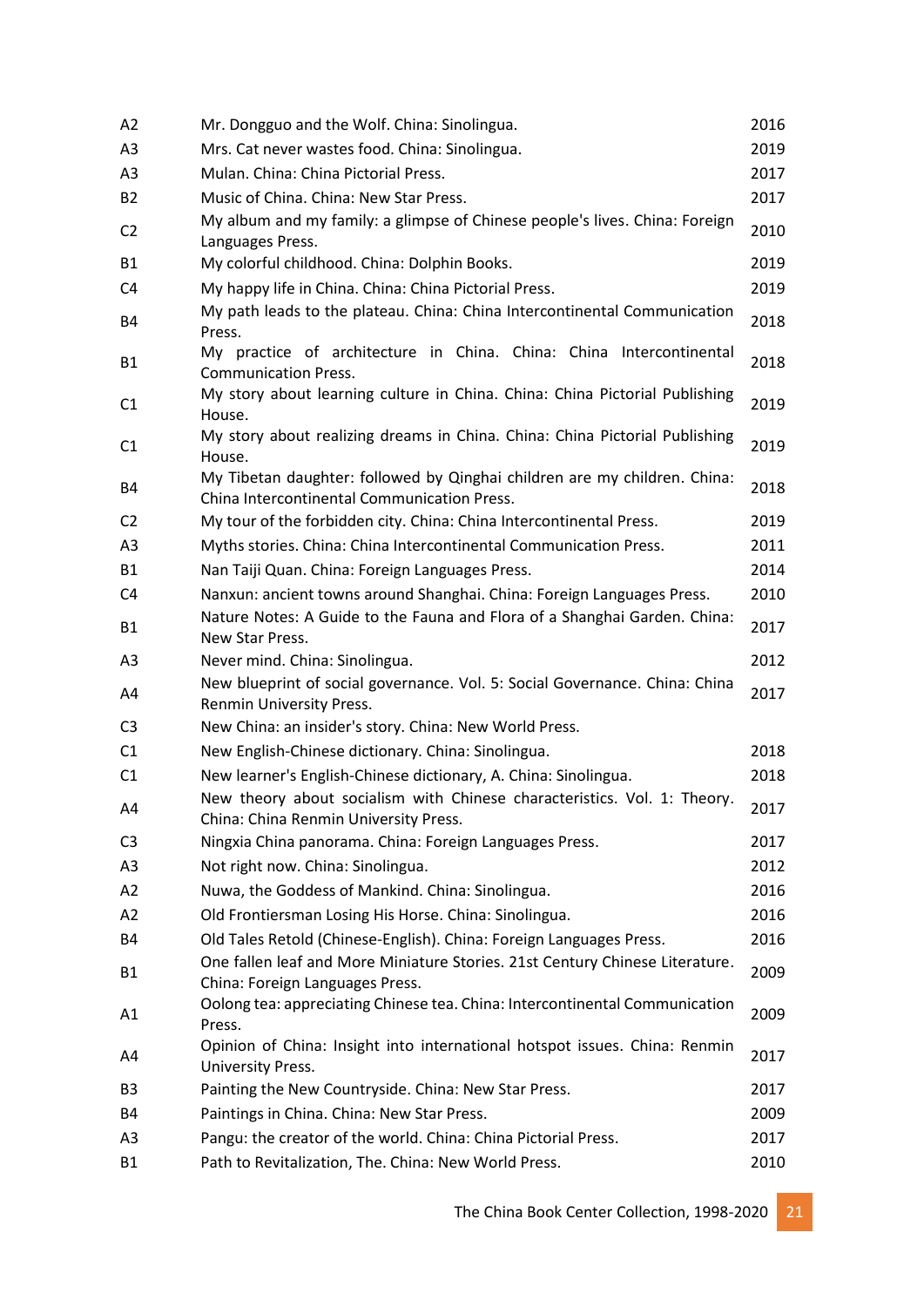| | | |
|---|---|---|
| A2 | Mr. Dongguo and the Wolf. China: Sinolingua. | 2016 |
| A3 | Mrs. Cat never wastes food. China: Sinolingua. | 2019 |
| A3 | Mulan. China: China Pictorial Press. | 2017 |
| B2 | Music of China. China: New Star Press. | 2017 |
| C2 | My album and my family: a glimpse of Chinese people's lives. China: Foreign Languages Press. | 2010 |
| B1 | My colorful childhood. China: Dolphin Books. | 2019 |
| C4 | My happy life in China. China: China Pictorial Press. | 2019 |
| B4 | My path leads to the plateau. China: China Intercontinental Communication Press. | 2018 |
| B1 | My practice of architecture in China. China: China Intercontinental Communication Press. | 2018 |
| C1 | My story about learning culture in China. China: China Pictorial Publishing House. | 2019 |
| C1 | My story about realizing dreams in China. China: China Pictorial Publishing House. | 2019 |
| B4 | My Tibetan daughter: followed by Qinghai children are my children. China: China Intercontinental Communication Press. | 2018 |
| C2 | My tour of the forbidden city. China: China Intercontinental Press. | 2019 |
| A3 | Myths stories. China: China Intercontinental Communication Press. | 2011 |
| B1 | Nan Taiji Quan. China: Foreign Languages Press. | 2014 |
| C4 | Nanxun: ancient towns around Shanghai. China: Foreign Languages Press. | 2010 |
| B1 | Nature Notes: A Guide to the Fauna and Flora of a Shanghai Garden. China: New Star Press. | 2017 |
| A3 | Never mind. China: Sinolingua. | 2012 |
| A4 | New blueprint of social governance. Vol. 5: Social Governance. China: China Renmin University Press. | 2017 |
| C3 | New China: an insider's story. China: New World Press. | |
| C1 | New English-Chinese dictionary. China: Sinolingua. | 2018 |
| C1 | New learner's English-Chinese dictionary, A. China: Sinolingua. | 2018 |
| A4 | New theory about socialism with Chinese characteristics. Vol. 1: Theory. China: China Renmin University Press. | 2017 |
| C3 | Ningxia China panorama. China: Foreign Languages Press. | 2017 |
| A3 | Not right now. China: Sinolingua. | 2012 |
| A2 | Nuwa, the Goddess of Mankind. China: Sinolingua. | 2016 |
| A2 | Old Frontiersman Losing His Horse. China: Sinolingua. | 2016 |
| B4 | Old Tales Retold (Chinese-English). China: Foreign Languages Press. | 2016 |
| B1 | One fallen leaf and More Miniature Stories. 21st Century Chinese Literature. China: Foreign Languages Press. | 2009 |
| A1 | Oolong tea: appreciating Chinese tea. China: Intercontinental Communication Press. | 2009 |
| A4 | Opinion of China: Insight into international hotspot issues. China: Renmin University Press. | 2017 |
| B3 | Painting the New Countryside. China: New Star Press. | 2017 |
| B4 | Paintings in China. China: New Star Press. | 2009 |
| A3 | Pangu: the creator of the world. China: China Pictorial Press. | 2017 |
| B1 | Path to Revitalization, The. China: New World Press. | 2010 |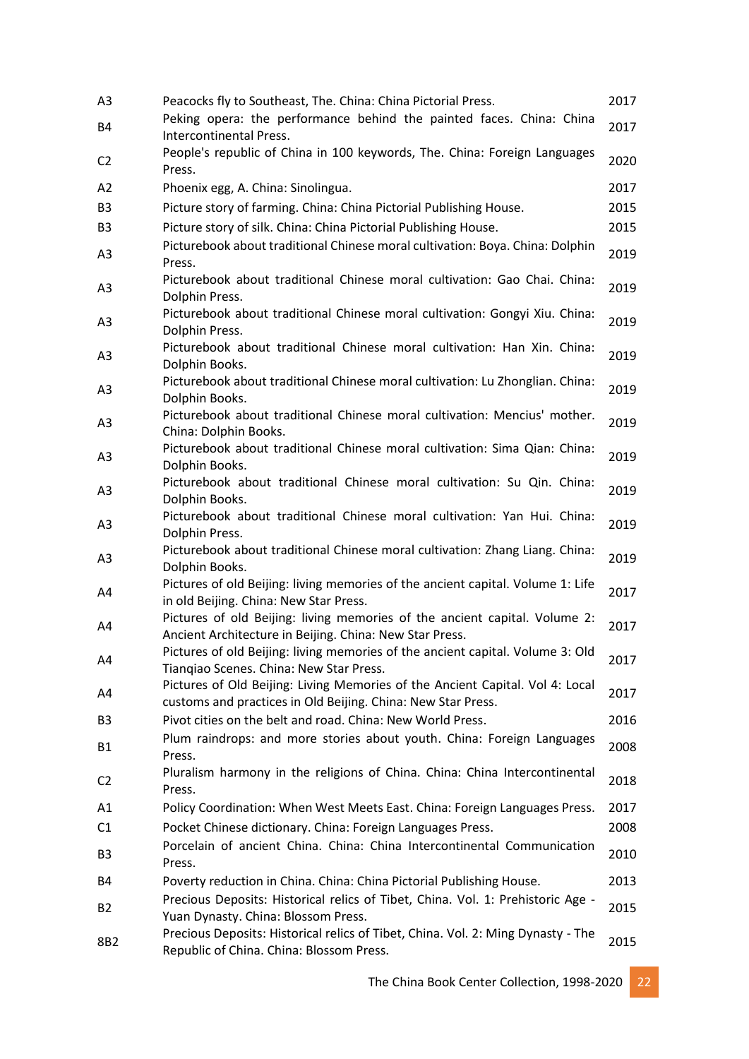| | | |
|---|---|---|
| A3 | Peacocks fly to Southeast, The. China: China Pictorial Press. | 2017 |
| B4 | Peking opera: the performance behind the painted faces. China: China Intercontinental Press. | 2017 |
| C2 | People's republic of China in 100 keywords, The. China: Foreign Languages Press. | 2020 |
| A2 | Phoenix egg, A. China: Sinolingua. | 2017 |
| B3 | Picture story of farming. China: China Pictorial Publishing House. | 2015 |
| B3 | Picture story of silk. China: China Pictorial Publishing House. | 2015 |
| A3 | Picturebook about traditional Chinese moral cultivation: Boya. China: Dolphin Press. | 2019 |
| A3 | Picturebook about traditional Chinese moral cultivation: Gao Chai. China: Dolphin Press. | 2019 |
| A3 | Picturebook about traditional Chinese moral cultivation: Gongyi Xiu. China: Dolphin Press. | 2019 |
| A3 | Picturebook about traditional Chinese moral cultivation: Han Xin. China: Dolphin Books. | 2019 |
| A3 | Picturebook about traditional Chinese moral cultivation: Lu Zhonglian. China: Dolphin Books. | 2019 |
| A3 | Picturebook about traditional Chinese moral cultivation: Mencius' mother. China: Dolphin Books. | 2019 |
| A3 | Picturebook about traditional Chinese moral cultivation: Sima Qian: China: Dolphin Books. | 2019 |
| A3 | Picturebook about traditional Chinese moral cultivation: Su Qin. China: Dolphin Books. | 2019 |
| A3 | Picturebook about traditional Chinese moral cultivation: Yan Hui. China: Dolphin Press. | 2019 |
| A3 | Picturebook about traditional Chinese moral cultivation: Zhang Liang. China: Dolphin Books. | 2019 |
| A4 | Pictures of old Beijing: living memories of the ancient capital. Volume 1: Life in old Beijing. China: New Star Press. | 2017 |
| A4 | Pictures of old Beijing: living memories of the ancient capital. Volume 2: Ancient Architecture in Beijing. China: New Star Press. | 2017 |
| A4 | Pictures of old Beijing: living memories of the ancient capital. Volume 3: Old Tianqiao Scenes. China: New Star Press. | 2017 |
| A4 | Pictures of Old Beijing: Living Memories of the Ancient Capital. Vol 4: Local customs and practices in Old Beijing. China: New Star Press. | 2017 |
| B3 | Pivot cities on the belt and road. China: New World Press. | 2016 |
| B1 | Plum raindrops: and more stories about youth. China: Foreign Languages Press. | 2008 |
| C2 | Pluralism harmony in the religions of China. China: China Intercontinental Press. | 2018 |
| A1 | Policy Coordination: When West Meets East. China: Foreign Languages Press. | 2017 |
| C1 | Pocket Chinese dictionary. China: Foreign Languages Press. | 2008 |
| B3 | Porcelain of ancient China. China: China Intercontinental Communication Press. | 2010 |
| B4 | Poverty reduction in China. China: China Pictorial Publishing House. | 2013 |
| B2 | Precious Deposits: Historical relics of Tibet, China. Vol. 1: Prehistoric Age - Yuan Dynasty. China: Blossom Press. | 2015 |
| 8B2 | Precious Deposits: Historical relics of Tibet, China. Vol. 2: Ming Dynasty - The Republic of China. China: Blossom Press. | 2015 |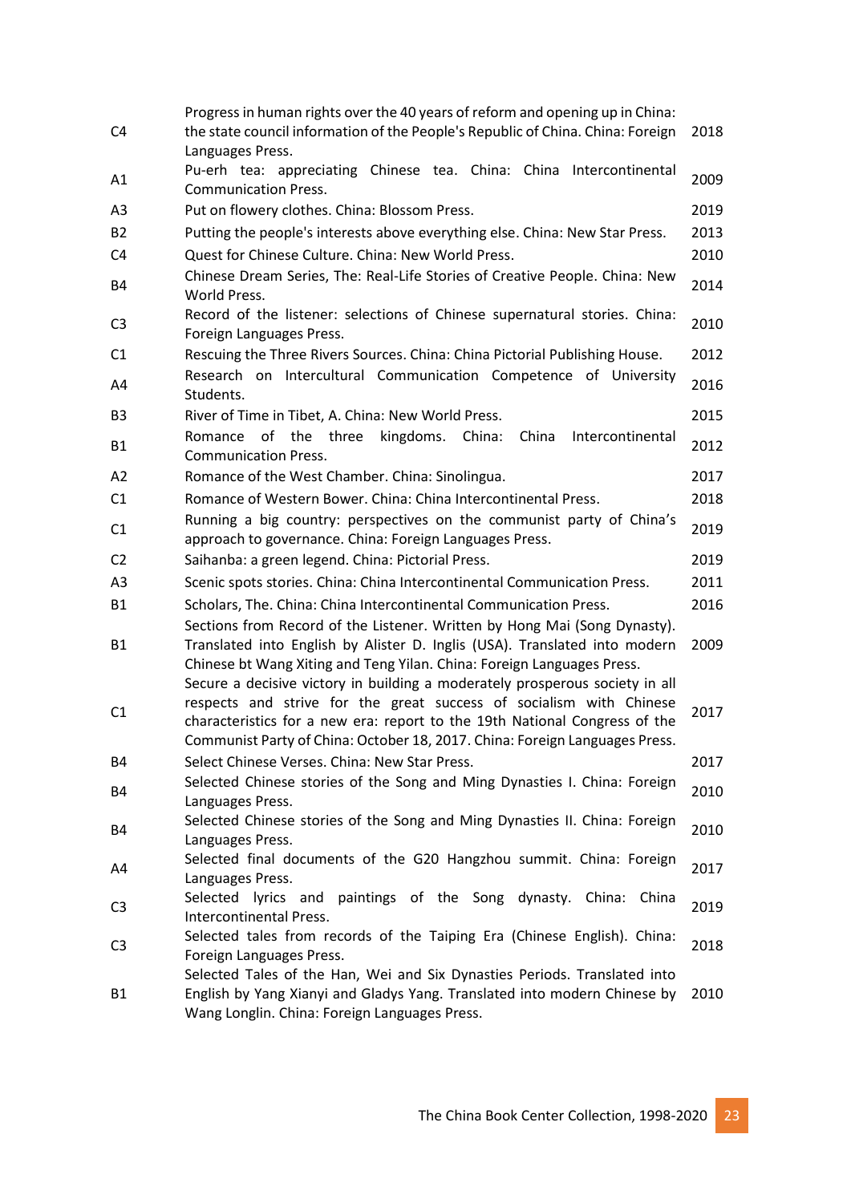| | | |
|---|---|---|
| C4 | Progress in human rights over the 40 years of reform and opening up in China: the state council information of the People's Republic of China. China: Foreign Languages Press. | 2018 |
| A1 | Pu-erh tea: appreciating Chinese tea. China: China Intercontinental Communication Press. | 2009 |
| A3 | Put on flowery clothes. China: Blossom Press. | 2019 |
| B2 | Putting the people's interests above everything else. China: New Star Press. | 2013 |
| C4 | Quest for Chinese Culture. China: New World Press. | 2010 |
| B4 | Chinese Dream Series, The: Real-Life Stories of Creative People. China: New World Press. | 2014 |
| C3 | Record of the listener: selections of Chinese supernatural stories. China: Foreign Languages Press. | 2010 |
| C1 | Rescuing the Three Rivers Sources. China: China Pictorial Publishing House. | 2012 |
| A4 | Research on Intercultural Communication Competence of University Students. | 2016 |
| B3 | River of Time in Tibet, A. China: New World Press. | 2015 |
| B1 | Romance of the three kingdoms. China: China Intercontinental Communication Press. | 2012 |
| A2 | Romance of the West Chamber. China: Sinolingua. | 2017 |
| C1 | Romance of Western Bower. China: China Intercontinental Press. | 2018 |
| C1 | Running a big country: perspectives on the communist party of China's approach to governance. China: Foreign Languages Press. | 2019 |
| C2 | Saihanba: a green legend. China: Pictorial Press. | 2019 |
| A3 | Scenic spots stories. China: China Intercontinental Communication Press. | 2011 |
| B1 | Scholars, The. China: China Intercontinental Communication Press. | 2016 |
| B1 | Sections from Record of the Listener. Written by Hong Mai (Song Dynasty). Translated into English by Alister D. Inglis (USA). Translated into modern Chinese bt Wang Xiting and Teng Yilan. China: Foreign Languages Press. | 2009 |
| C1 | Secure a decisive victory in building a moderately prosperous society in all respects and strive for the great success of socialism with Chinese characteristics for a new era: report to the 19th National Congress of the Communist Party of China: October 18, 2017. China: Foreign Languages Press. | 2017 |
| B4 | Select Chinese Verses. China: New Star Press. | 2017 |
| B4 | Selected Chinese stories of the Song and Ming Dynasties I. China: Foreign Languages Press. | 2010 |
| B4 | Selected Chinese stories of the Song and Ming Dynasties II. China: Foreign Languages Press. | 2010 |
| A4 | Selected final documents of the G20 Hangzhou summit. China: Foreign Languages Press. | 2017 |
| C3 | Selected lyrics and paintings of the Song dynasty. China: China Intercontinental Press. | 2019 |
| C3 | Selected tales from records of the Taiping Era (Chinese English). China: Foreign Languages Press. | 2018 |
| B1 | Selected Tales of the Han, Wei and Six Dynasties Periods. Translated into English by Yang Xianyi and Gladys Yang. Translated into modern Chinese by Wang Longlin. China: Foreign Languages Press. | 2010 |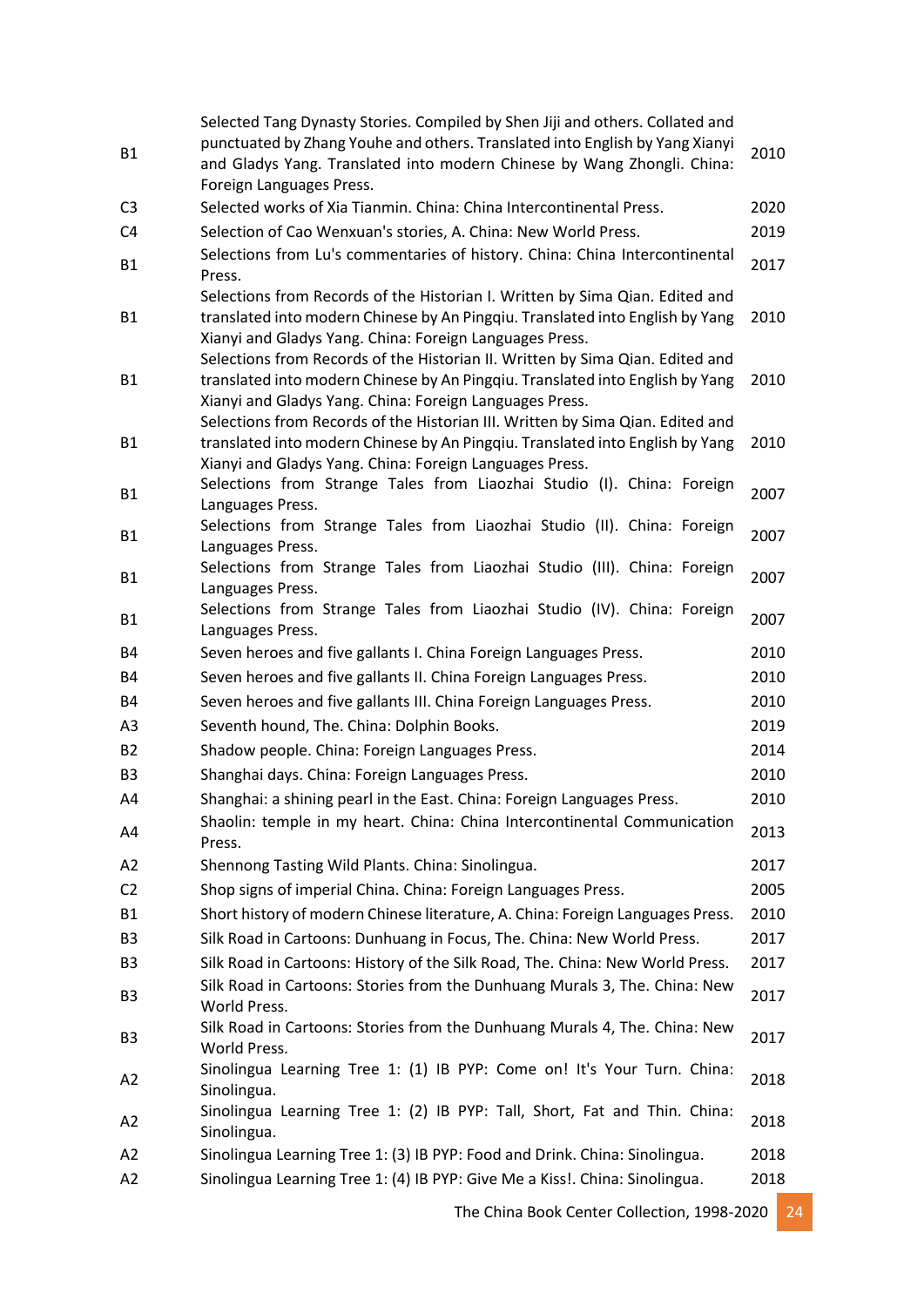| | | |
|---|---|---|
| B1 | Selected Tang Dynasty Stories. Compiled by Shen Jiji and others. Collated and punctuated by Zhang Youhe and others. Translated into English by Yang Xianyi and Gladys Yang. Translated into modern Chinese by Wang Zhongli. China: Foreign Languages Press. | 2010 |
| C3 | Selected works of Xia Tianmin. China: China Intercontinental Press. | 2020 |
| C4 | Selection of Cao Wenxuan's stories, A. China: New World Press. | 2019 |
| B1 | Selections from Lu's commentaries of history. China: China Intercontinental Press. | 2017 |
| B1 | Selections from Records of the Historian I. Written by Sima Qian. Edited and translated into modern Chinese by An Pingqiu. Translated into English by Yang Xianyi and Gladys Yang. China: Foreign Languages Press. | 2010 |
| B1 | Selections from Records of the Historian II. Written by Sima Qian. Edited and translated into modern Chinese by An Pingqiu. Translated into English by Yang Xianyi and Gladys Yang. China: Foreign Languages Press. | 2010 |
| B1 | Selections from Records of the Historian III. Written by Sima Qian. Edited and translated into modern Chinese by An Pingqiu. Translated into English by Yang Xianyi and Gladys Yang. China: Foreign Languages Press. | 2010 |
| B1 | Selections from Strange Tales from Liaozhai Studio (I). China: Foreign Languages Press. | 2007 |
| B1 | Selections from Strange Tales from Liaozhai Studio (II). China: Foreign Languages Press. | 2007 |
| B1 | Selections from Strange Tales from Liaozhai Studio (III). China: Foreign Languages Press. | 2007 |
| B1 | Selections from Strange Tales from Liaozhai Studio (IV). China: Foreign Languages Press. | 2007 |
| B4 | Seven heroes and five gallants I. China Foreign Languages Press. | 2010 |
| B4 | Seven heroes and five gallants II. China Foreign Languages Press. | 2010 |
| B4 | Seven heroes and five gallants III. China Foreign Languages Press. | 2010 |
| A3 | Seventh hound, The. China: Dolphin Books. | 2019 |
| B2 | Shadow people. China: Foreign Languages Press. | 2014 |
| B3 | Shanghai days. China: Foreign Languages Press. | 2010 |
| A4 | Shanghai: a shining pearl in the East. China: Foreign Languages Press. | 2010 |
| A4 | Shaolin: temple in my heart. China: China Intercontinental Communication Press. | 2013 |
| A2 | Shennong Tasting Wild Plants. China: Sinolingua. | 2017 |
| C2 | Shop signs of imperial China. China: Foreign Languages Press. | 2005 |
| B1 | Short history of modern Chinese literature, A. China: Foreign Languages Press. | 2010 |
| B3 | Silk Road in Cartoons: Dunhuang in Focus, The. China: New World Press. | 2017 |
| B3 | Silk Road in Cartoons: History of the Silk Road, The. China: New World Press. | 2017 |
| B3 | Silk Road in Cartoons: Stories from the Dunhuang Murals 3, The. China: New World Press. | 2017 |
| B3 | Silk Road in Cartoons: Stories from the Dunhuang Murals 4, The. China: New World Press. | 2017 |
| A2 | Sinolingua Learning Tree 1: (1) IB PYP: Come on! It's Your Turn. China: Sinolingua. | 2018 |
| A2 | Sinolingua Learning Tree 1: (2) IB PYP: Tall, Short, Fat and Thin. China: Sinolingua. | 2018 |
| A2 | Sinolingua Learning Tree 1: (3) IB PYP: Food and Drink. China: Sinolingua. | 2018 |
| A2 | Sinolingua Learning Tree 1: (4) IB PYP: Give Me a Kiss!. China: Sinolingua. | 2018 |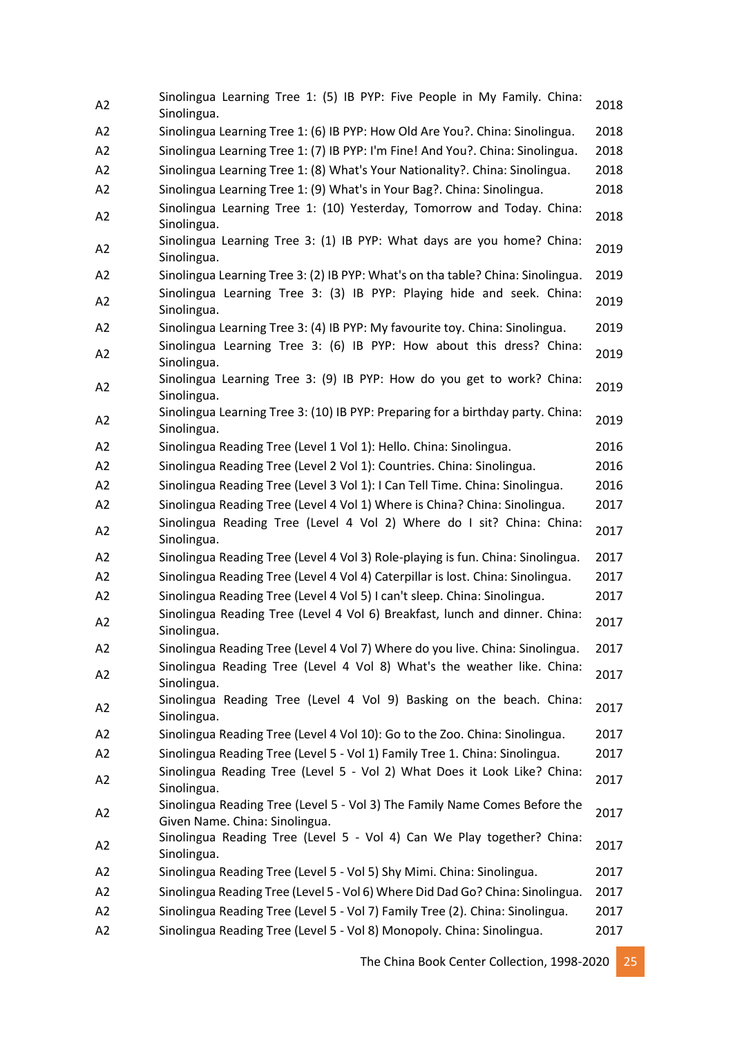| | | |
|---|---|---|
| A2 | Sinolingua Learning Tree 1: (5) IB PYP: Five People in My Family. China: Sinolingua. | 2018 |
| A2 | Sinolingua Learning Tree 1: (6) IB PYP: How Old Are You?. China: Sinolingua. | 2018 |
| A2 | Sinolingua Learning Tree 1: (7) IB PYP: I'm Fine! And You?. China: Sinolingua. | 2018 |
| A2 | Sinolingua Learning Tree 1: (8) What's Your Nationality?. China: Sinolingua. | 2018 |
| A2 | Sinolingua Learning Tree 1: (9) What's in Your Bag?. China: Sinolingua. | 2018 |
| A2 | Sinolingua Learning Tree 1: (10) Yesterday, Tomorrow and Today. China: Sinolingua. | 2018 |
| A2 | Sinolingua Learning Tree 3: (1) IB PYP: What days are you home? China: Sinolingua. | 2019 |
| A2 | Sinolingua Learning Tree 3: (2) IB PYP: What's on tha table? China: Sinolingua. | 2019 |
| A2 | Sinolingua Learning Tree 3: (3) IB PYP: Playing hide and seek. China: Sinolingua. | 2019 |
| A2 | Sinolingua Learning Tree 3: (4) IB PYP: My favourite toy. China: Sinolingua. | 2019 |
| A2 | Sinolingua Learning Tree 3: (6) IB PYP: How about this dress? China: Sinolingua. | 2019 |
| A2 | Sinolingua Learning Tree 3: (9) IB PYP: How do you get to work? China: Sinolingua. | 2019 |
| A2 | Sinolingua Learning Tree 3: (10) IB PYP: Preparing for a birthday party. China: Sinolingua. | 2019 |
| A2 | Sinolingua Reading Tree (Level 1 Vol 1): Hello. China: Sinolingua. | 2016 |
| A2 | Sinolingua Reading Tree (Level 2 Vol 1): Countries. China: Sinolingua. | 2016 |
| A2 | Sinolingua Reading Tree (Level 3 Vol 1): I Can Tell Time. China: Sinolingua. | 2016 |
| A2 | Sinolingua Reading Tree (Level 4 Vol 1) Where is China? China: Sinolingua. | 2017 |
| A2 | Sinolingua Reading Tree (Level 4 Vol 2) Where do I sit? China: China: Sinolingua. | 2017 |
| A2 | Sinolingua Reading Tree (Level 4 Vol 3) Role-playing is fun. China: Sinolingua. | 2017 |
| A2 | Sinolingua Reading Tree (Level 4 Vol 4) Caterpillar is lost. China: Sinolingua. | 2017 |
| A2 | Sinolingua Reading Tree (Level 4 Vol 5) I can't sleep. China: Sinolingua. | 2017 |
| A2 | Sinolingua Reading Tree (Level 4 Vol 6) Breakfast, lunch and dinner. China: Sinolingua. | 2017 |
| A2 | Sinolingua Reading Tree (Level 4 Vol 7) Where do you live. China: Sinolingua. | 2017 |
| A2 | Sinolingua Reading Tree (Level 4 Vol 8) What's the weather like. China: Sinolingua. | 2017 |
| A2 | Sinolingua Reading Tree (Level 4 Vol 9) Basking on the beach. China: Sinolingua. | 2017 |
| A2 | Sinolingua Reading Tree (Level 4 Vol 10): Go to the Zoo. China: Sinolingua. | 2017 |
| A2 | Sinolingua Reading Tree (Level 5 - Vol 1) Family Tree 1. China: Sinolingua. | 2017 |
| A2 | Sinolingua Reading Tree (Level 5 - Vol 2) What Does it Look Like? China: Sinolingua. | 2017 |
| A2 | Sinolingua Reading Tree (Level 5 - Vol 3) The Family Name Comes Before the Given Name. China: Sinolingua. | 2017 |
| A2 | Sinolingua Reading Tree (Level 5 - Vol 4) Can We Play together? China: Sinolingua. | 2017 |
| A2 | Sinolingua Reading Tree (Level 5 - Vol 5) Shy Mimi. China: Sinolingua. | 2017 |
| A2 | Sinolingua Reading Tree (Level 5 - Vol 6) Where Did Dad Go? China: Sinolingua. | 2017 |
| A2 | Sinolingua Reading Tree (Level 5 - Vol 7) Family Tree (2). China: Sinolingua. | 2017 |
| A2 | Sinolingua Reading Tree (Level 5 - Vol 8) Monopoly. China: Sinolingua. | 2017 |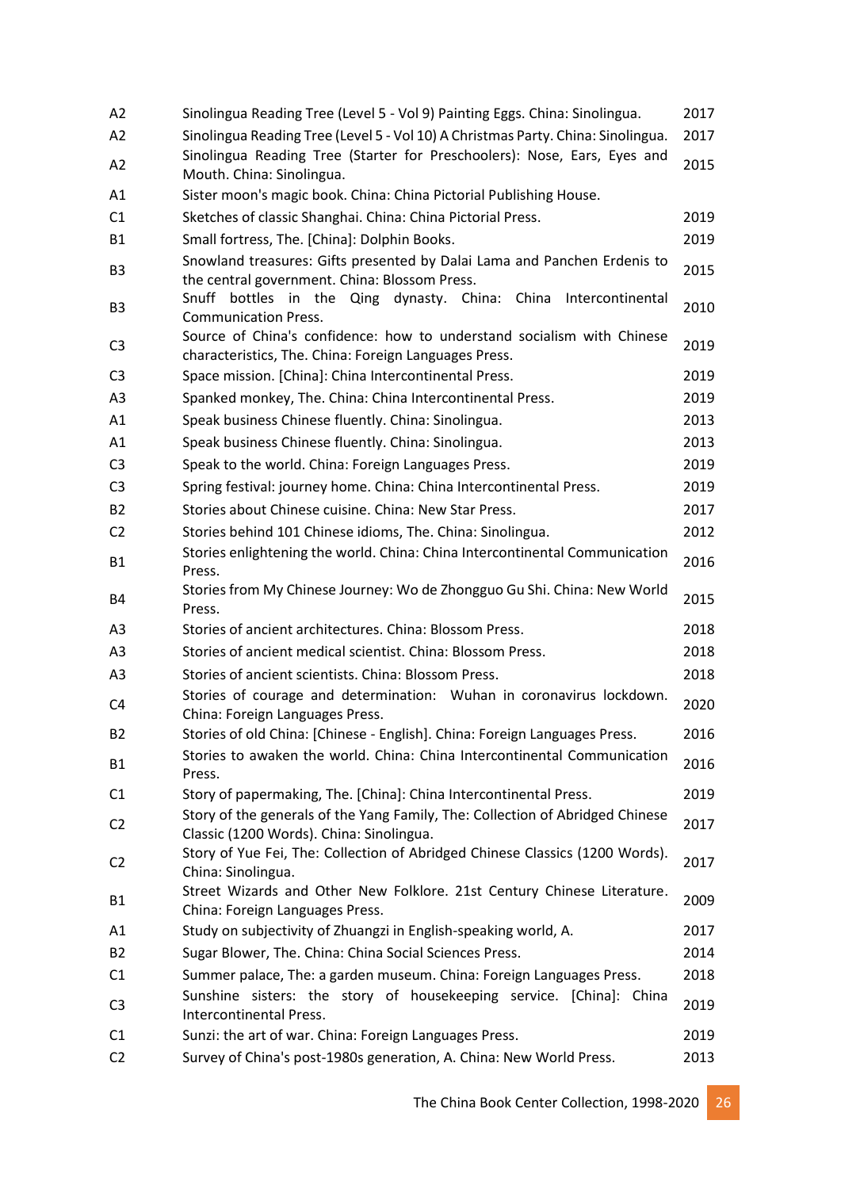| | | |
|---|---|---|
| A2 | Sinolingua Reading Tree (Level 5 - Vol 9) Painting Eggs. China: Sinolingua. | 2017 |
| A2 | Sinolingua Reading Tree (Level 5 - Vol 10) A Christmas Party. China: Sinolingua. | 2017 |
| A2 | Sinolingua Reading Tree (Starter for Preschoolers): Nose, Ears, Eyes and Mouth. China: Sinolingua. | 2015 |
| A1 | Sister moon's magic book. China: China Pictorial Publishing House. | |
| C1 | Sketches of classic Shanghai. China: China Pictorial Press. | 2019 |
| B1 | Small fortress, The. [China]: Dolphin Books. | 2019 |
| B3 | Snowland treasures: Gifts presented by Dalai Lama and Panchen Erdenis to the central government. China: Blossom Press. | 2015 |
| B3 | Snuff bottles in the Qing dynasty. China: China Intercontinental Communication Press. | 2010 |
| C3 | Source of China's confidence: how to understand socialism with Chinese characteristics, The. China: Foreign Languages Press. | 2019 |
| C3 | Space mission. [China]: China Intercontinental Press. | 2019 |
| A3 | Spanked monkey, The. China: China Intercontinental Press. | 2019 |
| A1 | Speak business Chinese fluently. China: Sinolingua. | 2013 |
| A1 | Speak business Chinese fluently. China: Sinolingua. | 2013 |
| C3 | Speak to the world. China: Foreign Languages Press. | 2019 |
| C3 | Spring festival: journey home. China: China Intercontinental Press. | 2019 |
| B2 | Stories about Chinese cuisine. China: New Star Press. | 2017 |
| C2 | Stories behind 101 Chinese idioms, The. China: Sinolingua. | 2012 |
| B1 | Stories enlightening the world. China: China Intercontinental Communication Press. | 2016 |
| B4 | Stories from My Chinese Journey: Wo de Zhongguo Gu Shi. China: New World Press. | 2015 |
| A3 | Stories of ancient architectures. China: Blossom Press. | 2018 |
| A3 | Stories of ancient medical scientist. China: Blossom Press. | 2018 |
| A3 | Stories of ancient scientists. China: Blossom Press. | 2018 |
| C4 | Stories of courage and determination: Wuhan in coronavirus lockdown. China: Foreign Languages Press. | 2020 |
| B2 | Stories of old China: [Chinese - English]. China: Foreign Languages Press. | 2016 |
| B1 | Stories to awaken the world. China: China Intercontinental Communication Press. | 2016 |
| C1 | Story of papermaking, The. [China]: China Intercontinental Press. | 2019 |
| C2 | Story of the generals of the Yang Family, The: Collection of Abridged Chinese Classic (1200 Words). China: Sinolingua. | 2017 |
| C2 | Story of Yue Fei, The: Collection of Abridged Chinese Classics (1200 Words). China: Sinolingua. | 2017 |
| B1 | Street Wizards and Other New Folklore. 21st Century Chinese Literature. China: Foreign Languages Press. | 2009 |
| A1 | Study on subjectivity of Zhuangzi in English-speaking world, A. | 2017 |
| B2 | Sugar Blower, The. China: China Social Sciences Press. | 2014 |
| C1 | Summer palace, The: a garden museum. China: Foreign Languages Press. | 2018 |
| C3 | Sunshine sisters: the story of housekeeping service. [China]: China Intercontinental Press. | 2019 |
| C1 | Sunzi: the art of war. China: Foreign Languages Press. | 2019 |
| C2 | Survey of China's post-1980s generation, A. China: New World Press. | 2013 |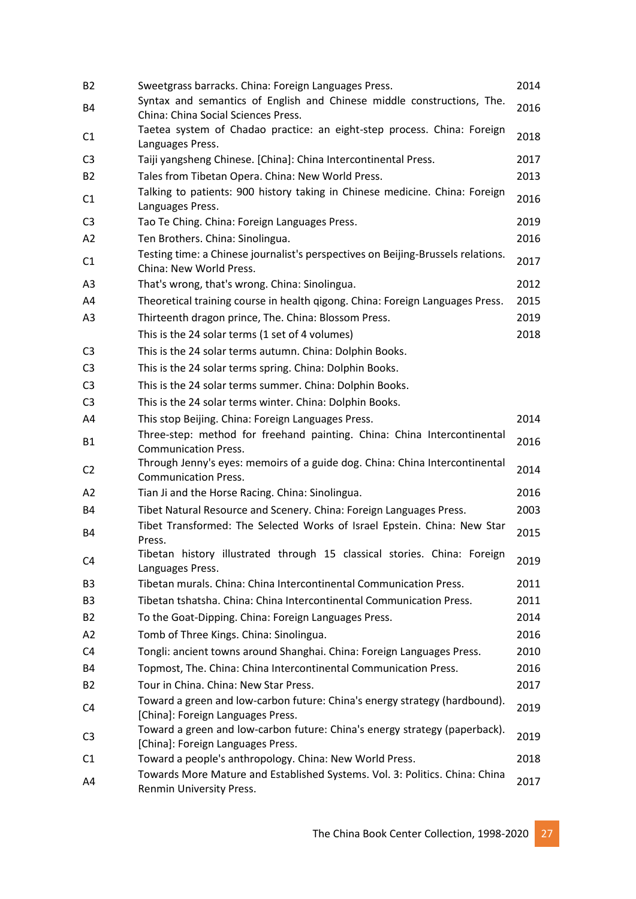| | | |
|---|---|---|
| B2 | Sweetgrass barracks. China: Foreign Languages Press. | 2014 |
| B4 | Syntax and semantics of English and Chinese middle constructions, The. China: China Social Sciences Press. | 2016 |
| C1 | Taetea system of Chadao practice: an eight-step process. China: Foreign Languages Press. | 2018 |
| C3 | Taiji yangsheng Chinese. [China]: China Intercontinental Press. | 2017 |
| B2 | Tales from Tibetan Opera. China: New World Press. | 2013 |
| C1 | Talking to patients: 900 history taking in Chinese medicine. China: Foreign Languages Press. | 2016 |
| C3 | Tao Te Ching. China: Foreign Languages Press. | 2019 |
| A2 | Ten Brothers. China: Sinolingua. | 2016 |
| C1 | Testing time: a Chinese journalist's perspectives on Beijing-Brussels relations. China: New World Press. | 2017 |
| A3 | That's wrong, that's wrong. China: Sinolingua. | 2012 |
| A4 | Theoretical training course in health qigong. China: Foreign Languages Press. | 2015 |
| A3 | Thirteenth dragon prince, The. China: Blossom Press. | 2019 |
| | This is the 24 solar terms (1 set of 4 volumes) | 2018 |
| C3 | This is the 24 solar terms autumn. China: Dolphin Books. | |
| C3 | This is the 24 solar terms spring. China: Dolphin Books. | |
| C3 | This is the 24 solar terms summer. China: Dolphin Books. | |
| C3 | This is the 24 solar terms winter. China: Dolphin Books. | |
| A4 | This stop Beijing. China: Foreign Languages Press. | 2014 |
| B1 | Three-step: method for freehand painting. China: China Intercontinental Communication Press. | 2016 |
| C2 | Through Jenny's eyes: memoirs of a guide dog. China: China Intercontinental Communication Press. | 2014 |
| A2 | Tian Ji and the Horse Racing. China: Sinolingua. | 2016 |
| B4 | Tibet Natural Resource and Scenery. China: Foreign Languages Press. | 2003 |
| B4 | Tibet Transformed: The Selected Works of Israel Epstein. China: New Star Press. | 2015 |
| C4 | Tibetan history illustrated through 15 classical stories. China: Foreign Languages Press. | 2019 |
| B3 | Tibetan murals. China: China Intercontinental Communication Press. | 2011 |
| B3 | Tibetan tshatsha. China: China Intercontinental Communication Press. | 2011 |
| B2 | To the Goat-Dipping. China: Foreign Languages Press. | 2014 |
| A2 | Tomb of Three Kings. China: Sinolingua. | 2016 |
| C4 | Tongli: ancient towns around Shanghai. China: Foreign Languages Press. | 2010 |
| B4 | Topmost, The. China: China Intercontinental Communication Press. | 2016 |
| B2 | Tour in China. China: New Star Press. | 2017 |
| C4 | Toward a green and low-carbon future: China's energy strategy (hardbound). [China]: Foreign Languages Press. | 2019 |
| C3 | Toward a green and low-carbon future: China's energy strategy (paperback). [China]: Foreign Languages Press. | 2019 |
| C1 | Toward a people's anthropology. China: New World Press. | 2018 |
| A4 | Towards More Mature and Established Systems. Vol. 3: Politics. China: China Renmin University Press. | 2017 |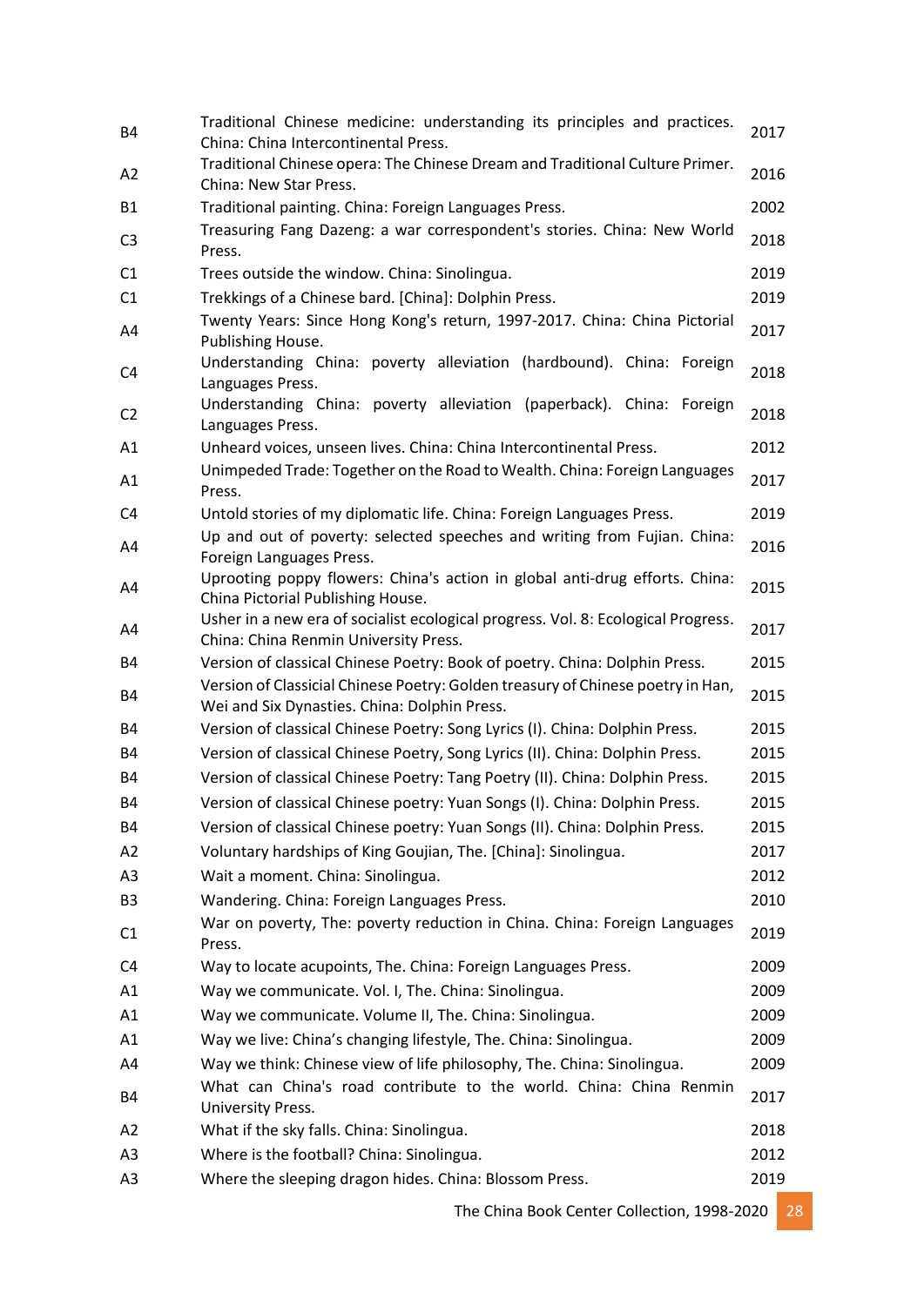| | | |
|---|---|---|
| B4 | Traditional Chinese medicine: understanding its principles and practices. China: China Intercontinental Press. | 2017 |
| A2 | Traditional Chinese opera: The Chinese Dream and Traditional Culture Primer. China: New Star Press. | 2016 |
| B1 | Traditional painting. China: Foreign Languages Press. | 2002 |
| C3 | Treasuring Fang Dazeng: a war correspondent's stories. China: New World Press. | 2018 |
| C1 | Trees outside the window. China: Sinolingua. | 2019 |
| C1 | Trekkings of a Chinese bard. [China]: Dolphin Press. | 2019 |
| A4 | Twenty Years: Since Hong Kong's return, 1997-2017. China: China Pictorial Publishing House. | 2017 |
| C4 | Understanding China: poverty alleviation (hardbound). China: Foreign Languages Press. | 2018 |
| C2 | Understanding China: poverty alleviation (paperback). China: Foreign Languages Press. | 2018 |
| A1 | Unheard voices, unseen lives. China: China Intercontinental Press. | 2012 |
| A1 | Unimpeded Trade: Together on the Road to Wealth. China: Foreign Languages Press. | 2017 |
| C4 | Untold stories of my diplomatic life. China: Foreign Languages Press. | 2019 |
| A4 | Up and out of poverty: selected speeches and writing from Fujian. China: Foreign Languages Press. | 2016 |
| A4 | Uprooting poppy flowers: China's action in global anti-drug efforts. China: China Pictorial Publishing House. | 2015 |
| A4 | Usher in a new era of socialist ecological progress. Vol. 8: Ecological Progress. China: China Renmin University Press. | 2017 |
| B4 | Version of classical Chinese Poetry: Book of poetry. China: Dolphin Press. | 2015 |
| B4 | Version of Classicial Chinese Poetry: Golden treasury of Chinese poetry in Han, Wei and Six Dynasties. China: Dolphin Press. | 2015 |
| B4 | Version of classical Chinese Poetry: Song Lyrics (I). China: Dolphin Press. | 2015 |
| B4 | Version of classical Chinese Poetry, Song Lyrics (II). China: Dolphin Press. | 2015 |
| B4 | Version of classical Chinese Poetry: Tang Poetry (II). China: Dolphin Press. | 2015 |
| B4 | Version of classical Chinese poetry: Yuan Songs (I). China: Dolphin Press. | 2015 |
| B4 | Version of classical Chinese poetry: Yuan Songs (II). China: Dolphin Press. | 2015 |
| A2 | Voluntary hardships of King Goujian, The. [China]: Sinolingua. | 2017 |
| A3 | Wait a moment. China: Sinolingua. | 2012 |
| B3 | Wandering. China: Foreign Languages Press. | 2010 |
| C1 | War on poverty, The: poverty reduction in China. China: Foreign Languages Press. | 2019 |
| C4 | Way to locate acupoints, The. China: Foreign Languages Press. | 2009 |
| A1 | Way we communicate. Vol. I, The. China: Sinolingua. | 2009 |
| A1 | Way we communicate. Volume II, The. China: Sinolingua. | 2009 |
| A1 | Way we live: China's changing lifestyle, The. China: Sinolingua. | 2009 |
| A4 | Way we think: Chinese view of life philosophy, The. China: Sinolingua. | 2009 |
| B4 | What can China's road contribute to the world. China: China Renmin University Press. | 2017 |
| A2 | What if the sky falls. China: Sinolingua. | 2018 |
| A3 | Where is the football? China: Sinolingua. | 2012 |
| A3 | Where the sleeping dragon hides. China: Blossom Press. | 2019 |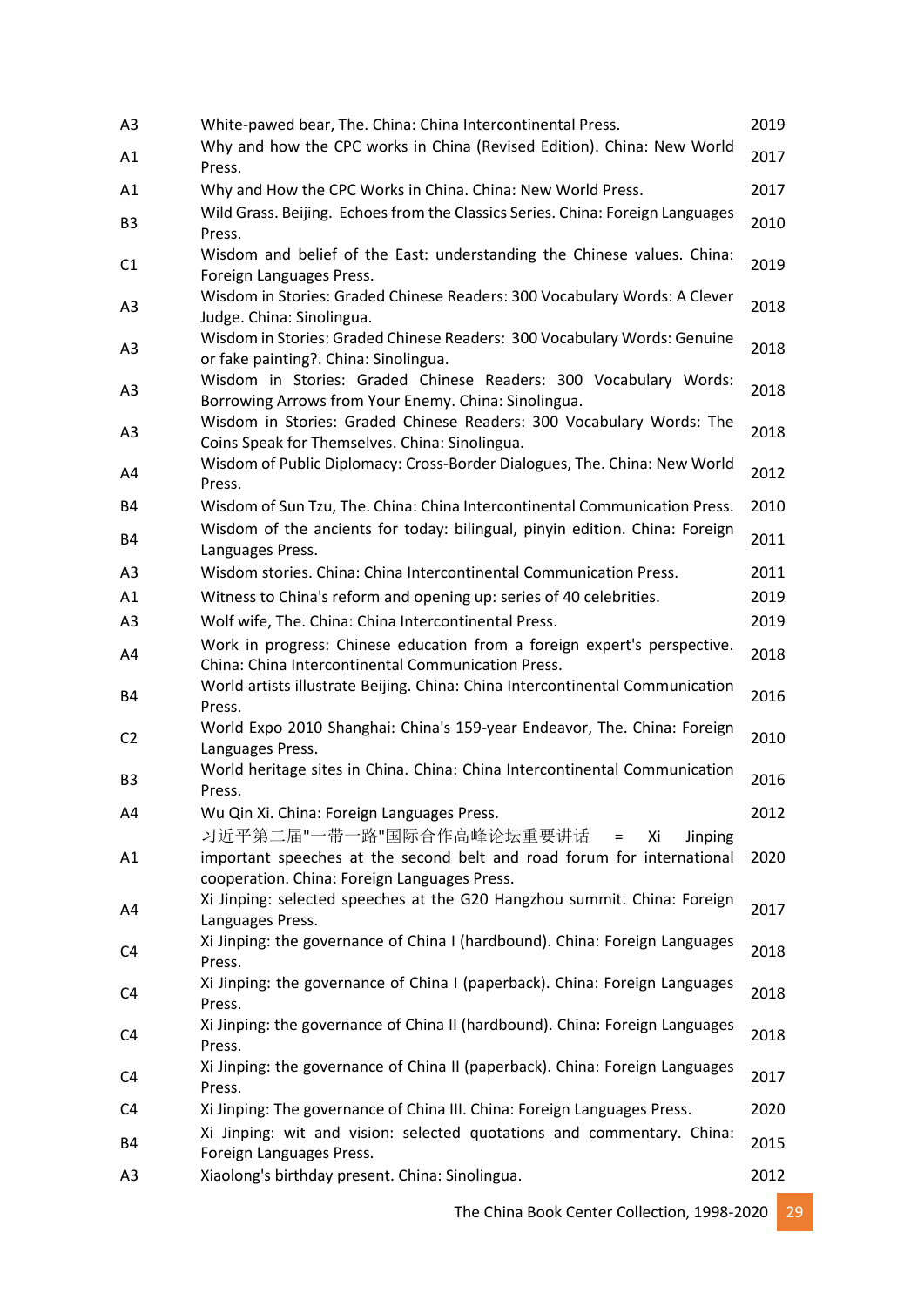| | | |
|---|---|---|
| A3 | White-pawed bear, The. China: China Intercontinental Press. | 2019 |
| A1 | Why and how the CPC works in China (Revised Edition). China: New World Press. | 2017 |
| A1 | Why and How the CPC Works in China. China: New World Press. | 2017 |
| B3 | Wild Grass. Beijing. Echoes from the Classics Series. China: Foreign Languages Press. | 2010 |
| C1 | Wisdom and belief of the East: understanding the Chinese values. China: Foreign Languages Press. | 2019 |
| A3 | Wisdom in Stories: Graded Chinese Readers: 300 Vocabulary Words: A Clever Judge. China: Sinolingua. | 2018 |
| A3 | Wisdom in Stories: Graded Chinese Readers: 300 Vocabulary Words: Genuine or fake painting?. China: Sinolingua. | 2018 |
| A3 | Wisdom in Stories: Graded Chinese Readers: 300 Vocabulary Words: Borrowing Arrows from Your Enemy. China: Sinolingua. | 2018 |
| A3 | Wisdom in Stories: Graded Chinese Readers: 300 Vocabulary Words: The Coins Speak for Themselves. China: Sinolingua. | 2018 |
| A4 | Wisdom of Public Diplomacy: Cross-Border Dialogues, The. China: New World Press. | 2012 |
| B4 | Wisdom of Sun Tzu, The. China: China Intercontinental Communication Press. | 2010 |
| B4 | Wisdom of the ancients for today: bilingual, pinyin edition. China: Foreign Languages Press. | 2011 |
| A3 | Wisdom stories. China: China Intercontinental Communication Press. | 2011 |
| A1 | Witness to China's reform and opening up: series of 40 celebrities. | 2019 |
| A3 | Wolf wife, The. China: China Intercontinental Press. | 2019 |
| A4 | Work in progress: Chinese education from a foreign expert's perspective. China: China Intercontinental Communication Press. | 2018 |
| B4 | World artists illustrate Beijing. China: China Intercontinental Communication Press. | 2016 |
| C2 | World Expo 2010 Shanghai: China's 159-year Endeavor, The. China: Foreign Languages Press. | 2010 |
| B3 | World heritage sites in China. China: China Intercontinental Communication Press. | 2016 |
| A4 | Wu Qin Xi. China: Foreign Languages Press. | 2012 |
| A1 | 习近平第二届"一带一路"国际合作高峰论坛重要讲话 = Xi Jinping important speeches at the second belt and road forum for international cooperation. China: Foreign Languages Press. | 2020 |
| A4 | Xi Jinping: selected speeches at the G20 Hangzhou summit. China: Foreign Languages Press. | 2017 |
| C4 | Xi Jinping: the governance of China I (hardbound). China: Foreign Languages Press. | 2018 |
| C4 | Xi Jinping: the governance of China I (paperback). China: Foreign Languages Press. | 2018 |
| C4 | Xi Jinping: the governance of China II (hardbound). China: Foreign Languages Press. | 2018 |
| C4 | Xi Jinping: the governance of China II (paperback). China: Foreign Languages Press. | 2017 |
| C4 | Xi Jinping: The governance of China III. China: Foreign Languages Press. | 2020 |
| B4 | Xi Jinping: wit and vision: selected quotations and commentary. China: Foreign Languages Press. | 2015 |
| A3 | Xiaolong's birthday present. China: Sinolingua. | 2012 |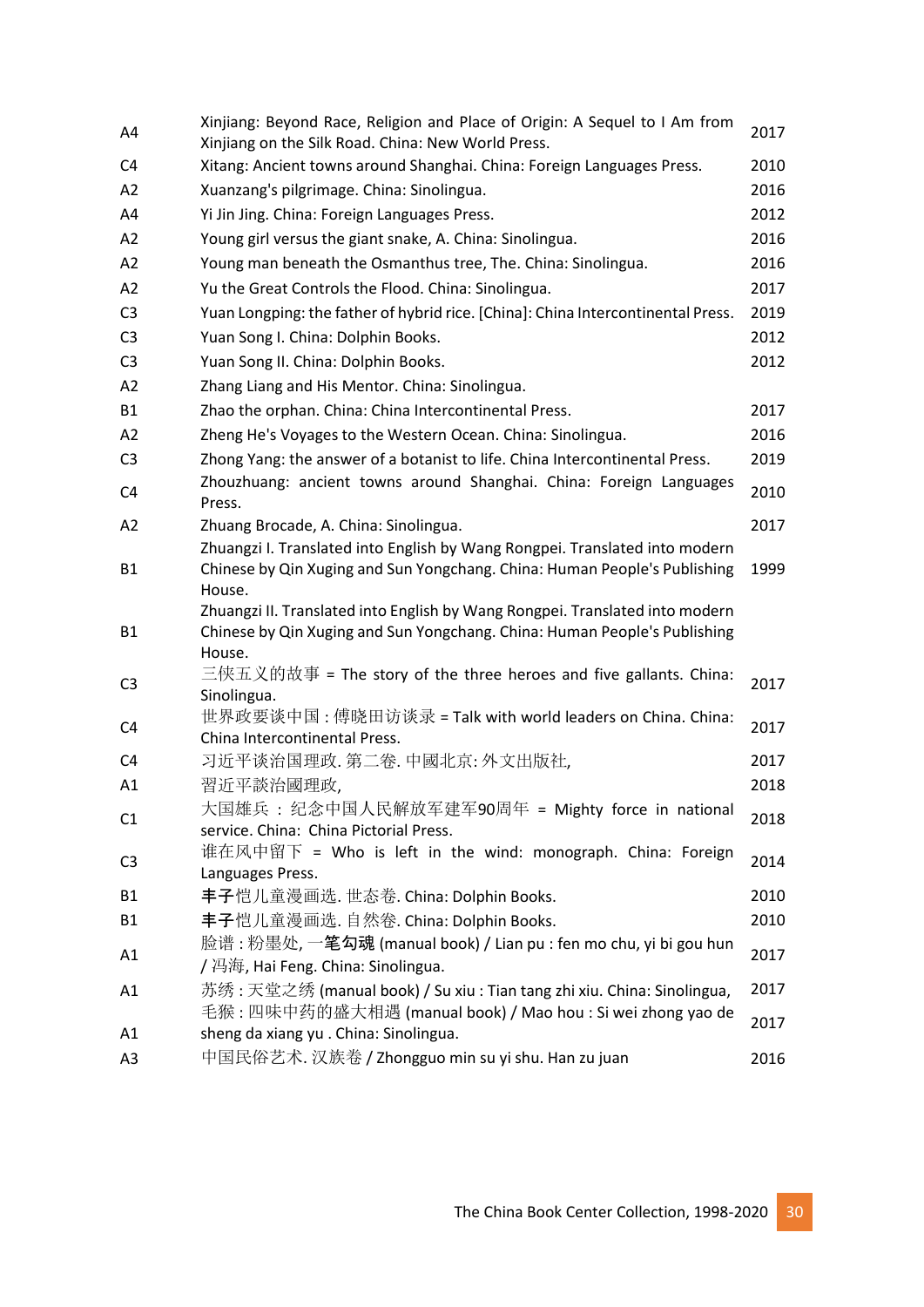| | | |
|---|---|---|
| A4 | Xinjiang: Beyond Race, Religion and Place of Origin: A Sequel to I Am from Xinjiang on the Silk Road. China: New World Press. | 2017 |
| C4 | Xitang: Ancient towns around Shanghai. China: Foreign Languages Press. | 2010 |
| A2 | Xuanzang's pilgrimage. China: Sinolingua. | 2016 |
| A4 | Yi Jin Jing. China: Foreign Languages Press. | 2012 |
| A2 | Young girl versus the giant snake, A. China: Sinolingua. | 2016 |
| A2 | Young man beneath the Osmanthus tree, The. China: Sinolingua. | 2016 |
| A2 | Yu the Great Controls the Flood. China: Sinolingua. | 2017 |
| C3 | Yuan Longping: the father of hybrid rice. [China]: China Intercontinental Press. | 2019 |
| C3 | Yuan Song I. China: Dolphin Books. | 2012 |
| C3 | Yuan Song II. China: Dolphin Books. | 2012 |
| A2 | Zhang Liang and His Mentor. China: Sinolingua. | |
| B1 | Zhao the orphan. China: China Intercontinental Press. | 2017 |
| A2 | Zheng He's Voyages to the Western Ocean. China: Sinolingua. | 2016 |
| C3 | Zhong Yang: the answer of a botanist to life. China Intercontinental Press. | 2019 |
| C4 | Zhouzhuang: ancient towns around Shanghai. China: Foreign Languages Press. | 2010 |
| A2 | Zhuang Brocade, A. China: Sinolingua. | 2017 |
| B1 | Zhuangzi I. Translated into English by Wang Rongpei. Translated into modern Chinese by Qin Xuging and Sun Yongchang. China: Human People's Publishing House. | 1999 |
| B1 | Zhuangzi II. Translated into English by Wang Rongpei. Translated into modern Chinese by Qin Xuging and Sun Yongchang. China: Human People's Publishing House. | |
| C3 | 三侠五义的故事 = The story of the three heroes and five gallants. China: Sinolingua. | 2017 |
| C4 | 世界政要谈中国 : 傅晓田访谈录 = Talk with world leaders on China. China: China Intercontinental Press. | 2017 |
| C4 | 习近平谈治国理政. 第二卷. 中國北京: 外文出版社, | 2017 |
| A1 | 習近平談治國理政, | 2018 |
| C1 | 大国雄兵 : 纪念中国人民解放军建军90周年 = Mighty force in national service. China: China Pictorial Press. | 2018 |
| C3 | 谁在风中留下 = Who is left in the wind: monograph. China: Foreign Languages Press. | 2014 |
| B1 | 丰子恺儿童漫画选. 世态卷. China: Dolphin Books. | 2010 |
| B1 | 丰子恺儿童漫画选. 自然卷. China: Dolphin Books. | 2010 |
| A1 | 脸谱 : 粉墨处, 一笔勾魂 (manual book) / Lian pu : fen mo chu, yi bi gou hun / 冯海, Hai Feng. China: Sinolingua. | 2017 |
| A1 | 苏绣 : 天堂之绣 (manual book) / Su xiu : Tian tang zhi xiu. China: Sinolingua, | 2017 |
| A1 | 毛猴 : 四味中药的盛大相遇 (manual book) / Mao hou : Si wei zhong yao de sheng da xiang yu . China: Sinolingua. | 2017 |
| A3 | 中国民俗艺术. 汉族卷 / Zhongguo min su yi shu. Han zu juan | 2016 |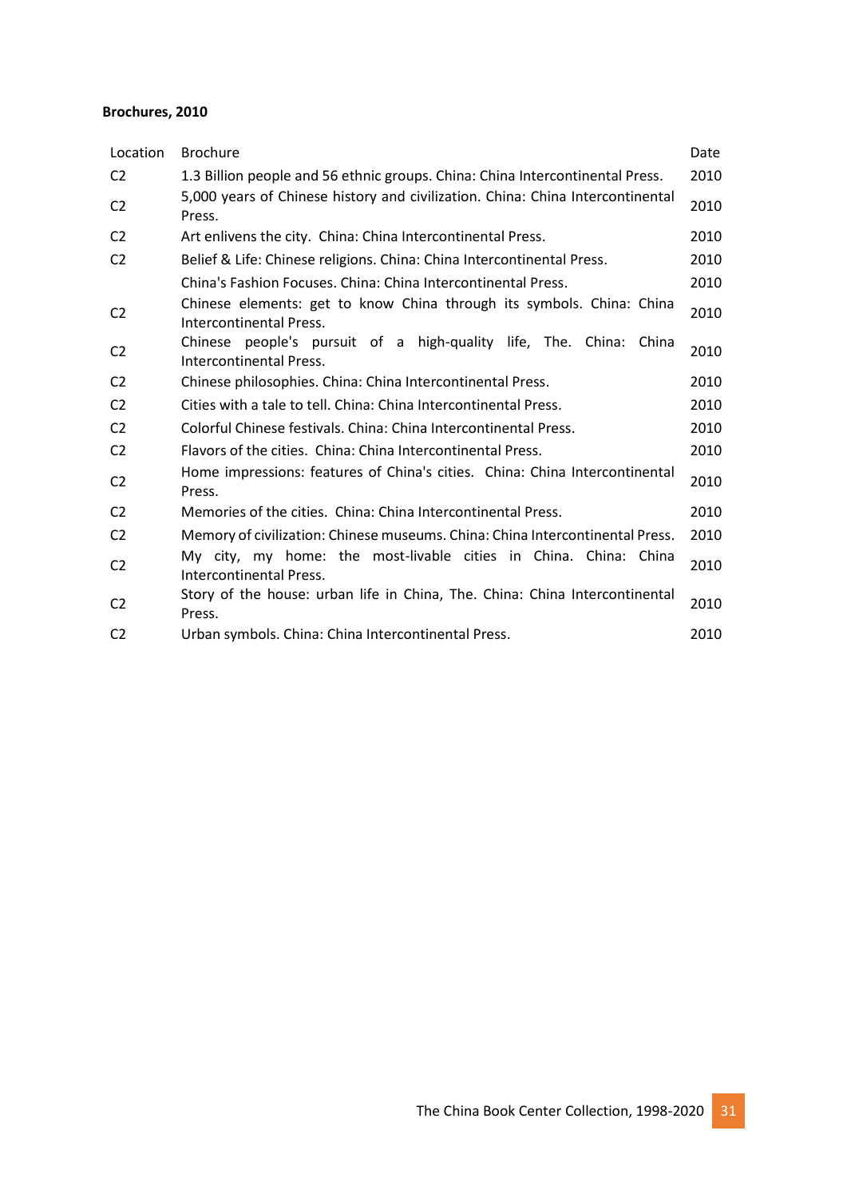**Brochures, 2010**

| Location | Brochure | Date |
|---|---|---|
| C2 | 1.3 Billion people and 56 ethnic groups. China: China Intercontinental Press. | 2010 |
| C2 | 5,000 years of Chinese history and civilization. China: China Intercontinental Press. | 2010 |
| C2 | Art enlivens the city. China: China Intercontinental Press. | 2010 |
| C2 | Belief & Life: Chinese religions. China: China Intercontinental Press. | 2010 |
| | China's Fashion Focuses. China: China Intercontinental Press. | 2010 |
| C2 | Chinese elements: get to know China through its symbols. China: China Intercontinental Press. | 2010 |
| C2 | Chinese people's pursuit of a high-quality life, The. China: China Intercontinental Press. | 2010 |
| C2 | Chinese philosophies. China: China Intercontinental Press. | 2010 |
| C2 | Cities with a tale to tell. China: China Intercontinental Press. | 2010 |
| C2 | Colorful Chinese festivals. China: China Intercontinental Press. | 2010 |
| C2 | Flavors of the cities. China: China Intercontinental Press. | 2010 |
| C2 | Home impressions: features of China's cities. China: China Intercontinental Press. | 2010 |
| C2 | Memories of the cities. China: China Intercontinental Press. | 2010 |
| C2 | Memory of civilization: Chinese museums. China: China Intercontinental Press. | 2010 |
| C2 | My city, my home: the most-livable cities in China. China: China Intercontinental Press. | 2010 |
| C2 | Story of the house: urban life in China, The. China: China Intercontinental Press. | 2010 |
| C2 | Urban symbols. China: China Intercontinental Press. | 2010 |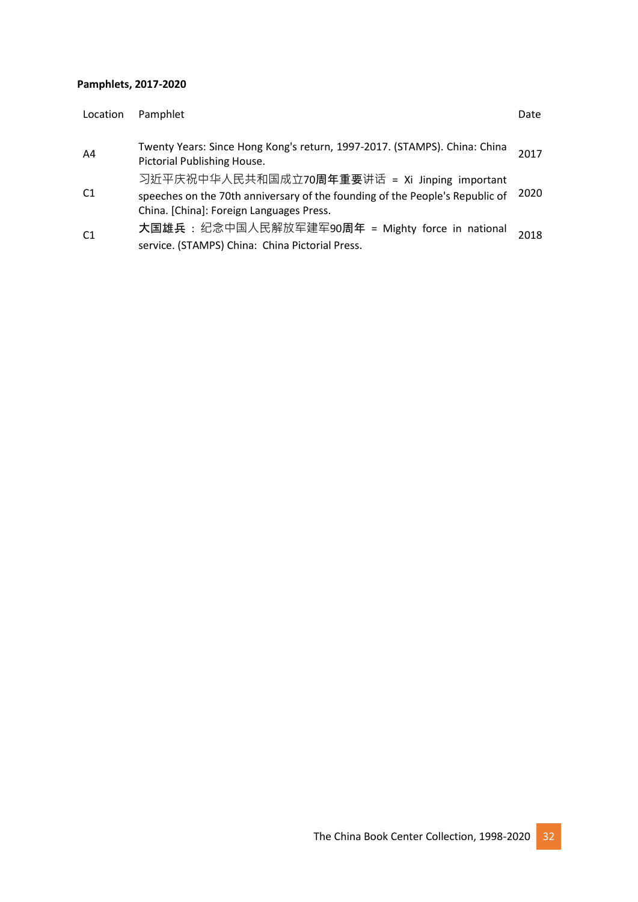**Pamphlets, 2017-2020**

| Location | Pamphlet | Date |
| --- | --- | --- |
| A4 | Twenty Years: Since Hong Kong's return, 1997-2017. (STAMPS). China: China Pictorial Publishing House. | 2017 |
| C1 | 习近平庆祝中华人民共和国成立70周年重要讲话 = Xi Jinping important speeches on the 70th anniversary of the founding of the People's Republic of China. [China]: Foreign Languages Press. | 2020 |
| C1 | 大国雄兵 : 纪念中国人民解放军建军90周年 = Mighty force in national service. (STAMPS) China: China Pictorial Press. | 2018 |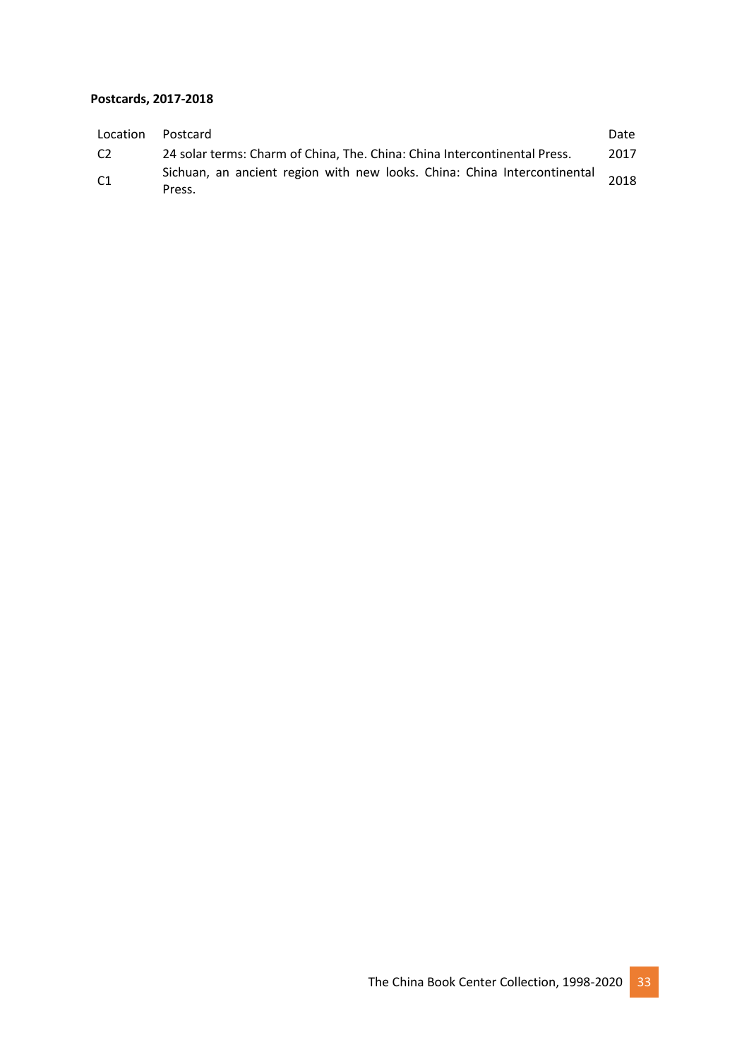**Postcards, 2017-2018**

| Location | Postcard | Date |
|---|---|---|
| C2 | 24 solar terms: Charm of China, The. China: China Intercontinental Press. | 2017 |
| C1 | Sichuan, an ancient region with new looks. China: China Intercontinental Press. | 2018 |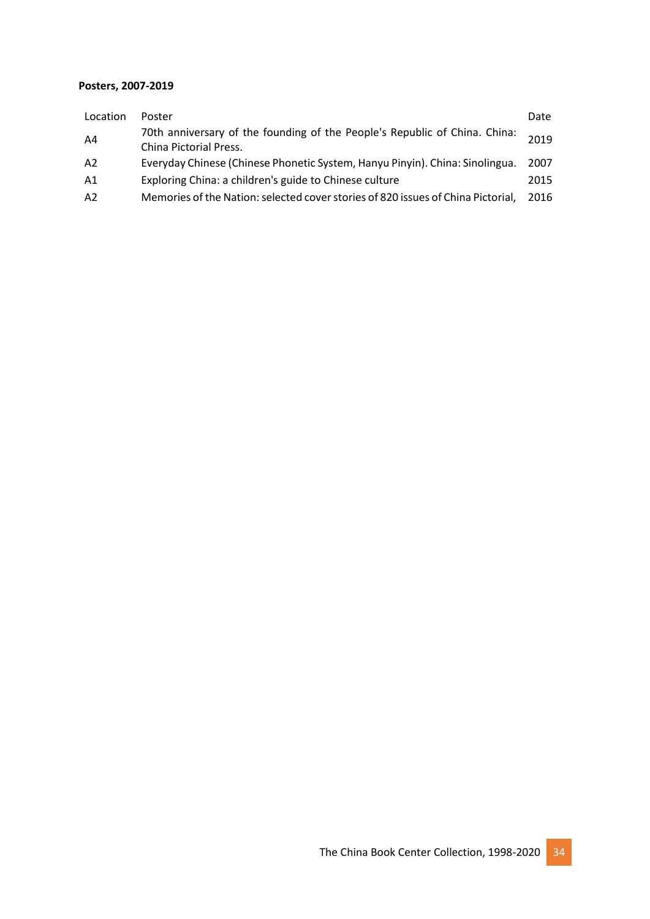**Posters, 2007-2019**

| Location | Poster | Date |
|---|---|---|
| A4 | 70th anniversary of the founding of the People's Republic of China. China: China Pictorial Press. | 2019 |
| A2 | Everyday Chinese (Chinese Phonetic System, Hanyu Pinyin). China: Sinolingua. | 2007 |
| A1 | Exploring China: a children's guide to Chinese culture | 2015 |
| A2 | Memories of the Nation: selected cover stories of 820 issues of China Pictorial, | 2016 |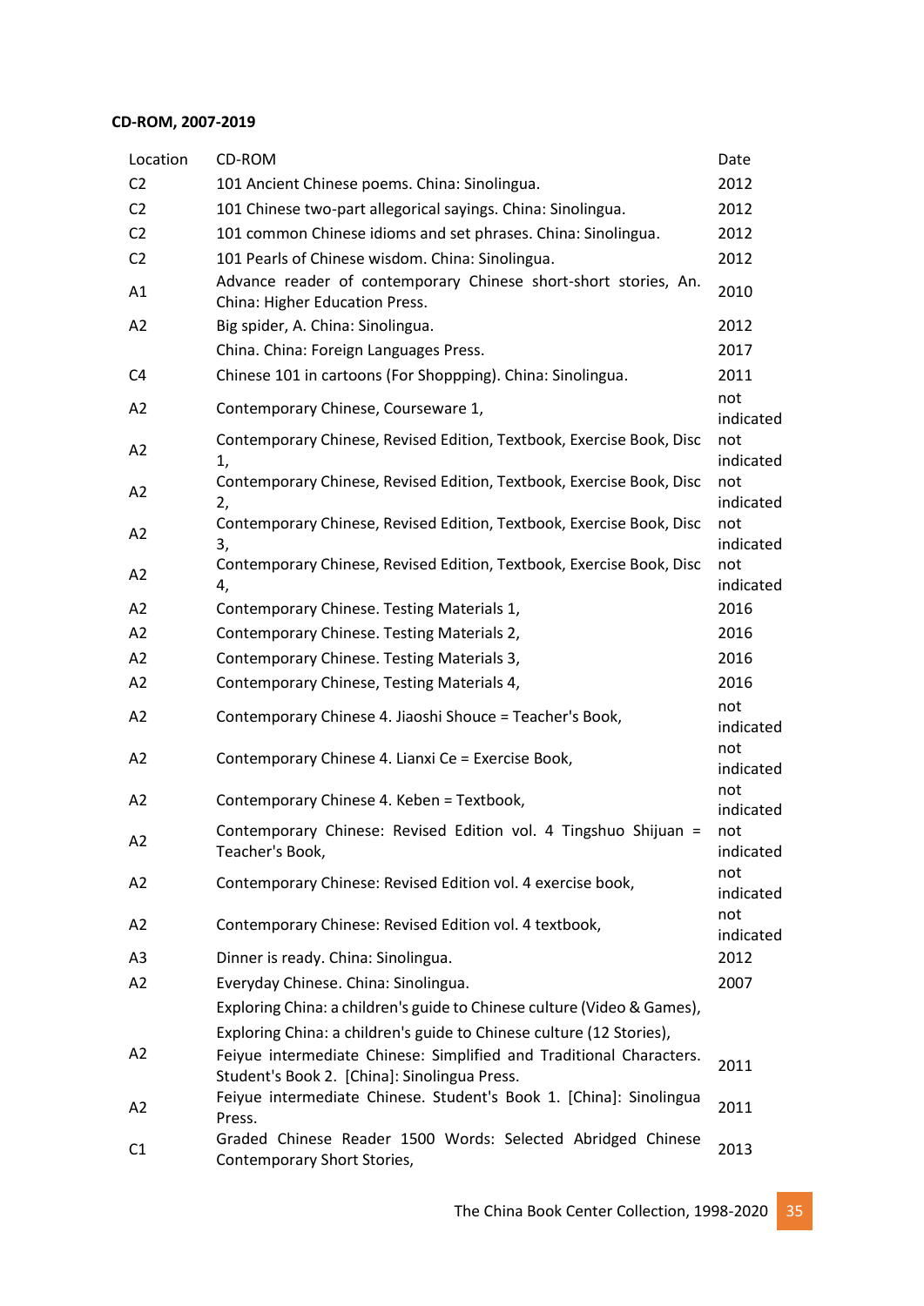**CD-ROM, 2007-2019**

| Location | CD-ROM | Date |
|---|---|---|
| C2 | 101 Ancient Chinese poems. China: Sinolingua. | 2012 |
| C2 | 101 Chinese two-part allegorical sayings. China: Sinolingua. | 2012 |
| C2 | 101 common Chinese idioms and set phrases. China: Sinolingua. | 2012 |
| C2 | 101 Pearls of Chinese wisdom. China: Sinolingua. | 2012 |
| A1 | Advance reader of contemporary Chinese short-short stories, An. China: Higher Education Press. | 2010 |
| A2 | Big spider, A. China: Sinolingua. | 2012 |
| | China. China: Foreign Languages Press. | 2017 |
| C4 | Chinese 101 in cartoons (For Shoppping). China: Sinolingua. | 2011 |
| A2 | Contemporary Chinese, Courseware 1, | not indicated |
| A2 | Contemporary Chinese, Revised Edition, Textbook, Exercise Book, Disc 1, | not indicated |
| A2 | Contemporary Chinese, Revised Edition, Textbook, Exercise Book, Disc 2, | not indicated |
| A2 | Contemporary Chinese, Revised Edition, Textbook, Exercise Book, Disc 3, | not indicated |
| A2 | Contemporary Chinese, Revised Edition, Textbook, Exercise Book, Disc 4, | not indicated |
| A2 | Contemporary Chinese. Testing Materials 1, | 2016 |
| A2 | Contemporary Chinese. Testing Materials 2, | 2016 |
| A2 | Contemporary Chinese. Testing Materials 3, | 2016 |
| A2 | Contemporary Chinese, Testing Materials 4, | 2016 |
| A2 | Contemporary Chinese 4. Jiaoshi Shouce = Teacher's Book, | not indicated |
| A2 | Contemporary Chinese 4. Lianxi Ce = Exercise Book, | not indicated |
| A2 | Contemporary Chinese 4. Keben = Textbook, | not indicated |
| A2 | Contemporary Chinese: Revised Edition vol. 4 Tingshuo Shijuan = Teacher's Book, | not indicated |
| A2 | Contemporary Chinese: Revised Edition vol. 4 exercise book, | not indicated |
| A2 | Contemporary Chinese: Revised Edition vol. 4 textbook, | not indicated |
| A3 | Dinner is ready. China: Sinolingua. | 2012 |
| A2 | Everyday Chinese. China: Sinolingua. | 2007 |
| | Exploring China: a children's guide to Chinese culture (Video & Games), | |
| | Exploring China: a children's guide to Chinese culture (12 Stories), | |
| A2 | Feiyue intermediate Chinese: Simplified and Traditional Characters. Student's Book 2. [China]: Sinolingua Press. | 2011 |
| A2 | Feiyue intermediate Chinese. Student's Book 1. [China]: Sinolingua Press. | 2011 |
| C1 | Graded Chinese Reader 1500 Words: Selected Abridged Chinese Contemporary Short Stories, | 2013 |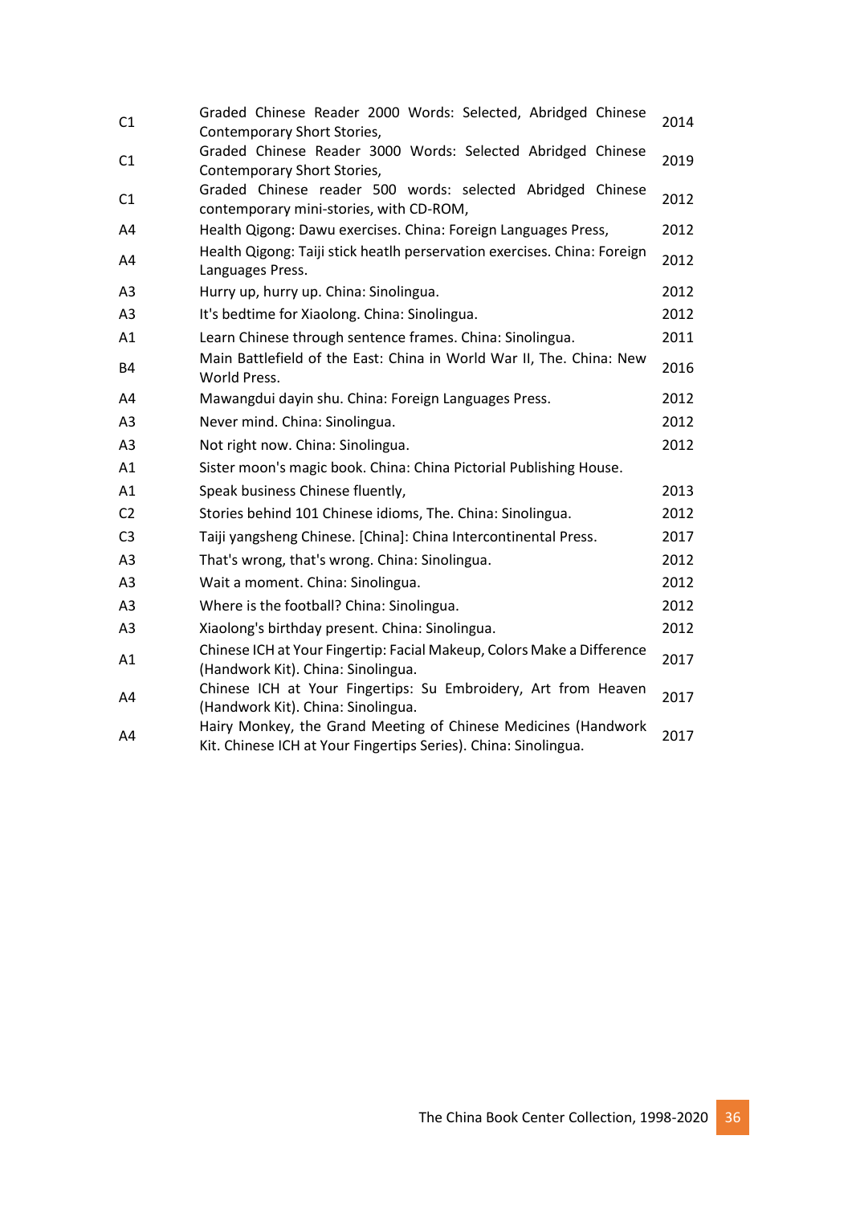| | | |
|---|---|---|
| C1 | Graded Chinese Reader 2000 Words: Selected, Abridged Chinese Contemporary Short Stories, | 2014 |
| C1 | Graded Chinese Reader 3000 Words: Selected Abridged Chinese Contemporary Short Stories, | 2019 |
| C1 | Graded Chinese reader 500 words: selected Abridged Chinese contemporary mini-stories, with CD-ROM, | 2012 |
| A4 | Health Qigong: Dawu exercises. China: Foreign Languages Press, | 2012 |
| A4 | Health Qigong: Taiji stick heatlh perservation exercises. China: Foreign Languages Press. | 2012 |
| A3 | Hurry up, hurry up. China: Sinolingua. | 2012 |
| A3 | It's bedtime for Xiaolong. China: Sinolingua. | 2012 |
| A1 | Learn Chinese through sentence frames. China: Sinolingua. | 2011 |
| B4 | Main Battlefield of the East: China in World War II, The. China: New World Press. | 2016 |
| A4 | Mawangdui dayin shu. China: Foreign Languages Press. | 2012 |
| A3 | Never mind. China: Sinolingua. | 2012 |
| A3 | Not right now. China: Sinolingua. | 2012 |
| A1 | Sister moon's magic book. China: China Pictorial Publishing House. | |
| A1 | Speak business Chinese fluently, | 2013 |
| C2 | Stories behind 101 Chinese idioms, The. China: Sinolingua. | 2012 |
| C3 | Taiji yangsheng Chinese. [China]: China Intercontinental Press. | 2017 |
| A3 | That's wrong, that's wrong. China: Sinolingua. | 2012 |
| A3 | Wait a moment. China: Sinolingua. | 2012 |
| A3 | Where is the football? China: Sinolingua. | 2012 |
| A3 | Xiaolong's birthday present. China: Sinolingua. | 2012 |
| A1 | Chinese ICH at Your Fingertip: Facial Makeup, Colors Make a Difference (Handwork Kit). China: Sinolingua. | 2017 |
| A4 | Chinese ICH at Your Fingertips: Su Embroidery, Art from Heaven (Handwork Kit). China: Sinolingua. | 2017 |
| A4 | Hairy Monkey, the Grand Meeting of Chinese Medicines (Handwork Kit. Chinese ICH at Your Fingertips Series). China: Sinolingua. | 2017 |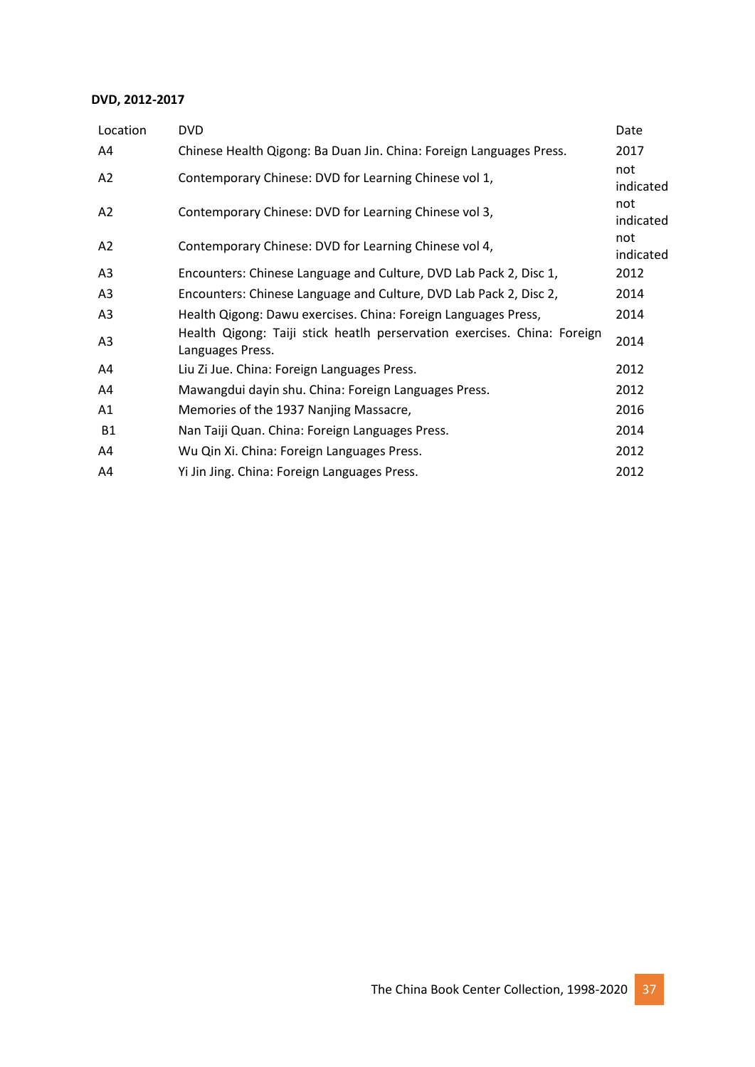**DVD, 2012-2017**

| Location | DVD | Date |
| --- | --- | --- |
| A4 | Chinese Health Qigong: Ba Duan Jin. China: Foreign Languages Press. | 2017 |
| A2 | Contemporary Chinese: DVD for Learning Chinese vol 1, | not indicated |
| A2 | Contemporary Chinese: DVD for Learning Chinese vol 3, | not indicated |
| A2 | Contemporary Chinese: DVD for Learning Chinese vol 4, | not indicated |
| A3 | Encounters: Chinese Language and Culture, DVD Lab Pack 2, Disc 1, | 2012 |
| A3 | Encounters: Chinese Language and Culture, DVD Lab Pack 2, Disc 2, | 2014 |
| A3 | Health Qigong: Dawu exercises. China: Foreign Languages Press, | 2014 |
| A3 | Health Qigong: Taiji stick heatlh perservation exercises. China: Foreign Languages Press. | 2014 |
| A4 | Liu Zi Jue. China: Foreign Languages Press. | 2012 |
| A4 | Mawangdui dayin shu. China: Foreign Languages Press. | 2012 |
| A1 | Memories of the 1937 Nanjing Massacre, | 2016 |
| B1 | Nan Taiji Quan. China: Foreign Languages Press. | 2014 |
| A4 | Wu Qin Xi. China: Foreign Languages Press. | 2012 |
| A4 | Yi Jin Jing. China: Foreign Languages Press. | 2012 |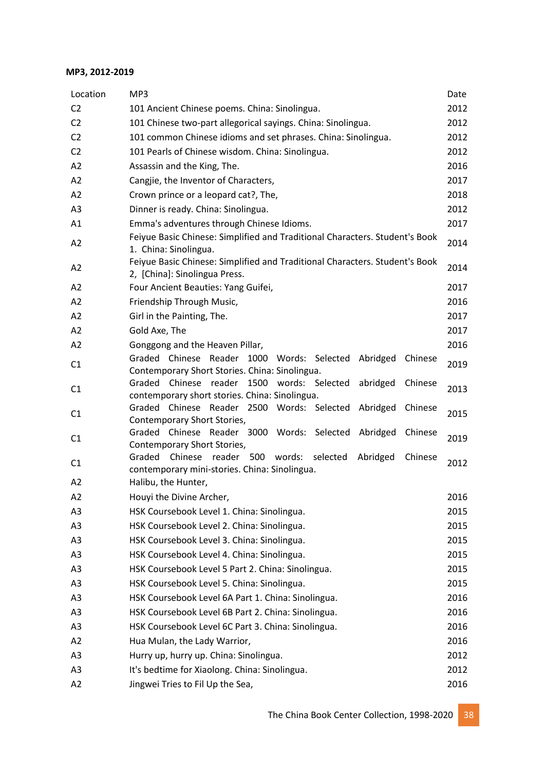**MP3, 2012-2019**

| Location | MP3 | Date |
|---|---|---|
| C2 | 101 Ancient Chinese poems. China: Sinolingua. | 2012 |
| C2 | 101 Chinese two-part allegorical sayings. China: Sinolingua. | 2012 |
| C2 | 101 common Chinese idioms and set phrases. China: Sinolingua. | 2012 |
| C2 | 101 Pearls of Chinese wisdom. China: Sinolingua. | 2012 |
| A2 | Assassin and the King, The. | 2016 |
| A2 | Cangjie, the Inventor of Characters, | 2017 |
| A2 | Crown prince or a leopard cat?, The, | 2018 |
| A3 | Dinner is ready. China: Sinolingua. | 2012 |
| A1 | Emma's adventures through Chinese Idioms. | 2017 |
| A2 | Feiyue Basic Chinese: Simplified and Traditional Characters. Student's Book 1. China: Sinolingua. | 2014 |
| A2 | Feiyue Basic Chinese: Simplified and Traditional Characters. Student's Book 2, [China]: Sinolingua Press. | 2014 |
| A2 | Four Ancient Beauties: Yang Guifei, | 2017 |
| A2 | Friendship Through Music, | 2016 |
| A2 | Girl in the Painting, The. | 2017 |
| A2 | Gold Axe, The | 2017 |
| A2 | Gonggong and the Heaven Pillar, | 2016 |
| C1 | Graded Chinese Reader 1000 Words: Selected Abridged Chinese Contemporary Short Stories. China: Sinolingua. | 2019 |
| C1 | Graded Chinese reader 1500 words: Selected abridged Chinese contemporary short stories. China: Sinolingua. | 2013 |
| C1 | Graded Chinese Reader 2500 Words: Selected Abridged Chinese Contemporary Short Stories, | 2015 |
| C1 | Graded Chinese Reader 3000 Words: Selected Abridged Chinese Contemporary Short Stories, | 2019 |
| C1 | Graded Chinese reader 500 words: selected Abridged Chinese contemporary mini-stories. China: Sinolingua. | 2012 |
| A2 | Halibu, the Hunter, | |
| A2 | Houyi the Divine Archer, | 2016 |
| A3 | HSK Coursebook Level 1. China: Sinolingua. | 2015 |
| A3 | HSK Coursebook Level 2. China: Sinolingua. | 2015 |
| A3 | HSK Coursebook Level 3. China: Sinolingua. | 2015 |
| A3 | HSK Coursebook Level 4. China: Sinolingua. | 2015 |
| A3 | HSK Coursebook Level 5 Part 2. China: Sinolingua. | 2015 |
| A3 | HSK Coursebook Level 5. China: Sinolingua. | 2015 |
| A3 | HSK Coursebook Level 6A Part 1. China: Sinolingua. | 2016 |
| A3 | HSK Coursebook Level 6B Part 2. China: Sinolingua. | 2016 |
| A3 | HSK Coursebook Level 6C Part 3. China: Sinolingua. | 2016 |
| A2 | Hua Mulan, the Lady Warrior, | 2016 |
| A3 | Hurry up, hurry up. China: Sinolingua. | 2012 |
| A3 | It's bedtime for Xiaolong. China: Sinolingua. | 2012 |
| A2 | Jingwei Tries to Fil Up the Sea, | 2016 |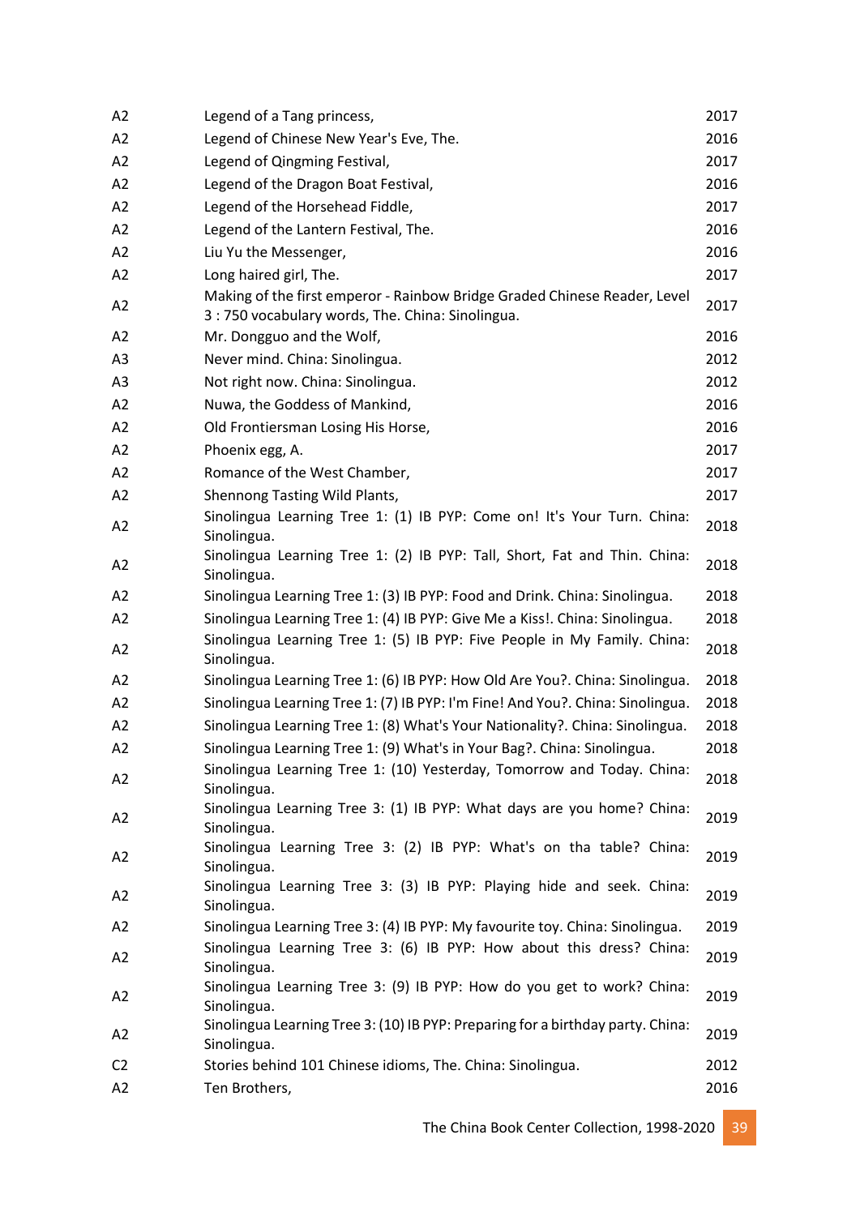| | | |
|---|---|---|
| A2 | Legend of a Tang princess, | 2017 |
| A2 | Legend of Chinese New Year's Eve, The. | 2016 |
| A2 | Legend of Qingming Festival, | 2017 |
| A2 | Legend of the Dragon Boat Festival, | 2016 |
| A2 | Legend of the Horsehead Fiddle, | 2017 |
| A2 | Legend of the Lantern Festival, The. | 2016 |
| A2 | Liu Yu the Messenger, | 2016 |
| A2 | Long haired girl, The. | 2017 |
| A2 | Making of the first emperor - Rainbow Bridge Graded Chinese Reader, Level 3 : 750 vocabulary words, The. China: Sinolingua. | 2017 |
| A2 | Mr. Dongguo and the Wolf, | 2016 |
| A3 | Never mind. China: Sinolingua. | 2012 |
| A3 | Not right now. China: Sinolingua. | 2012 |
| A2 | Nuwa, the Goddess of Mankind, | 2016 |
| A2 | Old Frontiersman Losing His Horse, | 2016 |
| A2 | Phoenix egg, A. | 2017 |
| A2 | Romance of the West Chamber, | 2017 |
| A2 | Shennong Tasting Wild Plants, | 2017 |
| A2 | Sinolingua Learning Tree 1: (1) IB PYP: Come on! It's Your Turn. China: Sinolingua. | 2018 |
| A2 | Sinolingua Learning Tree 1: (2) IB PYP: Tall, Short, Fat and Thin. China: Sinolingua. | 2018 |
| A2 | Sinolingua Learning Tree 1: (3) IB PYP: Food and Drink. China: Sinolingua. | 2018 |
| A2 | Sinolingua Learning Tree 1: (4) IB PYP: Give Me a Kiss!. China: Sinolingua. | 2018 |
| A2 | Sinolingua Learning Tree 1: (5) IB PYP: Five People in My Family. China: Sinolingua. | 2018 |
| A2 | Sinolingua Learning Tree 1: (6) IB PYP: How Old Are You?. China: Sinolingua. | 2018 |
| A2 | Sinolingua Learning Tree 1: (7) IB PYP: I'm Fine! And You?. China: Sinolingua. | 2018 |
| A2 | Sinolingua Learning Tree 1: (8) What's Your Nationality?. China: Sinolingua. | 2018 |
| A2 | Sinolingua Learning Tree 1: (9) What's in Your Bag?. China: Sinolingua. | 2018 |
| A2 | Sinolingua Learning Tree 1: (10) Yesterday, Tomorrow and Today. China: Sinolingua. | 2018 |
| A2 | Sinolingua Learning Tree 3: (1) IB PYP: What days are you home? China: Sinolingua. | 2019 |
| A2 | Sinolingua Learning Tree 3: (2) IB PYP: What's on tha table? China: Sinolingua. | 2019 |
| A2 | Sinolingua Learning Tree 3: (3) IB PYP: Playing hide and seek. China: Sinolingua. | 2019 |
| A2 | Sinolingua Learning Tree 3: (4) IB PYP: My favourite toy. China: Sinolingua. | 2019 |
| A2 | Sinolingua Learning Tree 3: (6) IB PYP: How about this dress? China: Sinolingua. | 2019 |
| A2 | Sinolingua Learning Tree 3: (9) IB PYP: How do you get to work? China: Sinolingua. | 2019 |
| A2 | Sinolingua Learning Tree 3: (10) IB PYP: Preparing for a birthday party. China: Sinolingua. | 2019 |
| C2 | Stories behind 101 Chinese idioms, The. China: Sinolingua. | 2012 |
| A2 | Ten Brothers, | 2016 |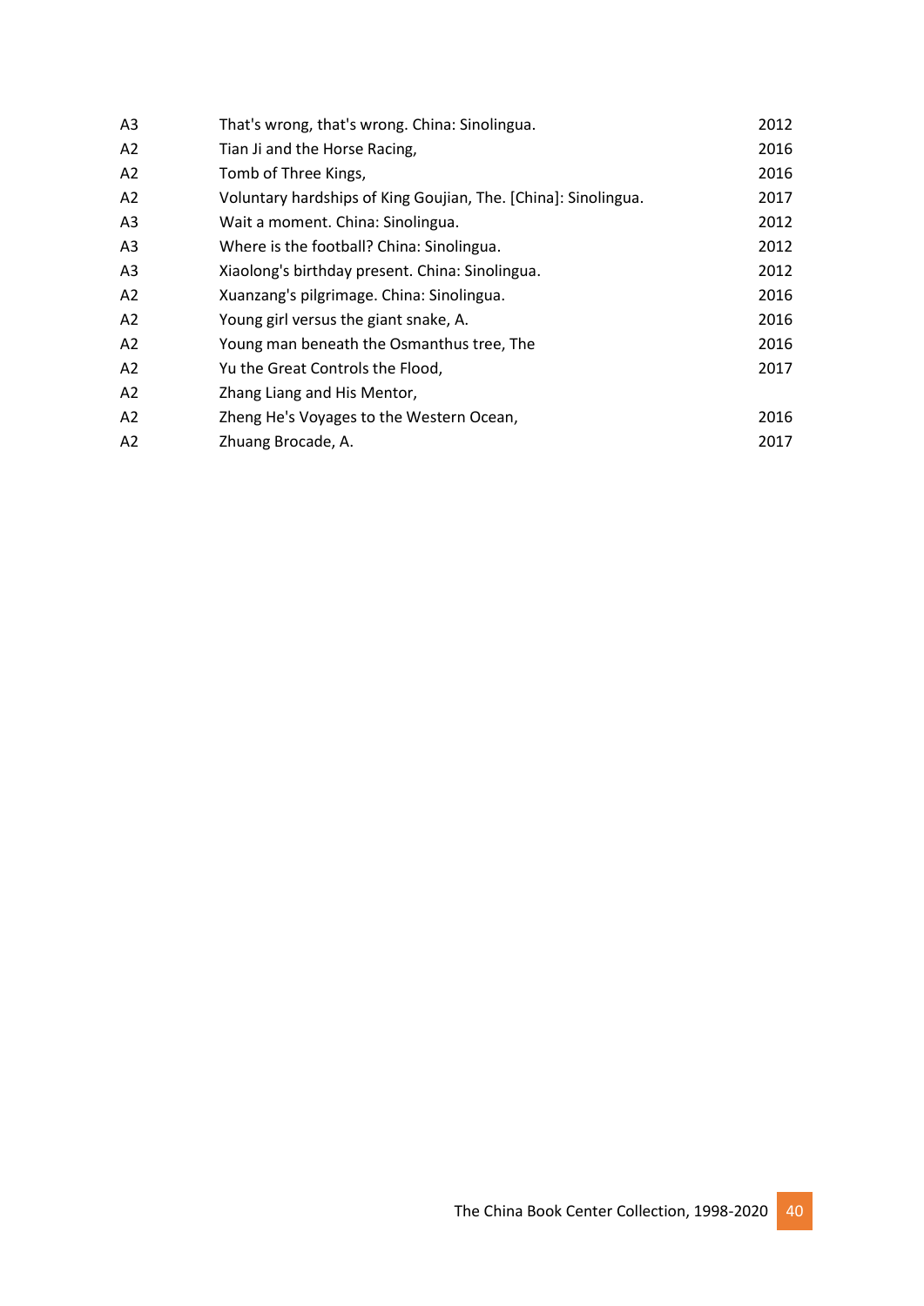| | | |
|---|---|---|
| A3 | That's wrong, that's wrong. China: Sinolingua. | 2012 |
| A2 | Tian Ji and the Horse Racing, | 2016 |
| A2 | Tomb of Three Kings, | 2016 |
| A2 | Voluntary hardships of King Goujian, The. [China]: Sinolingua. | 2017 |
| A3 | Wait a moment. China: Sinolingua. | 2012 |
| A3 | Where is the football? China: Sinolingua. | 2012 |
| A3 | Xiaolong's birthday present. China: Sinolingua. | 2012 |
| A2 | Xuanzang's pilgrimage. China: Sinolingua. | 2016 |
| A2 | Young girl versus the giant snake, A. | 2016 |
| A2 | Young man beneath the Osmanthus tree, The | 2016 |
| A2 | Yu the Great Controls the Flood, | 2017 |
| A2 | Zhang Liang and His Mentor, | |
| A2 | Zheng He's Voyages to the Western Ocean, | 2016 |
| A2 | Zhuang Brocade, A. | 2017 |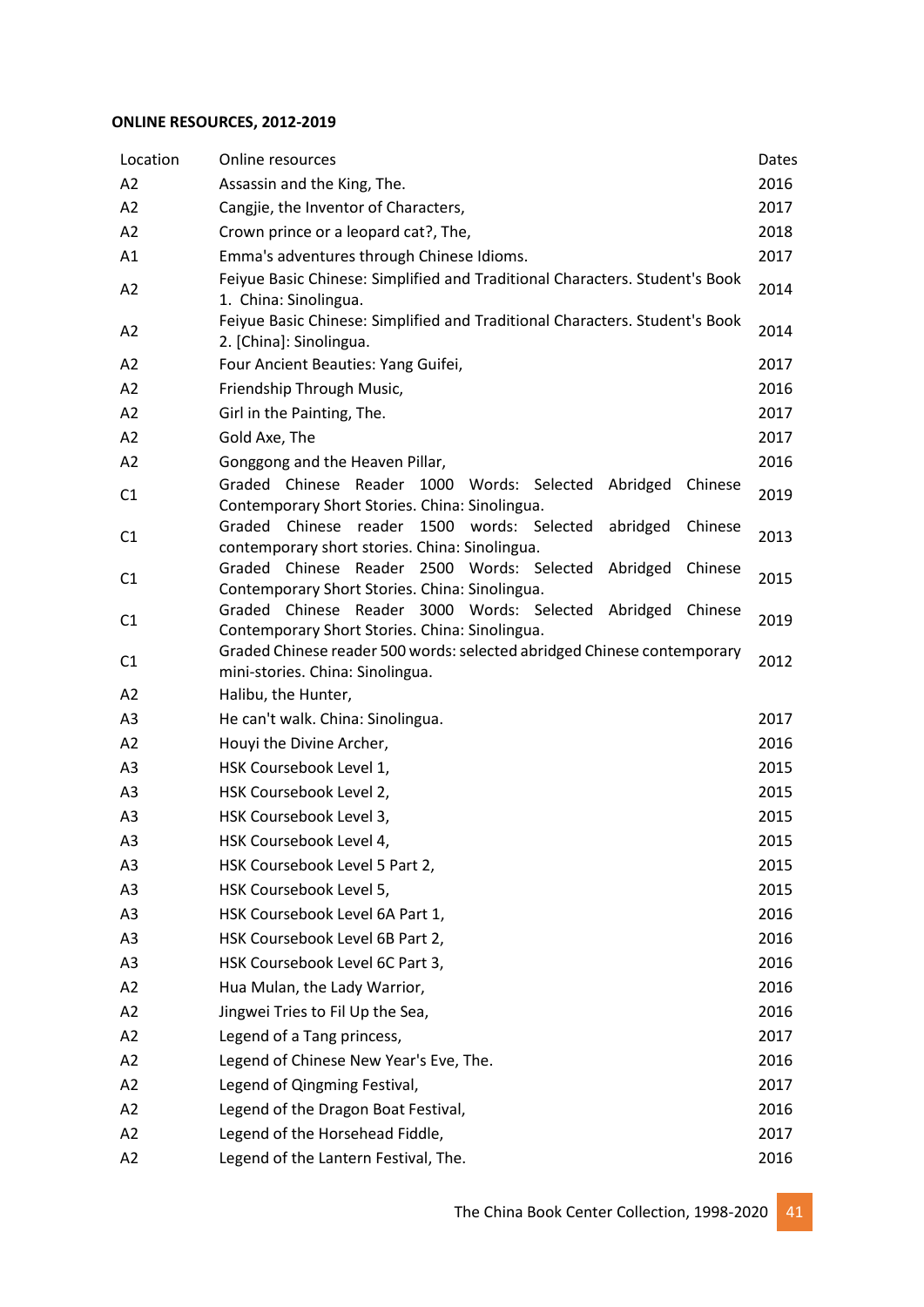**ONLINE RESOURCES, 2012-2019**

| Location | Online resources | Dates |
|---|---|---|
| A2 | Assassin and the King, The. | 2016 |
| A2 | Cangjie, the Inventor of Characters, | 2017 |
| A2 | Crown prince or a leopard cat?, The, | 2018 |
| A1 | Emma's adventures through Chinese Idioms. | 2017 |
| A2 | Feiyue Basic Chinese: Simplified and Traditional Characters. Student's Book 1. China: Sinolingua. | 2014 |
| A2 | Feiyue Basic Chinese: Simplified and Traditional Characters. Student's Book 2. [China]: Sinolingua. | 2014 |
| A2 | Four Ancient Beauties: Yang Guifei, | 2017 |
| A2 | Friendship Through Music, | 2016 |
| A2 | Girl in the Painting, The. | 2017 |
| A2 | Gold Axe, The | 2017 |
| A2 | Gonggong and the Heaven Pillar, | 2016 |
| C1 | Graded Chinese Reader 1000 Words: Selected Abridged Chinese Contemporary Short Stories. China: Sinolingua. | 2019 |
| C1 | Graded Chinese reader 1500 words: Selected abridged Chinese contemporary short stories. China: Sinolingua. | 2013 |
| C1 | Graded Chinese Reader 2500 Words: Selected Abridged Chinese Contemporary Short Stories. China: Sinolingua. | 2015 |
| C1 | Graded Chinese Reader 3000 Words: Selected Abridged Chinese Contemporary Short Stories. China: Sinolingua. | 2019 |
| C1 | Graded Chinese reader 500 words: selected abridged Chinese contemporary mini-stories. China: Sinolingua. | 2012 |
| A2 | Halibu, the Hunter, | |
| A3 | He can't walk. China: Sinolingua. | 2017 |
| A2 | Houyi the Divine Archer, | 2016 |
| A3 | HSK Coursebook Level 1, | 2015 |
| A3 | HSK Coursebook Level 2, | 2015 |
| A3 | HSK Coursebook Level 3, | 2015 |
| A3 | HSK Coursebook Level 4, | 2015 |
| A3 | HSK Coursebook Level 5 Part 2, | 2015 |
| A3 | HSK Coursebook Level 5, | 2015 |
| A3 | HSK Coursebook Level 6A Part 1, | 2016 |
| A3 | HSK Coursebook Level 6B Part 2, | 2016 |
| A3 | HSK Coursebook Level 6C Part 3, | 2016 |
| A2 | Hua Mulan, the Lady Warrior, | 2016 |
| A2 | Jingwei Tries to Fil Up the Sea, | 2016 |
| A2 | Legend of a Tang princess, | 2017 |
| A2 | Legend of Chinese New Year's Eve, The. | 2016 |
| A2 | Legend of Qingming Festival, | 2017 |
| A2 | Legend of the Dragon Boat Festival, | 2016 |
| A2 | Legend of the Horsehead Fiddle, | 2017 |
| A2 | Legend of the Lantern Festival, The. | 2016 |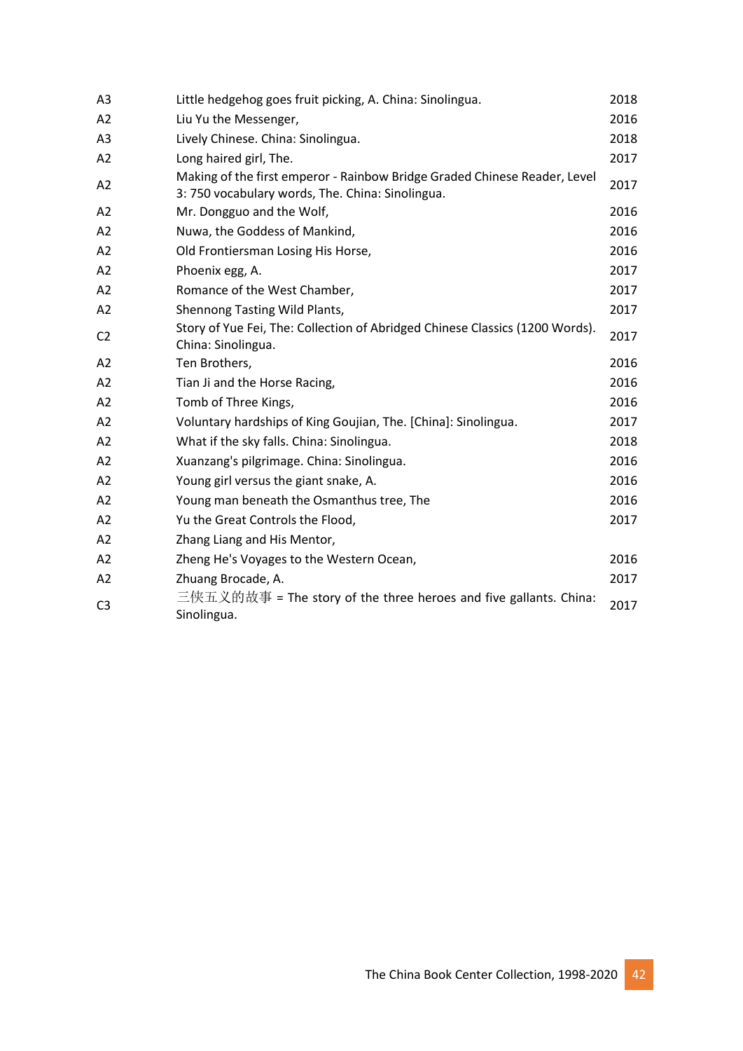| | | |
|---|---|---|
| A3 | Little hedgehog goes fruit picking, A. China: Sinolingua. | 2018 |
| A2 | Liu Yu the Messenger, | 2016 |
| A3 | Lively Chinese. China: Sinolingua. | 2018 |
| A2 | Long haired girl, The. | 2017 |
| A2 | Making of the first emperor - Rainbow Bridge Graded Chinese Reader, Level 3: 750 vocabulary words, The. China: Sinolingua. | 2017 |
| A2 | Mr. Dongguo and the Wolf, | 2016 |
| A2 | Nuwa, the Goddess of Mankind, | 2016 |
| A2 | Old Frontiersman Losing His Horse, | 2016 |
| A2 | Phoenix egg, A. | 2017 |
| A2 | Romance of the West Chamber, | 2017 |
| A2 | Shennong Tasting Wild Plants, | 2017 |
| C2 | Story of Yue Fei, The: Collection of Abridged Chinese Classics (1200 Words). China: Sinolingua. | 2017 |
| A2 | Ten Brothers, | 2016 |
| A2 | Tian Ji and the Horse Racing, | 2016 |
| A2 | Tomb of Three Kings, | 2016 |
| A2 | Voluntary hardships of King Goujian, The. [China]: Sinolingua. | 2017 |
| A2 | What if the sky falls. China: Sinolingua. | 2018 |
| A2 | Xuanzang's pilgrimage. China: Sinolingua. | 2016 |
| A2 | Young girl versus the giant snake, A. | 2016 |
| A2 | Young man beneath the Osmanthus tree, The | 2016 |
| A2 | Yu the Great Controls the Flood, | 2017 |
| A2 | Zhang Liang and His Mentor, | |
| A2 | Zheng He's Voyages to the Western Ocean, | 2016 |
| A2 | Zhuang Brocade, A. | 2017 |
| C3 | 三侠五义的故事 = The story of the three heroes and five gallants. China: Sinolingua. | 2017 |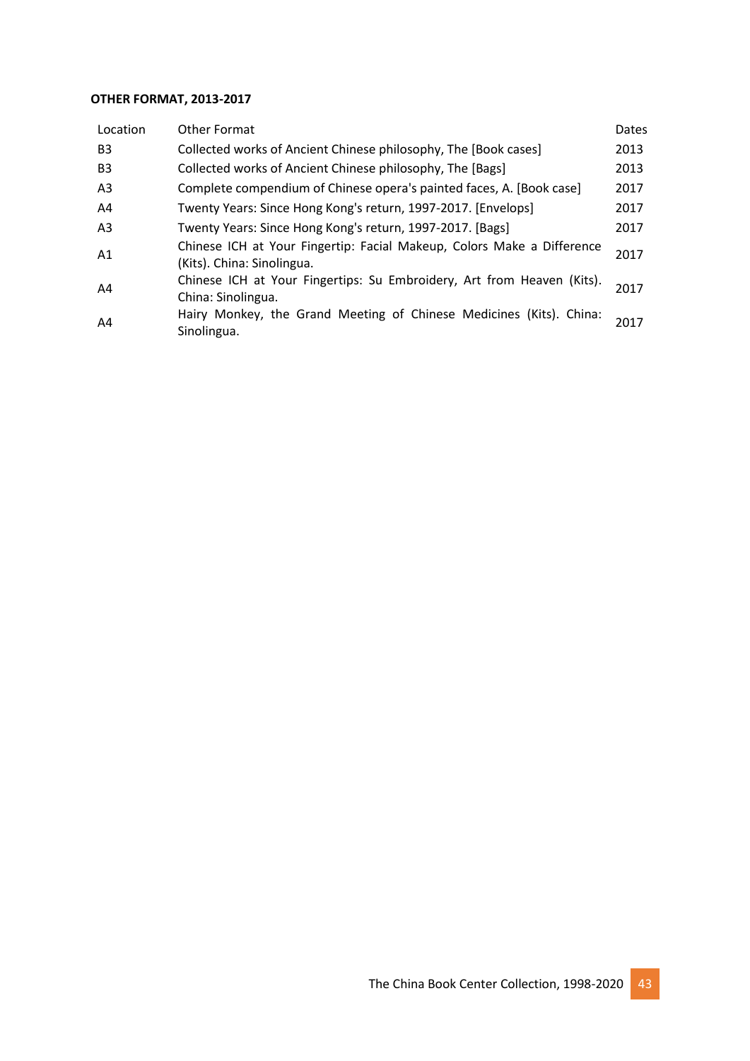**OTHER FORMAT, 2013-2017**

| Location | Other Format | Dates |
|---|---|---|
| B3 | Collected works of Ancient Chinese philosophy, The [Book cases] | 2013 |
| B3 | Collected works of Ancient Chinese philosophy, The [Bags] | 2013 |
| A3 | Complete compendium of Chinese opera's painted faces, A. [Book case] | 2017 |
| A4 | Twenty Years: Since Hong Kong's return, 1997-2017. [Envelops] | 2017 |
| A3 | Twenty Years: Since Hong Kong's return, 1997-2017. [Bags] | 2017 |
| A1 | Chinese ICH at Your Fingertip: Facial Makeup, Colors Make a Difference (Kits). China: Sinolingua. | 2017 |
| A4 | Chinese ICH at Your Fingertips: Su Embroidery, Art from Heaven (Kits). China: Sinolingua. | 2017 |
| A4 | Hairy Monkey, the Grand Meeting of Chinese Medicines (Kits). China: Sinolingua. | 2017 |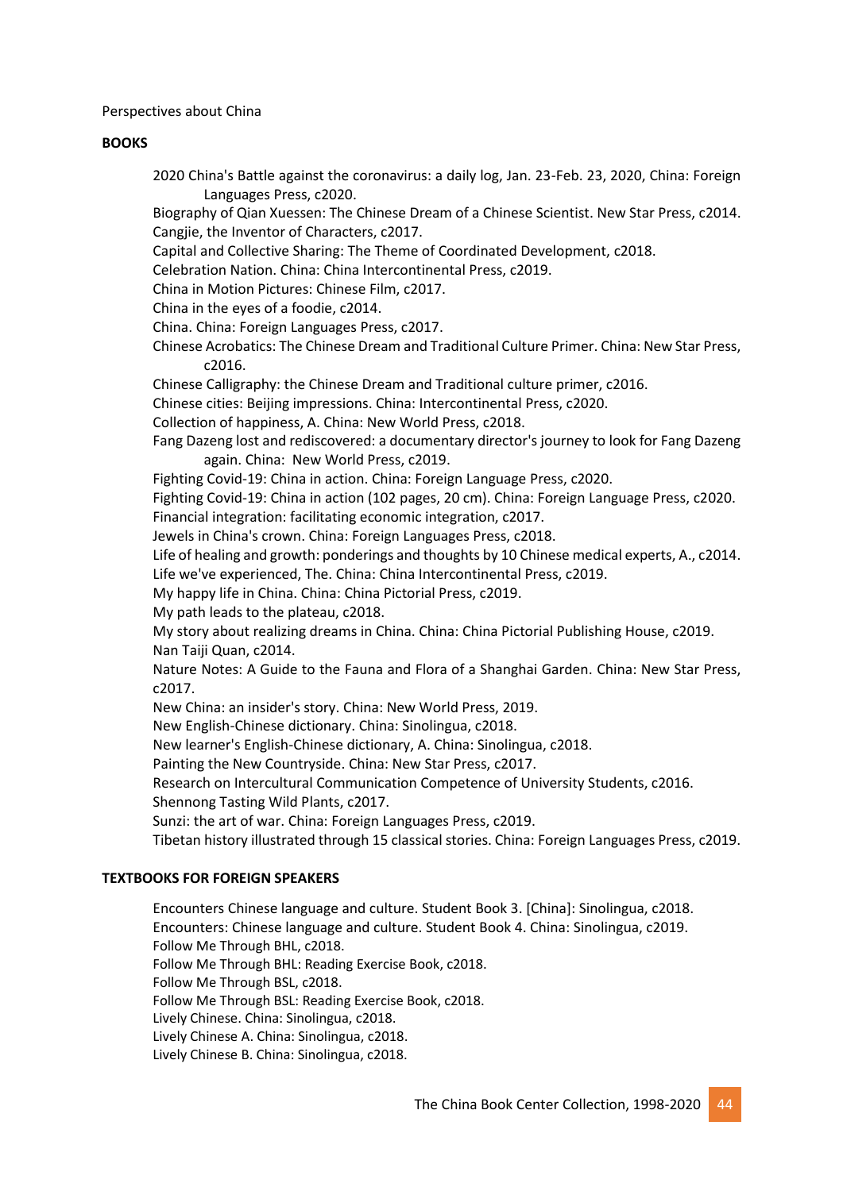Perspectives about China

**BOOKS**

2020 China's Battle against the coronavirus: a daily log, Jan. 23-Feb. 23, 2020, China: Foreign Languages Press, c2020.
Biography of Qian Xuessen: The Chinese Dream of a Chinese Scientist. New Star Press, c2014.
Cangjie, the Inventor of Characters, c2017.
Capital and Collective Sharing: The Theme of Coordinated Development, c2018.
Celebration Nation. China: China Intercontinental Press, c2019.
China in Motion Pictures: Chinese Film, c2017.
China in the eyes of a foodie, c2014.
China. China: Foreign Languages Press, c2017.
Chinese Acrobatics: The Chinese Dream and Traditional Culture Primer. China: New Star Press, c2016.
Chinese Calligraphy: the Chinese Dream and Traditional culture primer, c2016.
Chinese cities: Beijing impressions. China: Intercontinental Press, c2020.
Collection of happiness, A. China: New World Press, c2018.
Fang Dazeng lost and rediscovered: a documentary director's journey to look for Fang Dazeng again. China: New World Press, c2019.
Fighting Covid-19: China in action. China: Foreign Language Press, c2020.
Fighting Covid-19: China in action (102 pages, 20 cm). China: Foreign Language Press, c2020.
Financial integration: facilitating economic integration, c2017.
Jewels in China's crown. China: Foreign Languages Press, c2018.
Life of healing and growth: ponderings and thoughts by 10 Chinese medical experts, A., c2014.
Life we've experienced, The. China: China Intercontinental Press, c2019.
My happy life in China. China: China Pictorial Press, c2019.
My path leads to the plateau, c2018.
My story about realizing dreams in China. China: China Pictorial Publishing House, c2019.
Nan Taiji Quan, c2014.
Nature Notes: A Guide to the Fauna and Flora of a Shanghai Garden. China: New Star Press, c2017.
New China: an insider's story. China: New World Press, 2019.
New English-Chinese dictionary. China: Sinolingua, c2018.
New learner's English-Chinese dictionary, A. China: Sinolingua, c2018.
Painting the New Countryside. China: New Star Press, c2017.
Research on Intercultural Communication Competence of University Students, c2016.
Shennong Tasting Wild Plants, c2017.
Sunzi: the art of war. China: Foreign Languages Press, c2019.
Tibetan history illustrated through 15 classical stories. China: Foreign Languages Press, c2019.

**TEXTBOOKS FOR FOREIGN SPEAKERS**

Encounters Chinese language and culture. Student Book 3. [China]: Sinolingua, c2018.
Encounters: Chinese language and culture. Student Book 4. China: Sinolingua, c2019.
Follow Me Through BHL, c2018.
Follow Me Through BHL: Reading Exercise Book, c2018.
Follow Me Through BSL, c2018.
Follow Me Through BSL: Reading Exercise Book, c2018.
Lively Chinese. China: Sinolingua, c2018.
Lively Chinese A. China: Sinolingua, c2018.
Lively Chinese B. China: Sinolingua, c2018.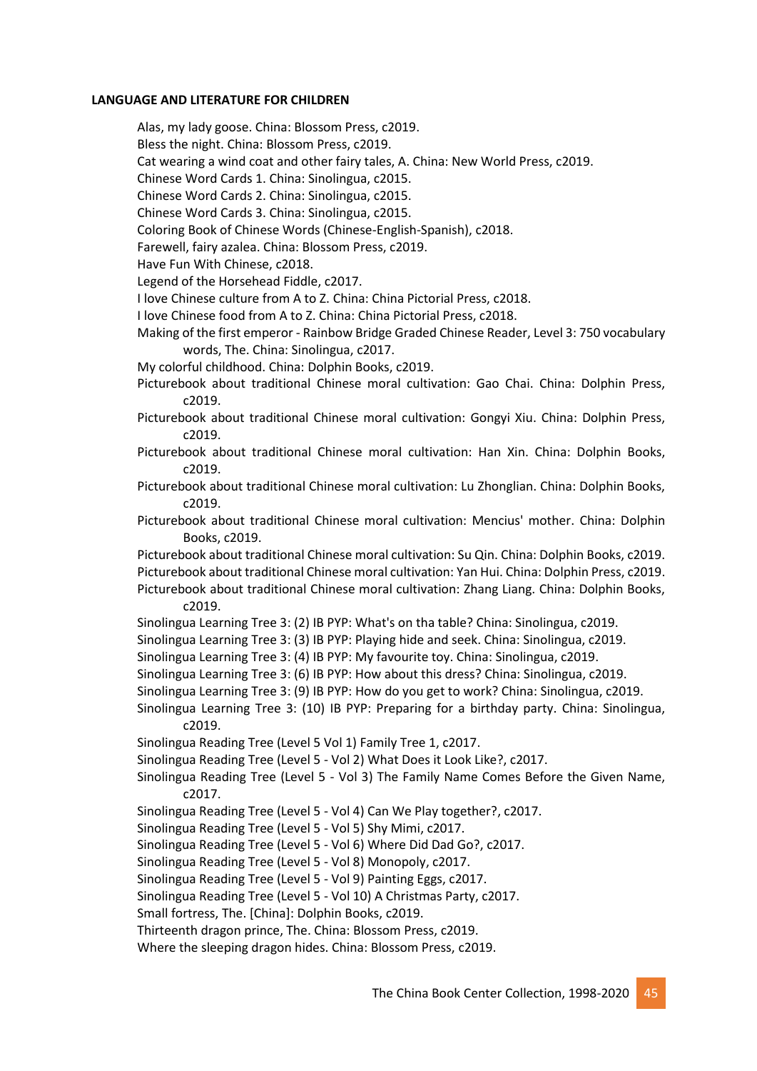**LANGUAGE AND LITERATURE FOR CHILDREN**

Alas, my lady goose. China: Blossom Press, c2019.

Bless the night. China: Blossom Press, c2019.

Cat wearing a wind coat and other fairy tales, A. China: New World Press, c2019.

Chinese Word Cards 1. China: Sinolingua, c2015.

Chinese Word Cards 2. China: Sinolingua, c2015.

Chinese Word Cards 3. China: Sinolingua, c2015.

Coloring Book of Chinese Words (Chinese-English-Spanish), c2018.

Farewell, fairy azalea. China: Blossom Press, c2019.

Have Fun With Chinese, c2018.

Legend of the Horsehead Fiddle, c2017.

I love Chinese culture from A to Z. China: China Pictorial Press, c2018.

I love Chinese food from A to Z. China: China Pictorial Press, c2018.

Making of the first emperor - Rainbow Bridge Graded Chinese Reader, Level 3: 750 vocabulary words, The. China: Sinolingua, c2017.

My colorful childhood. China: Dolphin Books, c2019.

Picturebook about traditional Chinese moral cultivation: Gao Chai. China: Dolphin Press, c2019.

Picturebook about traditional Chinese moral cultivation: Gongyi Xiu. China: Dolphin Press, c2019.

Picturebook about traditional Chinese moral cultivation: Han Xin. China: Dolphin Books, c2019.

Picturebook about traditional Chinese moral cultivation: Lu Zhonglian. China: Dolphin Books, c2019.

Picturebook about traditional Chinese moral cultivation: Mencius' mother. China: Dolphin Books, c2019.

Picturebook about traditional Chinese moral cultivation: Su Qin. China: Dolphin Books, c2019.

Picturebook about traditional Chinese moral cultivation: Yan Hui. China: Dolphin Press, c2019.

Picturebook about traditional Chinese moral cultivation: Zhang Liang. China: Dolphin Books, c2019.

Sinolingua Learning Tree 3: (2) IB PYP: What's on tha table? China: Sinolingua, c2019.

Sinolingua Learning Tree 3: (3) IB PYP: Playing hide and seek. China: Sinolingua, c2019.

Sinolingua Learning Tree 3: (4) IB PYP: My favourite toy. China: Sinolingua, c2019.

Sinolingua Learning Tree 3: (6) IB PYP: How about this dress? China: Sinolingua, c2019.

Sinolingua Learning Tree 3: (9) IB PYP: How do you get to work? China: Sinolingua, c2019.

Sinolingua Learning Tree 3: (10) IB PYP: Preparing for a birthday party. China: Sinolingua, c2019.

Sinolingua Reading Tree (Level 5 Vol 1) Family Tree 1, c2017.

Sinolingua Reading Tree (Level 5 - Vol 2) What Does it Look Like?, c2017.

Sinolingua Reading Tree (Level 5 - Vol 3) The Family Name Comes Before the Given Name, c2017.

Sinolingua Reading Tree (Level 5 - Vol 4) Can We Play together?, c2017.

Sinolingua Reading Tree (Level 5 - Vol 5) Shy Mimi, c2017.

Sinolingua Reading Tree (Level 5 - Vol 6) Where Did Dad Go?, c2017.

Sinolingua Reading Tree (Level 5 - Vol 8) Monopoly, c2017.

Sinolingua Reading Tree (Level 5 - Vol 9) Painting Eggs, c2017.

Sinolingua Reading Tree (Level 5 - Vol 10) A Christmas Party, c2017.

Small fortress, The. [China]: Dolphin Books, c2019.

Thirteenth dragon prince, The. China: Blossom Press, c2019.

Where the sleeping dragon hides. China: Blossom Press, c2019.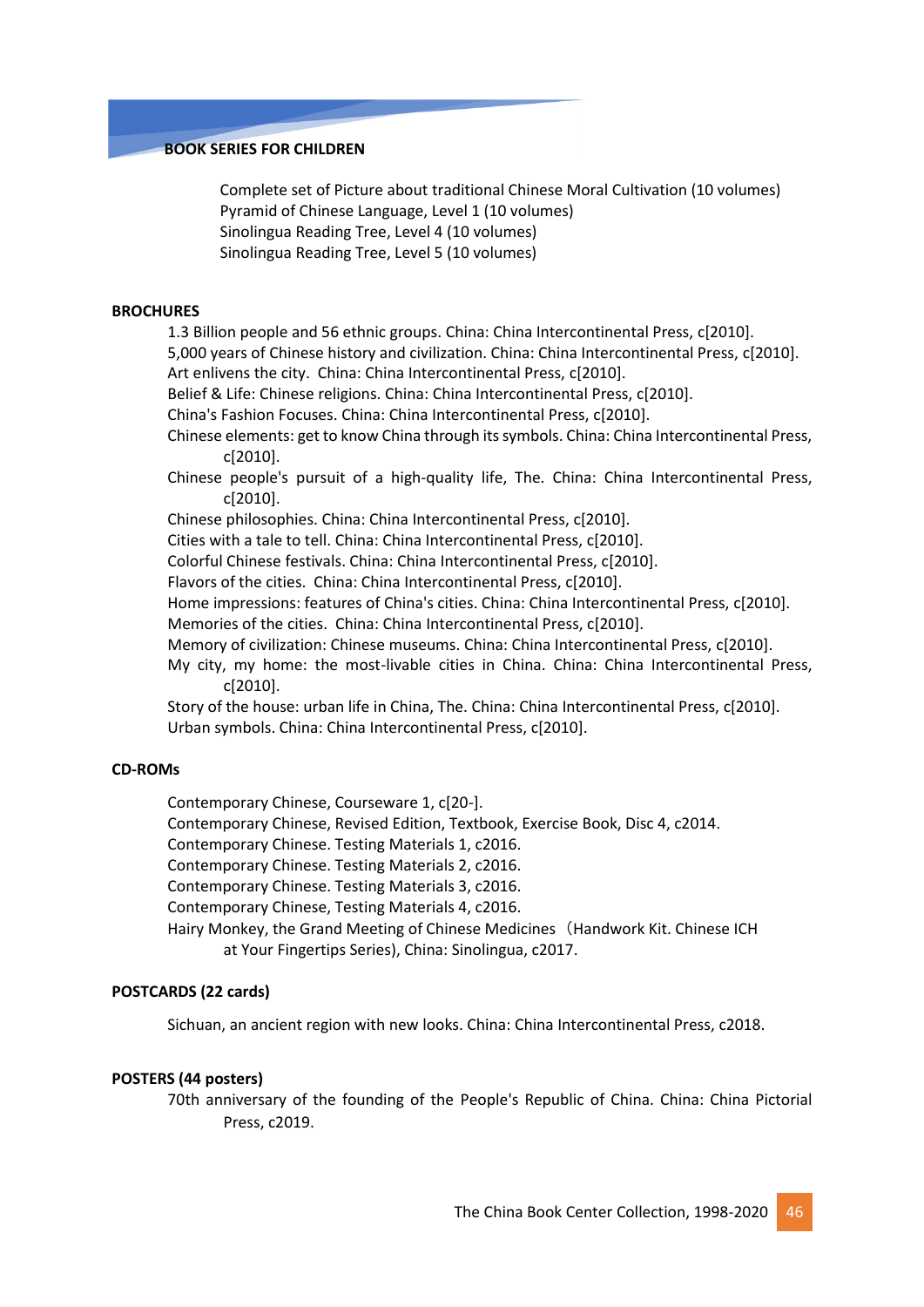## BOOK SERIES FOR CHILDREN

Complete set of Picture about traditional Chinese Moral Cultivation (10 volumes)
Pyramid of Chinese Language, Level 1 (10 volumes)
Sinolingua Reading Tree, Level 4 (10 volumes)
Sinolingua Reading Tree, Level 5 (10 volumes)

## BROCHURES

1.3 Billion people and 56 ethnic groups. China: China Intercontinental Press, c[2010].
5,000 years of Chinese history and civilization. China: China Intercontinental Press, c[2010].
Art enlivens the city. China: China Intercontinental Press, c[2010].
Belief & Life: Chinese religions. China: China Intercontinental Press, c[2010].
China's Fashion Focuses. China: China Intercontinental Press, c[2010].
Chinese elements: get to know China through its symbols. China: China Intercontinental Press, c[2010].
Chinese people's pursuit of a high-quality life, The. China: China Intercontinental Press, c[2010].
Chinese philosophies. China: China Intercontinental Press, c[2010].
Cities with a tale to tell. China: China Intercontinental Press, c[2010].
Colorful Chinese festivals. China: China Intercontinental Press, c[2010].
Flavors of the cities. China: China Intercontinental Press, c[2010].
Home impressions: features of China's cities. China: China Intercontinental Press, c[2010].
Memories of the cities. China: China Intercontinental Press, c[2010].
Memory of civilization: Chinese museums. China: China Intercontinental Press, c[2010].
My city, my home: the most-livable cities in China. China: China Intercontinental Press, c[2010].
Story of the house: urban life in China, The. China: China Intercontinental Press, c[2010].
Urban symbols. China: China Intercontinental Press, c[2010].

## CD-ROMs

Contemporary Chinese, Courseware 1, c[20-].
Contemporary Chinese, Revised Edition, Textbook, Exercise Book, Disc 4, c2014.
Contemporary Chinese. Testing Materials 1, c2016.
Contemporary Chinese. Testing Materials 2, c2016.
Contemporary Chinese. Testing Materials 3, c2016.
Contemporary Chinese, Testing Materials 4, c2016.
Hairy Monkey, the Grand Meeting of Chinese Medicines（Handwork Kit. Chinese ICH at Your Fingertips Series), China: Sinolingua, c2017.

## POSTCARDS (22 cards)

Sichuan, an ancient region with new looks. China: China Intercontinental Press, c2018.

## POSTERS (44 posters)

70th anniversary of the founding of the People's Republic of China. China: China Pictorial Press, c2019.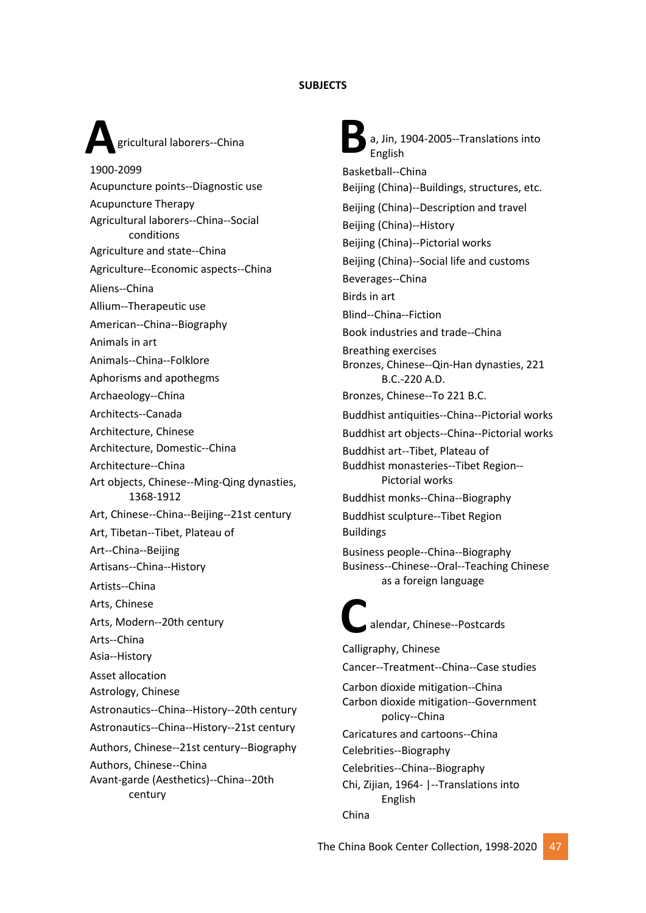## SUBJECTS

**A**gricultural laborers--China

1900-2099

Acupuncture points--Diagnostic use

Acupuncture Therapy

Agricultural laborers--China--Social conditions

Agriculture and state--China

Agriculture--Economic aspects--China

Aliens--China

Allium--Therapeutic use

American--China--Biography

Animals in art

Animals--China--Folklore

Aphorisms and apothegms

Archaeology--China

Architects--Canada

Architecture, Chinese

Architecture, Domestic--China

Architecture--China

Art objects, Chinese--Ming-Qing dynasties, 1368-1912

Art, Chinese--China--Beijing--21st century

Art, Tibetan--Tibet, Plateau of

Art--China--Beijing

Artisans--China--History

Artists--China

Arts, Chinese

Arts, Modern--20th century

Arts--China

Asia--History

Asset allocation

Astrology, Chinese

Astronautics--China--History--20th century

Astronautics--China--History--21st century

Authors, Chinese--21st century--Biography

Authors, Chinese--China

Avant-garde (Aesthetics)--China--20th century

**B**a, Jin, 1904-2005--Translations into English

Basketball--China

Beijing (China)--Buildings, structures, etc.

Beijing (China)--Description and travel

Beijing (China)--History

Beijing (China)--Pictorial works

Beijing (China)--Social life and customs

Beverages--China

Birds in art

Blind--China--Fiction

Book industries and trade--China

Breathing exercises

Bronzes, Chinese--Qin-Han dynasties, 221 B.C.-220 A.D.

Bronzes, Chinese--To 221 B.C.

Buddhist antiquities--China--Pictorial works

Buddhist art objects--China--Pictorial works

Buddhist art--Tibet, Plateau of

Buddhist monasteries--Tibet Region--Pictorial works

Buddhist monks--China--Biography

Buddhist sculpture--Tibet Region

Buildings

Business people--China--Biography

Business--Chinese--Oral--Teaching Chinese as a foreign language

**C**alendar, Chinese--Postcards

Calligraphy, Chinese

Cancer--Treatment--China--Case studies

Carbon dioxide mitigation--China

Carbon dioxide mitigation--Government policy--China

Caricatures and cartoons--China

Celebrities--Biography

Celebrities--China--Biography

Chi, Zijian, 1964- |--Translations into English

China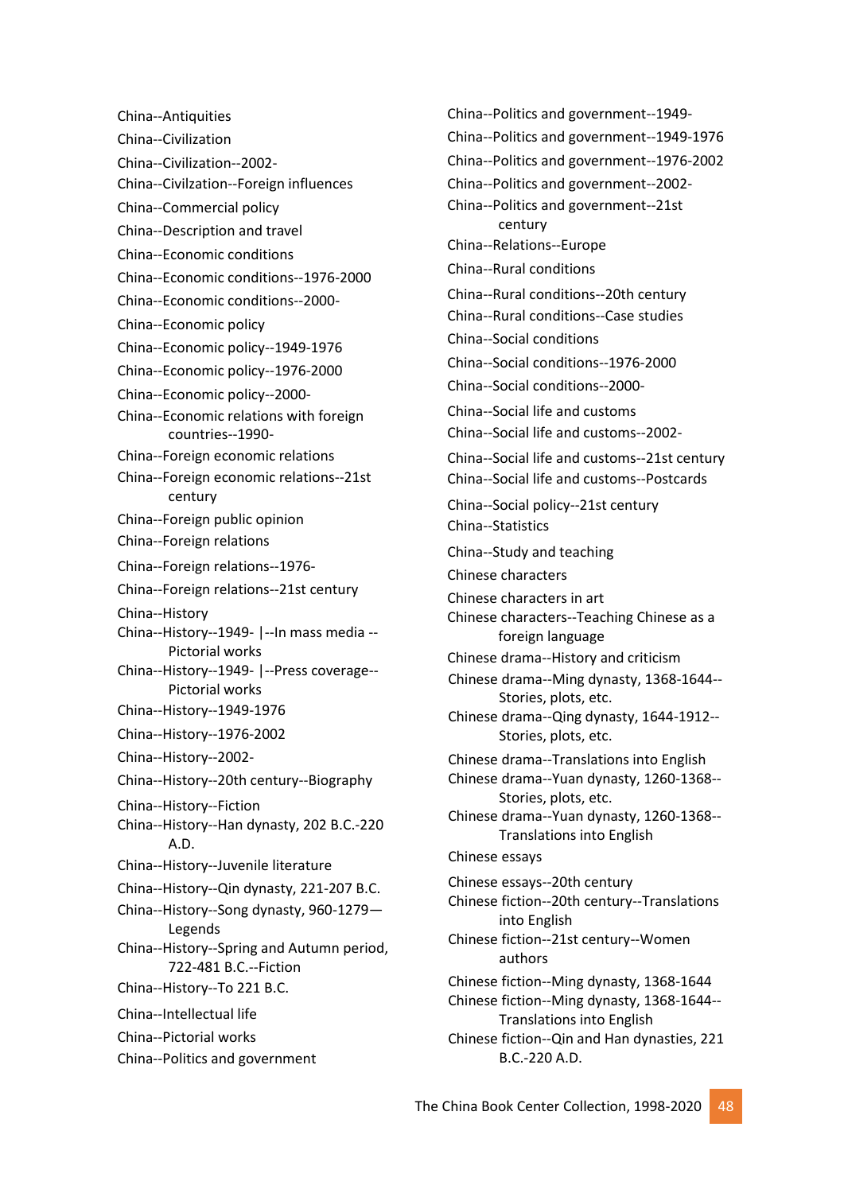China--Antiquities

China--Civilization

China--Civilization--2002-

China--Civilzation--Foreign influences

China--Commercial policy

China--Description and travel

China--Economic conditions

China--Economic conditions--1976-2000

China--Economic conditions--2000-

China--Economic policy

China--Economic policy--1949-1976

China--Economic policy--1976-2000

China--Economic policy--2000-

China--Economic relations with foreign countries--1990-

China--Foreign economic relations

China--Foreign economic relations--21st century

China--Foreign public opinion

China--Foreign relations

China--Foreign relations--1976-

China--Foreign relations--21st century

China--History

China--History--1949- |--In mass media --Pictorial works

China--History--1949- |--Press coverage--Pictorial works

China--History--1949-1976

China--History--1976-2002

China--History--2002-

China--History--20th century--Biography

China--History--Fiction

China--History--Han dynasty, 202 B.C.-220 A.D.

China--History--Juvenile literature

China--History--Qin dynasty, 221-207 B.C.

China--History--Song dynasty, 960-1279—Legends

China--History--Spring and Autumn period, 722-481 B.C.--Fiction

China--History--To 221 B.C.

China--Intellectual life

China--Pictorial works

China--Politics and government

China--Politics and government--1949-

China--Politics and government--1949-1976

China--Politics and government--1976-2002

China--Politics and government--2002-

China--Politics and government--21st century

China--Relations--Europe

China--Rural conditions

China--Rural conditions--20th century

China--Rural conditions--Case studies

China--Social conditions

China--Social conditions--1976-2000

China--Social conditions--2000-

China--Social life and customs

China--Social life and customs--2002-

China--Social life and customs--21st century

China--Social life and customs--Postcards

China--Social policy--21st century

China--Statistics

China--Study and teaching

Chinese characters

Chinese characters in art

Chinese characters--Teaching Chinese as a foreign language

Chinese drama--History and criticism

Chinese drama--Ming dynasty, 1368-1644--Stories, plots, etc.

Chinese drama--Qing dynasty, 1644-1912--Stories, plots, etc.

Chinese drama--Translations into English

Chinese drama--Yuan dynasty, 1260-1368--Stories, plots, etc.

Chinese drama--Yuan dynasty, 1260-1368--Translations into English

Chinese essays

Chinese essays--20th century

Chinese fiction--20th century--Translations into English

Chinese fiction--21st century--Women authors

Chinese fiction--Ming dynasty, 1368-1644

Chinese fiction--Ming dynasty, 1368-1644--Translations into English

Chinese fiction--Qin and Han dynasties, 221 B.C.-220 A.D.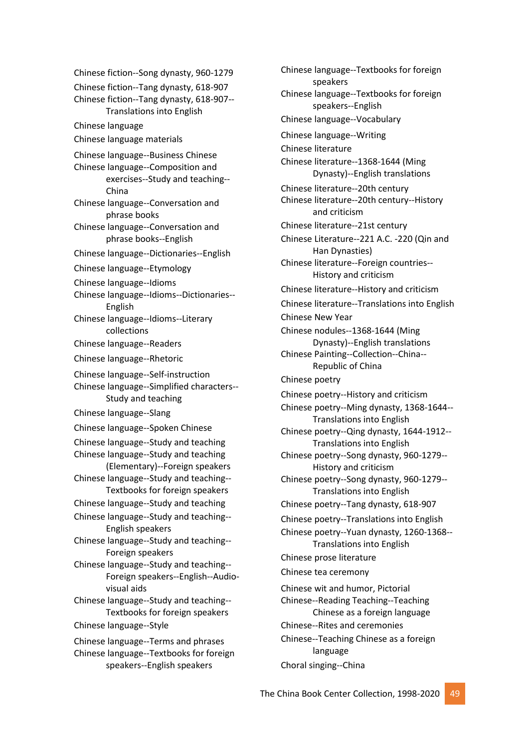Chinese fiction--Song dynasty, 960-1279

Chinese fiction--Tang dynasty, 618-907

Chinese fiction--Tang dynasty, 618-907--Translations into English

Chinese language

Chinese language materials

Chinese language--Business Chinese

Chinese language--Composition and exercises--Study and teaching--China

Chinese language--Conversation and phrase books

Chinese language--Conversation and phrase books--English

Chinese language--Dictionaries--English

Chinese language--Etymology

Chinese language--Idioms

Chinese language--Idioms--Dictionaries--English

Chinese language--Idioms--Literary collections

Chinese language--Readers

Chinese language--Rhetoric

Chinese language--Self-instruction

Chinese language--Simplified characters--Study and teaching

Chinese language--Slang

Chinese language--Spoken Chinese

Chinese language--Study and teaching

Chinese language--Study and teaching (Elementary)--Foreign speakers

Chinese language--Study and teaching--Textbooks for foreign speakers

Chinese language--Study and teaching

Chinese language--Study and teaching--English speakers

Chinese language--Study and teaching--Foreign speakers

Chinese language--Study and teaching--Foreign speakers--English--Audio-visual aids

Chinese language--Study and teaching--Textbooks for foreign speakers

Chinese language--Style

Chinese language--Terms and phrases

Chinese language--Textbooks for foreign speakers--English speakers

Chinese language--Textbooks for foreign speakers

Chinese language--Textbooks for foreign speakers--English

Chinese language--Vocabulary

Chinese language--Writing

Chinese literature

Chinese literature--1368-1644 (Ming Dynasty)--English translations

Chinese literature--20th century

Chinese literature--20th century--History and criticism

Chinese literature--21st century

Chinese Literature--221 A.C. -220 (Qin and Han Dynasties)

Chinese literature--Foreign countries--History and criticism

Chinese literature--History and criticism

Chinese literature--Translations into English

Chinese New Year

Chinese nodules--1368-1644 (Ming Dynasty)--English translations

Chinese Painting--Collection--China--Republic of China

Chinese poetry

Chinese poetry--History and criticism

Chinese poetry--Ming dynasty, 1368-1644--Translations into English

Chinese poetry--Qing dynasty, 1644-1912--Translations into English

Chinese poetry--Song dynasty, 960-1279--History and criticism

Chinese poetry--Song dynasty, 960-1279--Translations into English

Chinese poetry--Tang dynasty, 618-907

Chinese poetry--Translations into English

Chinese poetry--Yuan dynasty, 1260-1368--Translations into English

Chinese prose literature

Chinese tea ceremony

Chinese wit and humor, Pictorial

Chinese--Reading Teaching--Teaching Chinese as a foreign language

Chinese--Rites and ceremonies

Chinese--Teaching Chinese as a foreign language

Choral singing--China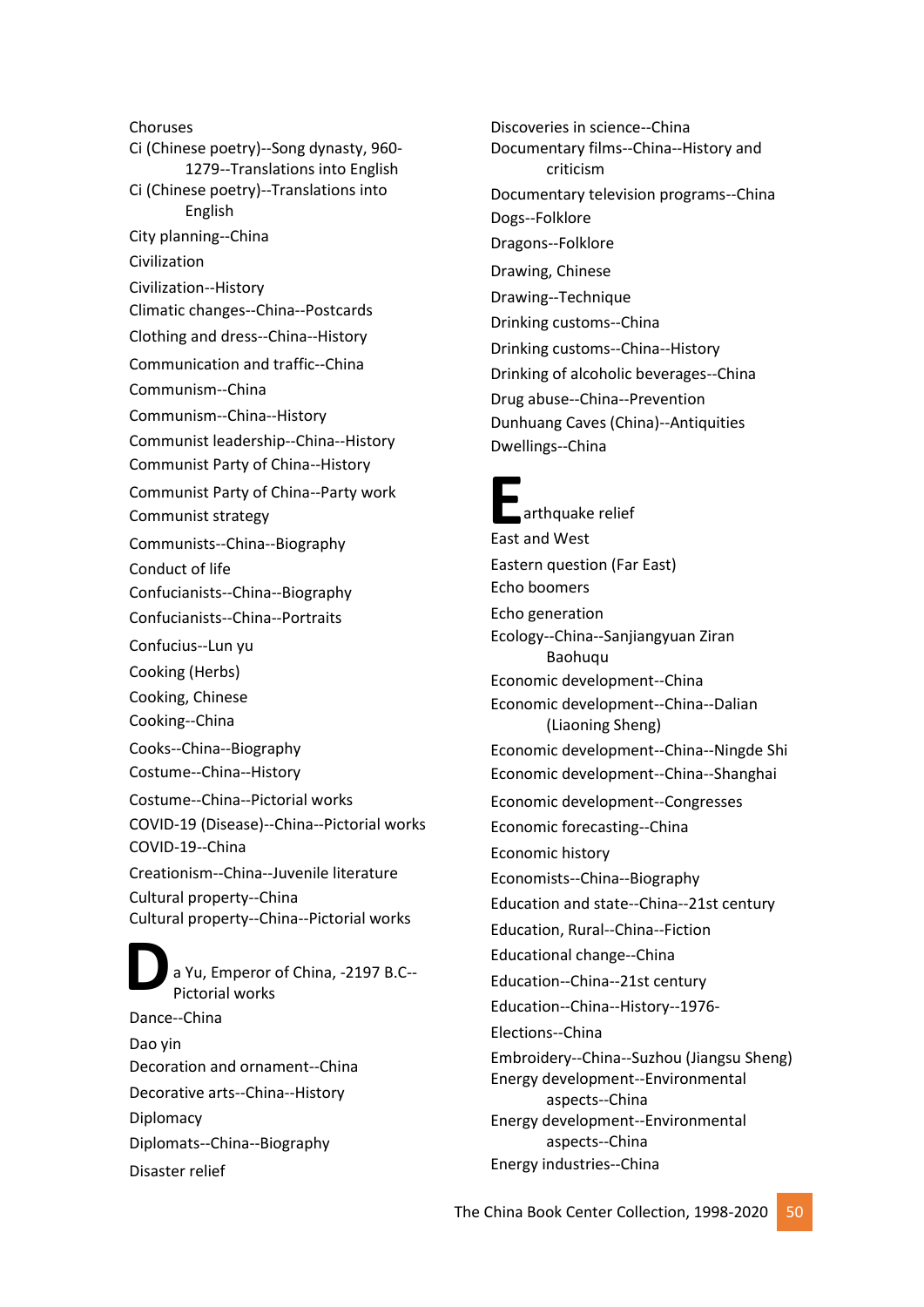Choruses

Ci (Chinese poetry)--Song dynasty, 960-1279--Translations into English

Ci (Chinese poetry)--Translations into English

City planning--China

Civilization

Civilization--History

Climatic changes--China--Postcards

Clothing and dress--China--History

Communication and traffic--China

Communism--China

Communism--China--History

Communist leadership--China--History

Communist Party of China--History

Communist Party of China--Party work

Communist strategy

Communists--China--Biography

Conduct of life

Confucianists--China--Biography

Confucianists--China--Portraits

Confucius--Lun yu

Cooking (Herbs)

Cooking, Chinese

Cooking--China

Cooks--China--Biography

Costume--China--History

Costume--China--Pictorial works

COVID-19 (Disease)--China--Pictorial works

COVID-19--China

Creationism--China--Juvenile literature

Cultural property--China

Cultural property--China--Pictorial works

Da Yu, Emperor of China, -2197 B.C.--Pictorial works

Dance--China

Dao yin

Decoration and ornament--China

Decorative arts--China--History

Diplomacy

Diplomats--China--Biography

Disaster relief

Discoveries in science--China

Documentary films--China--History and criticism

Documentary television programs--China

Dogs--Folklore

Dragons--Folklore

Drawing, Chinese

Drawing--Technique

Drinking customs--China

Drinking customs--China--History

Drinking of alcoholic beverages--China

Drug abuse--China--Prevention

Dunhuang Caves (China)--Antiquities

Dwellings--China

Earthquake relief

East and West

Eastern question (Far East)

Echo boomers

Echo generation

Ecology--China--Sanjiangyuan Ziran Baohuqu

Economic development--China

Economic development--China--Dalian (Liaoning Sheng)

Economic development--China--Ningde Shi

Economic development--China--Shanghai

Economic development--Congresses

Economic forecasting--China

Economic history

Economists--China--Biography

Education and state--China--21st century

Education, Rural--China--Fiction

Educational change--China

Education--China--21st century

Education--China--History--1976-

Elections--China

Embroidery--China--Suzhou (Jiangsu Sheng)

Energy development--Environmental aspects--China

Energy development--Environmental aspects--China

Energy industries--China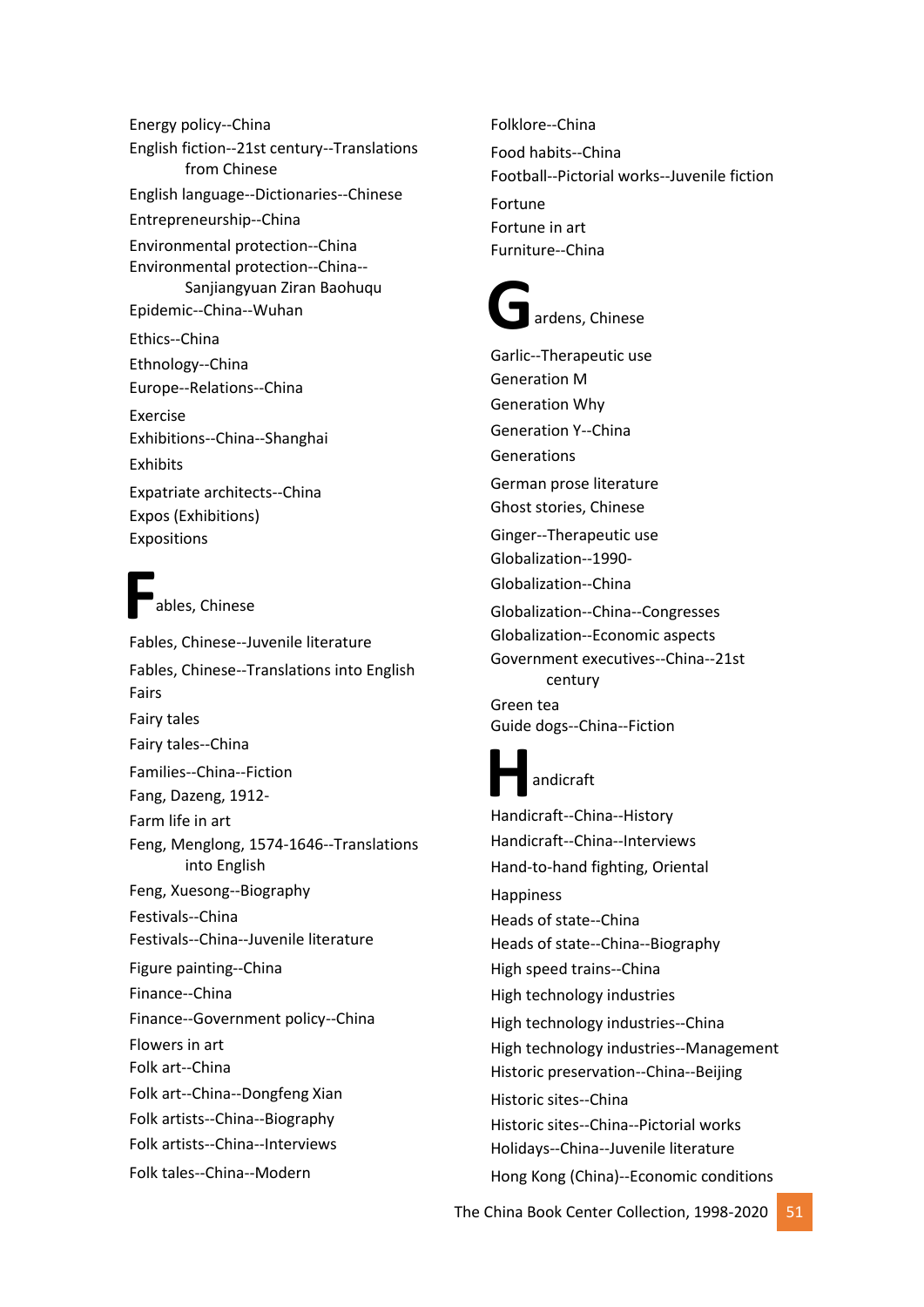Energy policy--China
English fiction--21st century--Translations from Chinese
English language--Dictionaries--Chinese
Entrepreneurship--China
Environmental protection--China
Environmental protection--China--Sanjiangyuan Ziran Baohuqu
Epidemic--China--Wuhan
Ethics--China
Ethnology--China
Europe--Relations--China
Exercise
Exhibitions--China--Shanghai
Exhibits
Expatriate architects--China
Expos (Exhibitions)
Expositions

## F

Fables, Chinese
Fables, Chinese--Juvenile literature
Fables, Chinese--Translations into English
Fairs
Fairy tales
Fairy tales--China
Families--China--Fiction
Fang, Dazeng, 1912-
Farm life in art
Feng, Menglong, 1574-1646--Translations into English
Feng, Xuesong--Biography
Festivals--China
Festivals--China--Juvenile literature
Figure painting--China
Finance--China
Finance--Government policy--China
Flowers in art
Folk art--China
Folk art--China--Dongfeng Xian
Folk artists--China--Biography
Folk artists--China--Interviews
Folk tales--China--Modern
Folklore--China
Food habits--China
Football--Pictorial works--Juvenile fiction
Fortune
Fortune in art
Furniture--China

## G

Gardens, Chinese
Garlic--Therapeutic use
Generation M
Generation Why
Generation Y--China
Generations
German prose literature
Ghost stories, Chinese
Ginger--Therapeutic use
Globalization--1990-
Globalization--China
Globalization--China--Congresses
Globalization--Economic aspects
Government executives--China--21st century
Green tea
Guide dogs--China--Fiction

## H

Handicraft
Handicraft--China--History
Handicraft--China--Interviews
Hand-to-hand fighting, Oriental
Happiness
Heads of state--China
Heads of state--China--Biography
High speed trains--China
High technology industries
High technology industries--China
High technology industries--Management
Historic preservation--China--Beijing
Historic sites--China
Historic sites--China--Pictorial works
Holidays--China--Juvenile literature
Hong Kong (China)--Economic conditions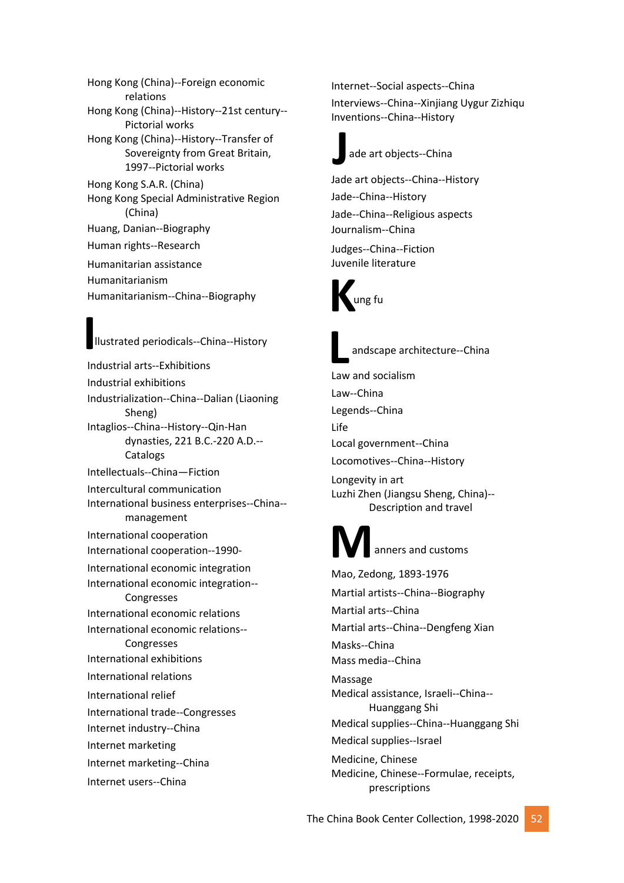Hong Kong (China)--Foreign economic relations
Hong Kong (China)--History--21st century--Pictorial works
Hong Kong (China)--History--Transfer of Sovereignty from Great Britain, 1997--Pictorial works
Hong Kong S.A.R. (China)
Hong Kong Special Administrative Region (China)
Huang, Danian--Biography
Human rights--Research
Humanitarian assistance
Humanitarianism
Humanitarianism--China--Biography

Illustrated periodicals--China--History
Industrial arts--Exhibitions
Industrial exhibitions
Industrialization--China--Dalian (Liaoning Sheng)
Intaglios--China--History--Qin-Han dynasties, 221 B.C.-220 A.D.--Catalogs
Intellectuals--China—Fiction
Intercultural communication
International business enterprises--China--management
International cooperation
International cooperation--1990-
International economic integration
International economic integration--Congresses
International economic relations
International economic relations--Congresses
International exhibitions
International relations
International relief
International trade--Congresses
Internet industry--China
Internet marketing
Internet marketing--China
Internet users--China
Internet--Social aspects--China
Interviews--China--Xinjiang Uygur Zizhiqu
Inventions--China--History

Jade art objects--China
Jade art objects--China--History
Jade--China--History
Jade--China--Religious aspects
Journalism--China
Judges--China--Fiction
Juvenile literature

Kung fu

Landscape architecture--China
Law and socialism
Law--China
Legends--China
Life
Local government--China
Locomotives--China--History
Longevity in art
Luzhi Zhen (Jiangsu Sheng, China)--Description and travel

Manners and customs
Mao, Zedong, 1893-1976
Martial artists--China--Biography
Martial arts--China
Martial arts--China--Dengfeng Xian
Masks--China
Mass media--China
Massage
Medical assistance, Israeli--China--Huanggang Shi
Medical supplies--China--Huanggang Shi
Medical supplies--Israel
Medicine, Chinese
Medicine, Chinese--Formulae, receipts, prescriptions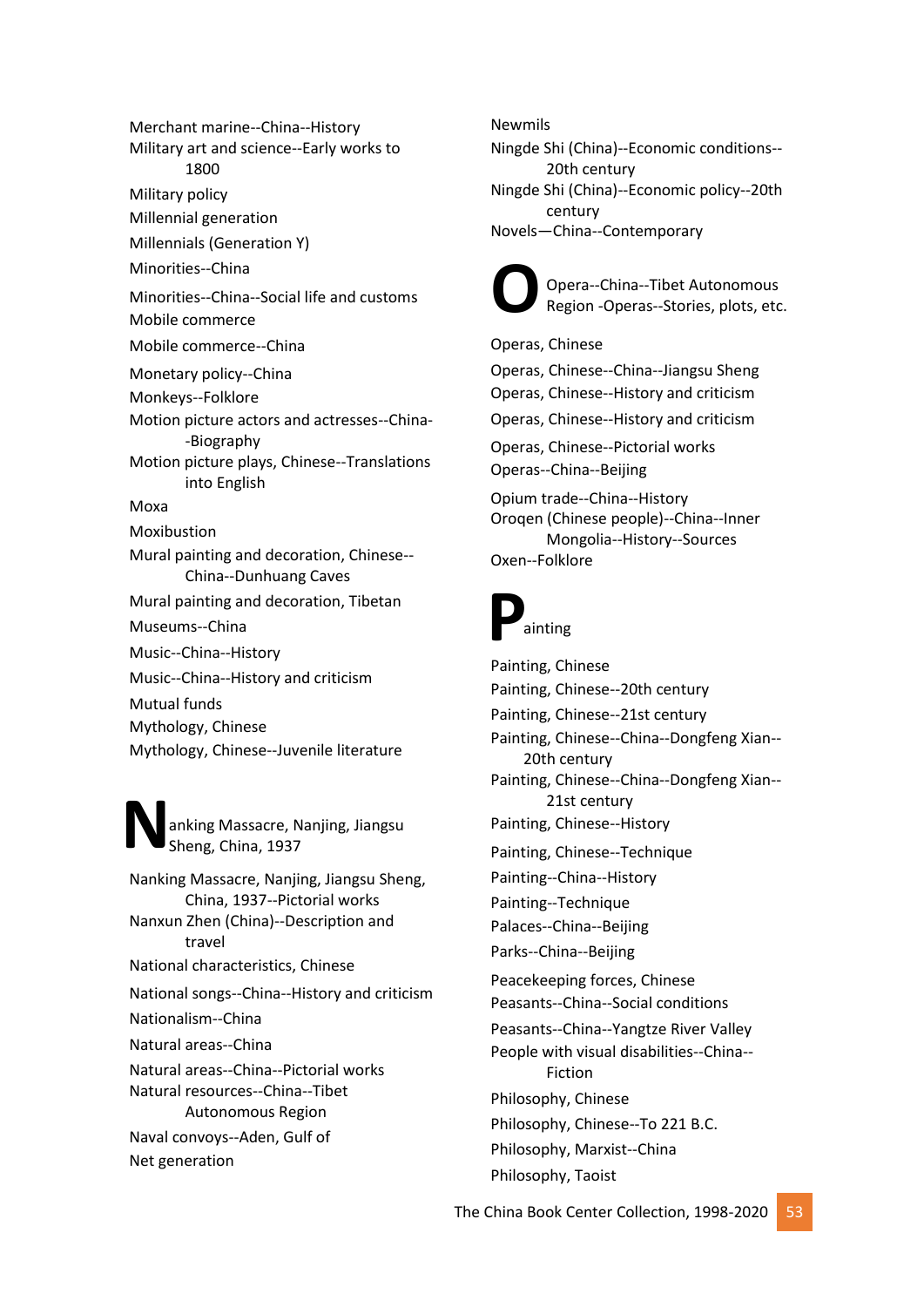Merchant marine--China--History

Military art and science--Early works to 1800

Military policy

Millennial generation

Millennials (Generation Y)

Minorities--China

Minorities--China--Social life and customs

Mobile commerce

Mobile commerce--China

Monetary policy--China

Monkeys--Folklore

Motion picture actors and actresses--China--Biography

Motion picture plays, Chinese--Translations into English

Moxa

Moxibustion

Mural painting and decoration, Chinese--China--Dunhuang Caves

Mural painting and decoration, Tibetan

Museums--China

Music--China--History

Music--China--History and criticism

Mutual funds

Mythology, Chinese

Mythology, Chinese--Juvenile literature

## N

Nanking Massacre, Nanjing, Jiangsu Sheng, China, 1937

Nanking Massacre, Nanjing, Jiangsu Sheng, China, 1937--Pictorial works

Nanxun Zhen (China)--Description and travel

National characteristics, Chinese

National songs--China--History and criticism

Nationalism--China

Natural areas--China

Natural areas--China--Pictorial works

Natural resources--China--Tibet Autonomous Region

Naval convoys--Aden, Gulf of

Net generation

Newmils

Ningde Shi (China)--Economic conditions--20th century

Ningde Shi (China)--Economic policy--20th century

Novels—China--Contemporary

## O

Opera--China--Tibet Autonomous Region -Operas--Stories, plots, etc.

Operas, Chinese

Operas, Chinese--China--Jiangsu Sheng

Operas, Chinese--History and criticism

Operas, Chinese--History and criticism

Operas, Chinese--Pictorial works

Operas--China--Beijing

Opium trade--China--History

Oroqen (Chinese people)--China--Inner Mongolia--History--Sources

Oxen--Folklore

## P

Painting

Painting, Chinese

Painting, Chinese--20th century

Painting, Chinese--21st century

Painting, Chinese--China--Dongfeng Xian--20th century

Painting, Chinese--China--Dongfeng Xian--21st century

Painting, Chinese--History

Painting, Chinese--Technique

Painting--China--History

Painting--Technique

Palaces--China--Beijing

Parks--China--Beijing

Peacekeeping forces, Chinese

Peasants--China--Social conditions

Peasants--China--Yangtze River Valley

People with visual disabilities--China--Fiction

Philosophy, Chinese

Philosophy, Chinese--To 221 B.C.

Philosophy, Marxist--China

Philosophy, Taoist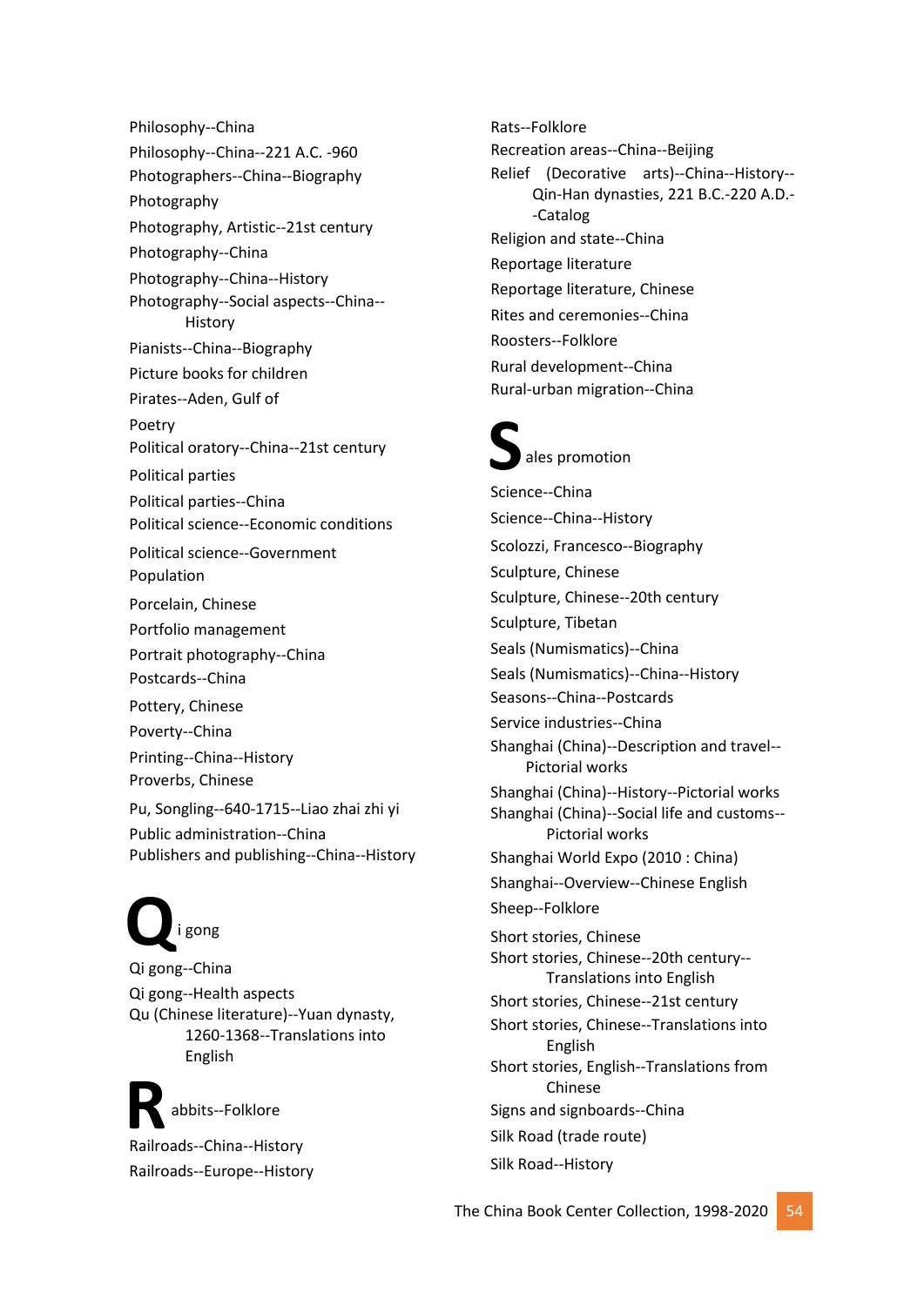Philosophy--China

Philosophy--China--221 A.C. -960

Photographers--China--Biography

Photography

Photography, Artistic--21st century

Photography--China

Photography--China--History

Photography--Social aspects--China--History

Pianists--China--Biography

Picture books for children

Pirates--Aden, Gulf of

Poetry

Political oratory--China--21st century

Political parties

Political parties--China

Political science--Economic conditions

Political science--Government

Population

Porcelain, Chinese

Portfolio management

Portrait photography--China

Postcards--China

Pottery, Chinese

Poverty--China

Printing--China--History

Proverbs, Chinese

Pu, Songling--640-1715--Liao zhai zhi yi

Public administration--China

Publishers and publishing--China--History

## Q

Qi gong

Qi gong--China

Qi gong--Health aspects

Qu (Chinese literature)--Yuan dynasty, 1260-1368--Translations into English

## R

Rabbits--Folklore

Railroads--China--History

Railroads--Europe--History

Rats--Folklore

Recreation areas--China--Beijing

Relief (Decorative arts)--China--History--Qin-Han dynasties, 221 B.C.-220 A.D.--Catalog

Religion and state--China

Reportage literature

Reportage literature, Chinese

Rites and ceremonies--China

Roosters--Folklore

Rural development--China

Rural-urban migration--China

## S

Sales promotion

Science--China

Science--China--History

Scolozzi, Francesco--Biography

Sculpture, Chinese

Sculpture, Chinese--20th century

Sculpture, Tibetan

Seals (Numismatics)--China

Seals (Numismatics)--China--History

Seasons--China--Postcards

Service industries--China

Shanghai (China)--Description and travel--Pictorial works

Shanghai (China)--History--Pictorial works

Shanghai (China)--Social life and customs--Pictorial works

Shanghai World Expo (2010 : China)

Shanghai--Overview--Chinese English

Sheep--Folklore

Short stories, Chinese

Short stories, Chinese--20th century--Translations into English

Short stories, Chinese--21st century

Short stories, Chinese--Translations into English

Short stories, English--Translations from Chinese

Signs and signboards--China

Silk Road (trade route)

Silk Road--History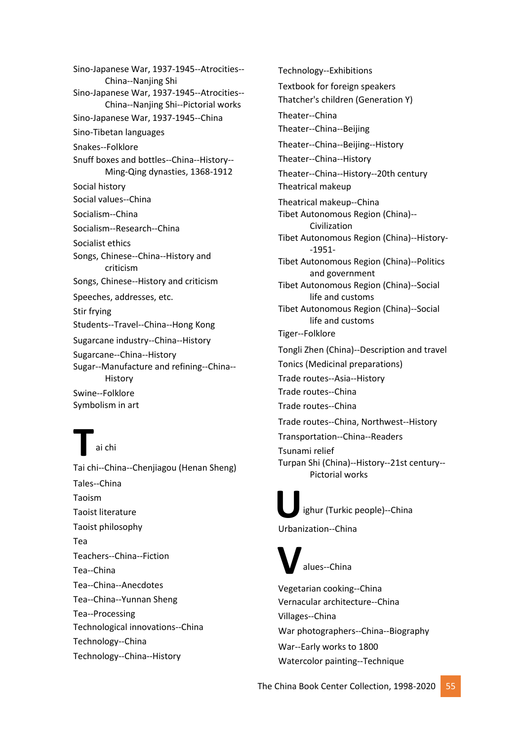Sino-Japanese War, 1937-1945--Atrocities--China--Nanjing Shi

Sino-Japanese War, 1937-1945--Atrocities--China--Nanjing Shi--Pictorial works

Sino-Japanese War, 1937-1945--China

Sino-Tibetan languages

Snakes--Folklore

Snuff boxes and bottles--China--History--Ming-Qing dynasties, 1368-1912

Social history

Social values--China

Socialism--China

Socialism--Research--China

Socialist ethics

Songs, Chinese--China--History and criticism

Songs, Chinese--History and criticism

Speeches, addresses, etc.

Stir frying

Students--Travel--China--Hong Kong

Sugarcane industry--China--History

Sugarcane--China--History

Sugar--Manufacture and refining--China--History

Swine--Folklore

Symbolism in art

## T

Tai chi

Tai chi--China--Chenjiagou (Henan Sheng)

Tales--China

Taoism

Taoist literature

Taoist philosophy

Tea

Teachers--China--Fiction

Tea--China

Tea--China--Anecdotes

Tea--China--Yunnan Sheng

Tea--Processing

Technological innovations--China

Technology--China

Technology--China--History

Technology--Exhibitions

Textbook for foreign speakers

Thatcher's children (Generation Y)

Theater--China

Theater--China--Beijing

Theater--China--Beijing--History

Theater--China--History

Theater--China--History--20th century

Theatrical makeup

Theatrical makeup--China

Tibet Autonomous Region (China)--Civilization

Tibet Autonomous Region (China)--History--1951-

Tibet Autonomous Region (China)--Politics and government

Tibet Autonomous Region (China)--Social life and customs

Tibet Autonomous Region (China)--Social life and customs

Tiger--Folklore

Tongli Zhen (China)--Description and travel

Tonics (Medicinal preparations)

Trade routes--Asia--History

Trade routes--China

Trade routes--China

Trade routes--China, Northwest--History

Transportation--China--Readers

Tsunami relief

Turpan Shi (China)--History--21st century--Pictorial works

## U

Uighur (Turkic people)--China

Urbanization--China

## V

Values--China

Vegetarian cooking--China

Vernacular architecture--China

Villages--China

War photographers--China--Biography

War--Early works to 1800

Watercolor painting--Technique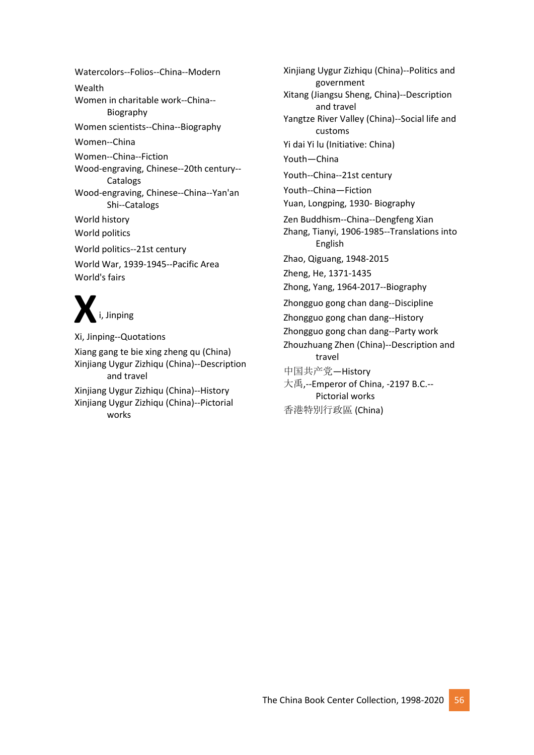Watercolors--Folios--China--Modern

Wealth

Women in charitable work--China--Biography

Women scientists--China--Biography

Women--China

Women--China--Fiction

Wood-engraving, Chinese--20th century--Catalogs

Wood-engraving, Chinese--China--Yan'an Shi--Catalogs

World history

World politics

World politics--21st century

World War, 1939-1945--Pacific Area

World's fairs

# X

Xi, Jinping

Xi, Jinping--Quotations

Xiang gang te bie xing zheng qu (China)

Xinjiang Uygur Zizhiqu (China)--Description and travel

Xinjiang Uygur Zizhiqu (China)--History

Xinjiang Uygur Zizhiqu (China)--Pictorial works

Xinjiang Uygur Zizhiqu (China)--Politics and government

Xitang (Jiangsu Sheng, China)--Description and travel

Yangtze River Valley (China)--Social life and customs

Yi dai Yi lu (Initiative: China)

Youth—China

Youth--China--21st century

Youth--China—Fiction

Yuan, Longping, 1930- Biography

Zen Buddhism--China--Dengfeng Xian

Zhang, Tianyi, 1906-1985--Translations into English

Zhao, Qiguang, 1948-2015

Zheng, He, 1371-1435

Zhong, Yang, 1964-2017--Biography

Zhongguo gong chan dang--Discipline

Zhongguo gong chan dang--History

Zhongguo gong chan dang--Party work

Zhouzhuang Zhen (China)--Description and travel

中国共产党—History

大禹,--Emperor of China, -2197 B.C.--Pictorial works

香港特别行政區 (China)